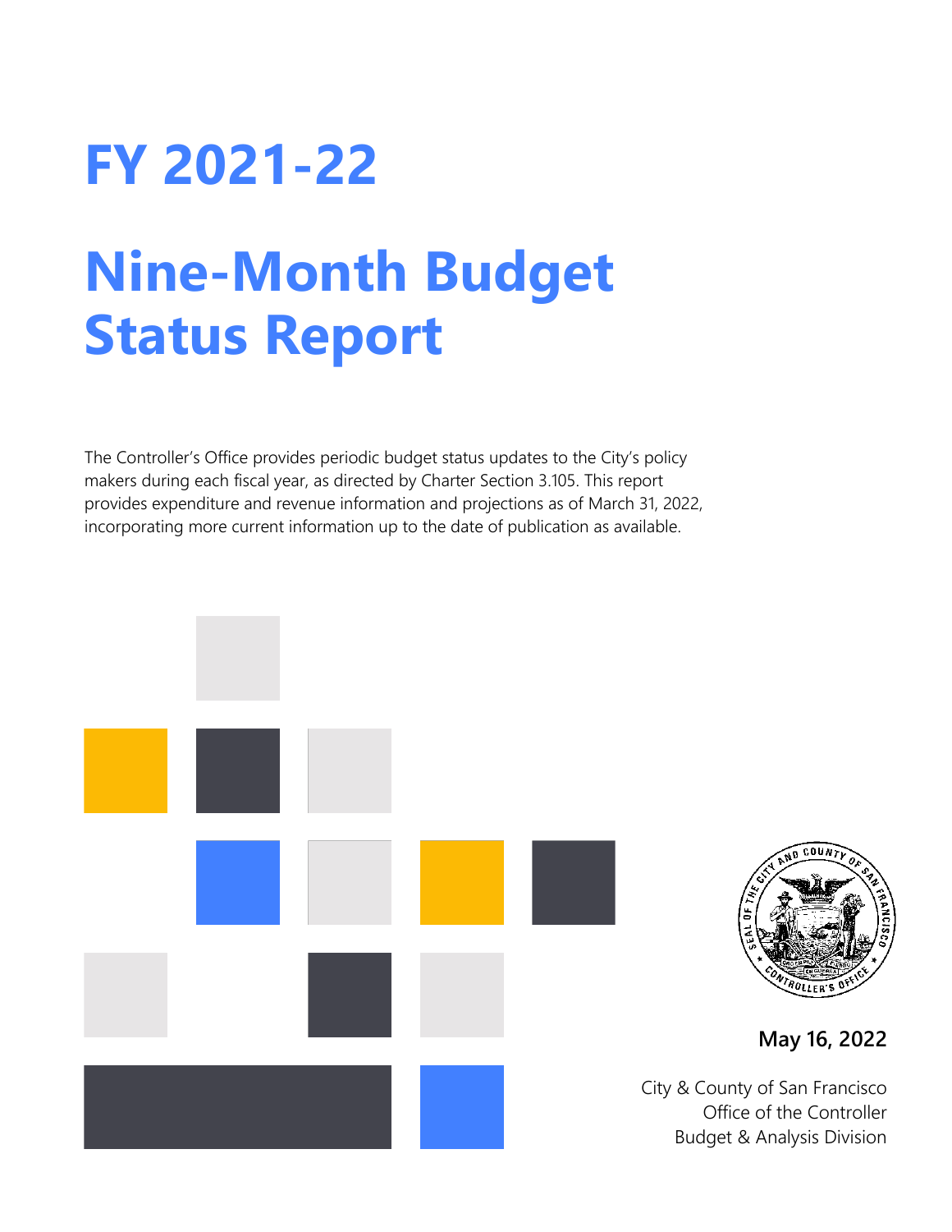# FY 2021-22

# Nine-Month Budget Status Report

The Controller's Office provides periodic budget status updates to the City's policy makers during each fiscal year, as directed by Charter Section 3.105. This report provides expenditure and revenue information and projections as of March 31, 2022, incorporating more current information up to the date of publication as available.

**May 16, 2022**

City & County of San Francisco
Office of the Controller
Budget & Analysis Division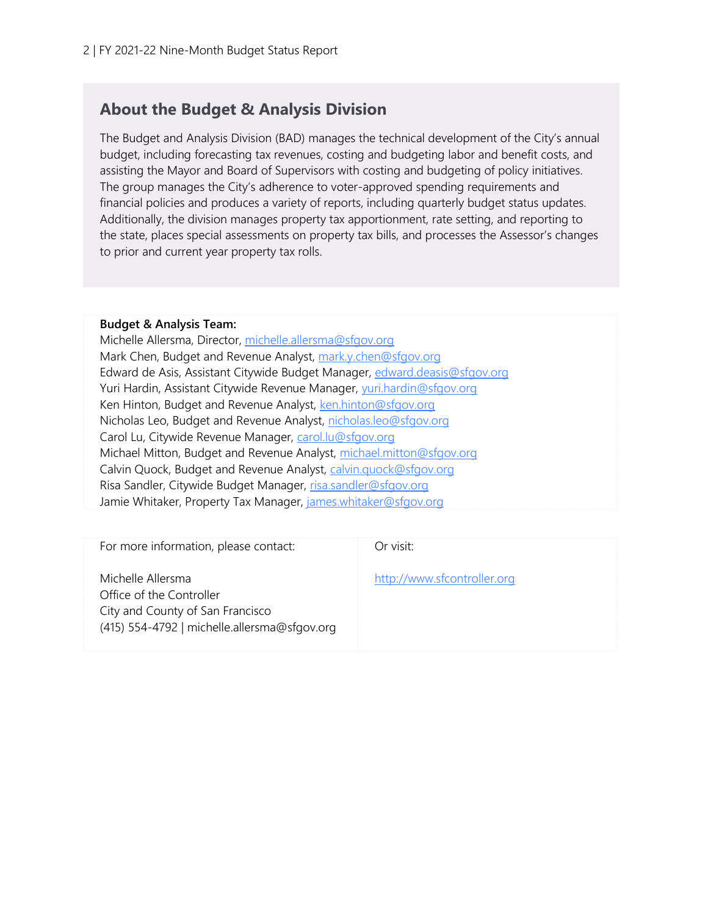## About the Budget & Analysis Division

The Budget and Analysis Division (BAD) manages the technical development of the City's annual budget, including forecasting tax revenues, costing and budgeting labor and benefit costs, and assisting the Mayor and Board of Supervisors with costing and budgeting of policy initiatives. The group manages the City's adherence to voter-approved spending requirements and financial policies and produces a variety of reports, including quarterly budget status updates. Additionally, the division manages property tax apportionment, rate setting, and reporting to the state, places special assessments on property tax bills, and processes the Assessor's changes to prior and current year property tax rolls.

**Budget & Analysis Team:**
Michelle Allersma, Director, michelle.allersma@sfgov.org
Mark Chen, Budget and Revenue Analyst, mark.y.chen@sfgov.org
Edward de Asis, Assistant Citywide Budget Manager, edward.deasis@sfgov.org
Yuri Hardin, Assistant Citywide Revenue Manager, yuri.hardin@sfgov.org
Ken Hinton, Budget and Revenue Analyst, ken.hinton@sfgov.org
Nicholas Leo, Budget and Revenue Analyst, nicholas.leo@sfgov.org
Carol Lu, Citywide Revenue Manager, carol.lu@sfgov.org
Michael Mitton, Budget and Revenue Analyst, michael.mitton@sfgov.org
Calvin Quock, Budget and Revenue Analyst, calvin.quock@sfgov.org
Risa Sandler, Citywide Budget Manager, risa.sandler@sfgov.org
Jamie Whitaker, Property Tax Manager, james.whitaker@sfgov.org

For more information, please contact:

Michelle Allersma
Office of the Controller
City and County of San Francisco
(415) 554-4792 | michelle.allersma@sfgov.org

Or visit:

http://www.sfcontroller.org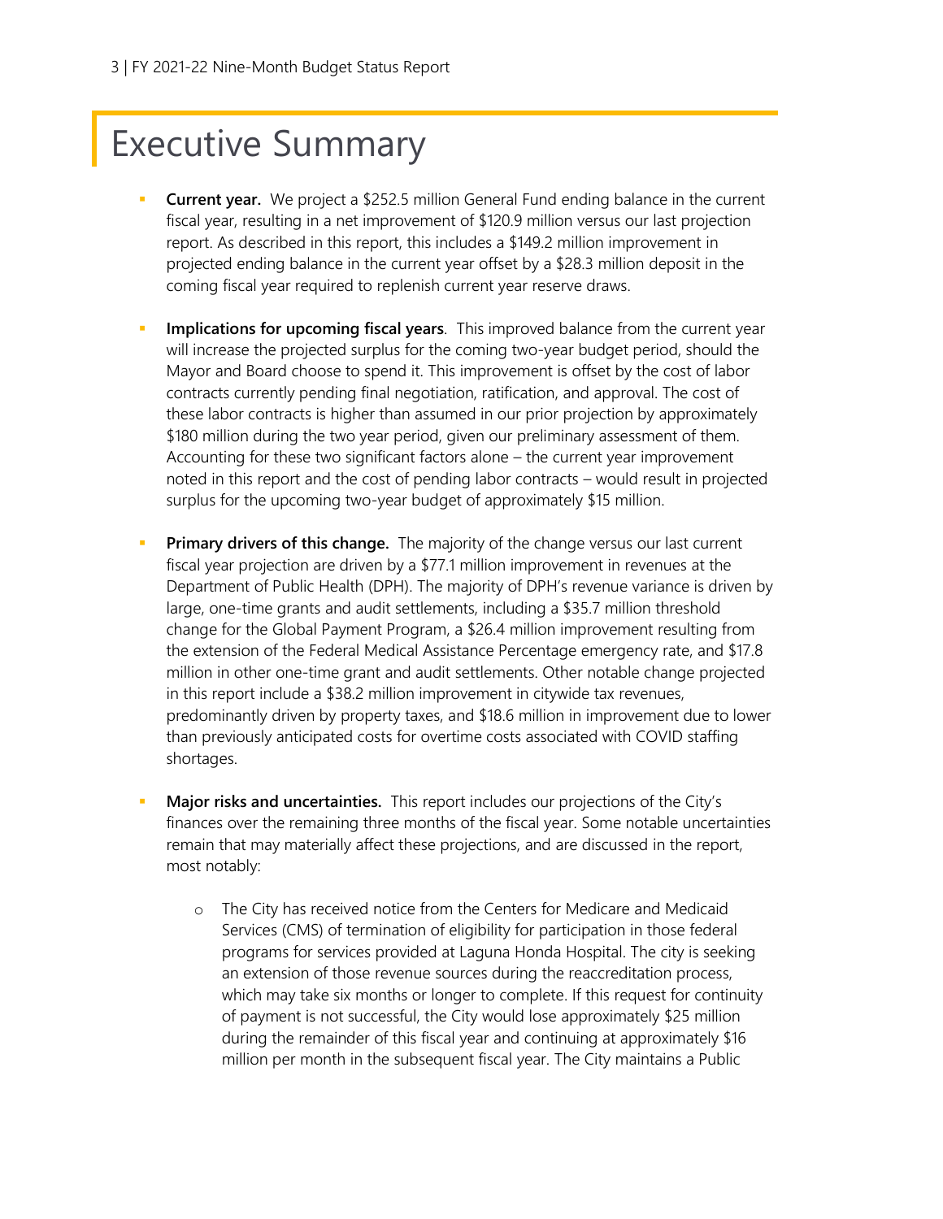# Executive Summary

- **Current year.** We project a $252.5 million General Fund ending balance in the current fiscal year, resulting in a net improvement of $120.9 million versus our last projection report. As described in this report, this includes a $149.2 million improvement in projected ending balance in the current year offset by a $28.3 million deposit in the coming fiscal year required to replenish current year reserve draws.

- **Implications for upcoming fiscal years**. This improved balance from the current year will increase the projected surplus for the coming two-year budget period, should the Mayor and Board choose to spend it. This improvement is offset by the cost of labor contracts currently pending final negotiation, ratification, and approval. The cost of these labor contracts is higher than assumed in our prior projection by approximately $180 million during the two year period, given our preliminary assessment of them. Accounting for these two significant factors alone – the current year improvement noted in this report and the cost of pending labor contracts – would result in projected surplus for the upcoming two-year budget of approximately $15 million.

- **Primary drivers of this change.** The majority of the change versus our last current fiscal year projection are driven by a $77.1 million improvement in revenues at the Department of Public Health (DPH). The majority of DPH's revenue variance is driven by large, one-time grants and audit settlements, including a $35.7 million threshold change for the Global Payment Program, a $26.4 million improvement resulting from the extension of the Federal Medical Assistance Percentage emergency rate, and $17.8 million in other one-time grant and audit settlements. Other notable change projected in this report include a $38.2 million improvement in citywide tax revenues, predominantly driven by property taxes, and $18.6 million in improvement due to lower than previously anticipated costs for overtime costs associated with COVID staffing shortages.

- **Major risks and uncertainties.** This report includes our projections of the City's finances over the remaining three months of the fiscal year. Some notable uncertainties remain that may materially affect these projections, and are discussed in the report, most notably:

  - The City has received notice from the Centers for Medicare and Medicaid Services (CMS) of termination of eligibility for participation in those federal programs for services provided at Laguna Honda Hospital. The city is seeking an extension of those revenue sources during the reaccreditation process, which may take six months or longer to complete. If this request for continuity of payment is not successful, the City would lose approximately $25 million during the remainder of this fiscal year and continuing at approximately $16 million per month in the subsequent fiscal year. The City maintains a Public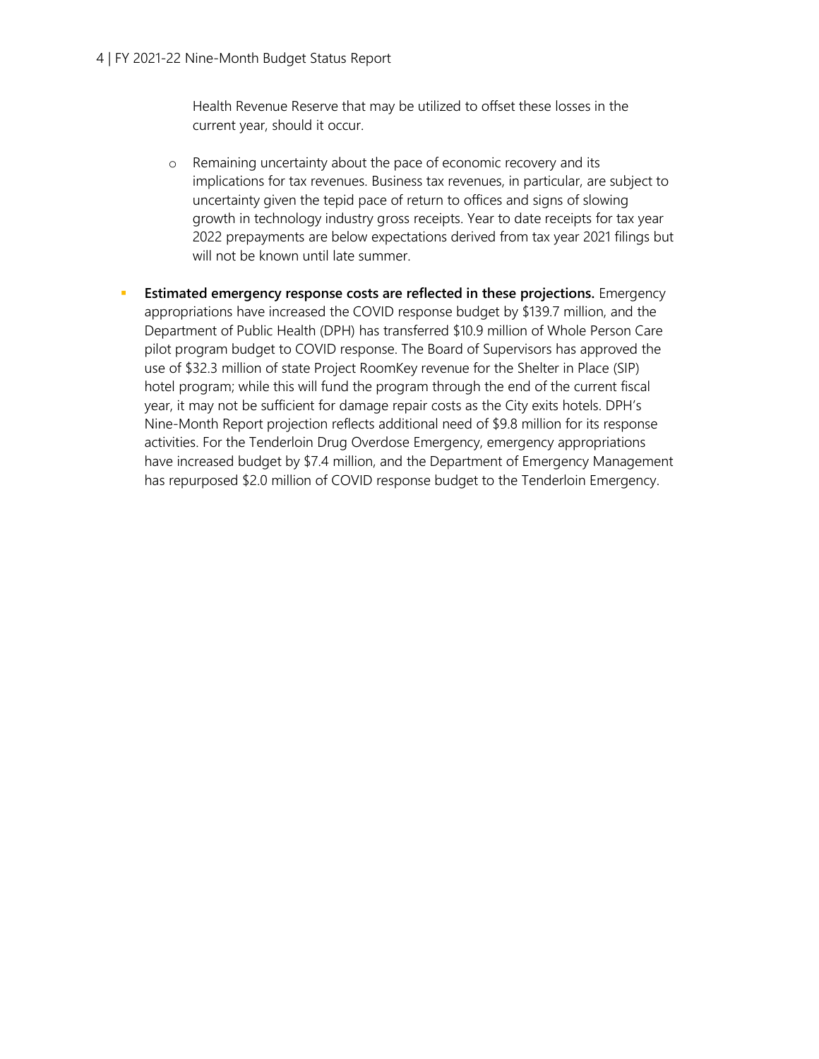Health Revenue Reserve that may be utilized to offset these losses in the current year, should it occur.

  - Remaining uncertainty about the pace of economic recovery and its implications for tax revenues. Business tax revenues, in particular, are subject to uncertainty given the tepid pace of return to offices and signs of slowing growth in technology industry gross receipts. Year to date receipts for tax year 2022 prepayments are below expectations derived from tax year 2021 filings but will not be known until late summer.

- **Estimated emergency response costs are reflected in these projections.** Emergency appropriations have increased the COVID response budget by $139.7 million, and the Department of Public Health (DPH) has transferred $10.9 million of Whole Person Care pilot program budget to COVID response. The Board of Supervisors has approved the use of $32.3 million of state Project RoomKey revenue for the Shelter in Place (SIP) hotel program; while this will fund the program through the end of the current fiscal year, it may not be sufficient for damage repair costs as the City exits hotels. DPH's Nine-Month Report projection reflects additional need of $9.8 million for its response activities. For the Tenderloin Drug Overdose Emergency, emergency appropriations have increased budget by $7.4 million, and the Department of Emergency Management has repurposed $2.0 million of COVID response budget to the Tenderloin Emergency.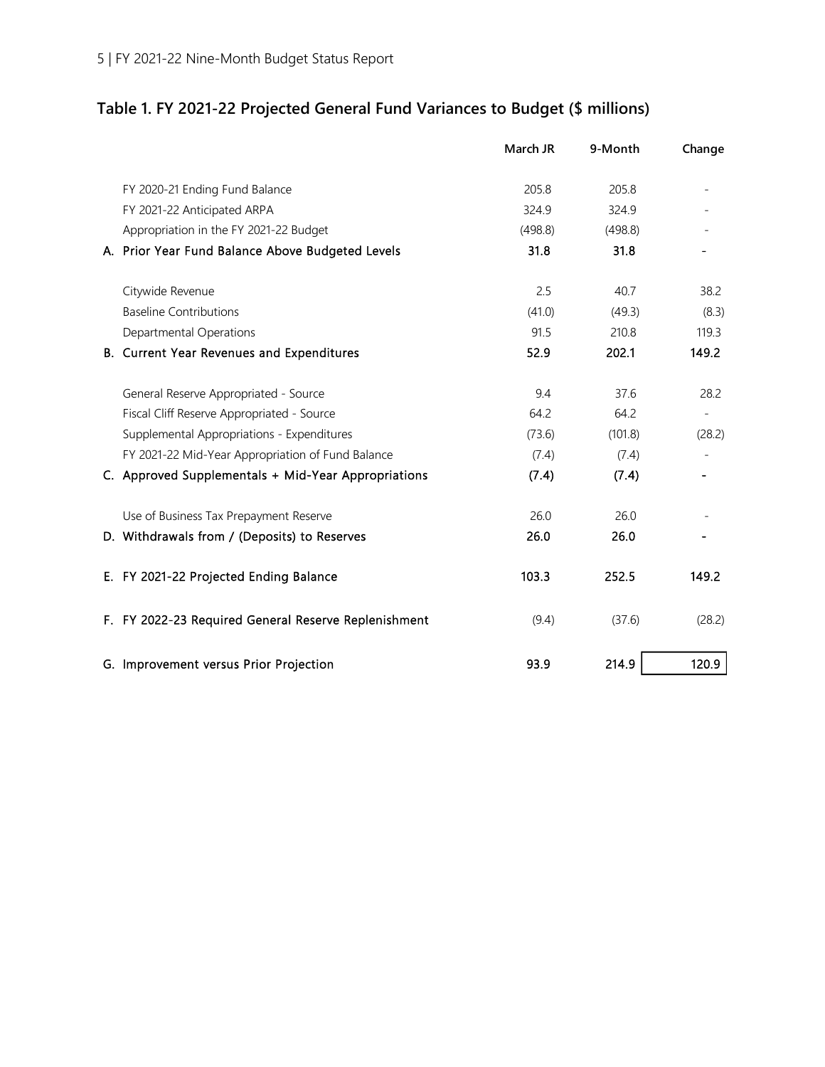## Table 1. FY 2021-22 Projected General Fund Variances to Budget ($ millions)

| | March JR | 9-Month | Change |
|---|---|---|---|
| FY 2020-21 Ending Fund Balance | 205.8 | 205.8 | - |
| FY 2021-22 Anticipated ARPA | 324.9 | 324.9 | - |
| Appropriation in the FY 2021-22 Budget | (498.8) | (498.8) | - |
| **A. Prior Year Fund Balance Above Budgeted Levels** | **31.8** | **31.8** | **-** |
| Citywide Revenue | 2.5 | 40.7 | 38.2 |
| Baseline Contributions | (41.0) | (49.3) | (8.3) |
| Departmental Operations | 91.5 | 210.8 | 119.3 |
| **B. Current Year Revenues and Expenditures** | **52.9** | **202.1** | **149.2** |
| General Reserve Appropriated - Source | 9.4 | 37.6 | 28.2 |
| Fiscal Cliff Reserve Appropriated - Source | 64.2 | 64.2 | - |
| Supplemental Appropriations - Expenditures | (73.6) | (101.8) | (28.2) |
| FY 2021-22 Mid-Year Appropriation of Fund Balance | (7.4) | (7.4) | - |
| **C. Approved Supplementals + Mid-Year Appropriations** | **(7.4)** | **(7.4)** | **-** |
| Use of Business Tax Prepayment Reserve | 26.0 | 26.0 | - |
| **D. Withdrawals from / (Deposits) to Reserves** | **26.0** | **26.0** | **-** |
| **E. FY 2021-22 Projected Ending Balance** | **103.3** | **252.5** | **149.2** |
| **F. FY 2022-23 Required General Reserve Replenishment** | (9.4) | (37.6) | (28.2) |
| **G. Improvement versus Prior Projection** | **93.9** | **214.9** | **120.9** |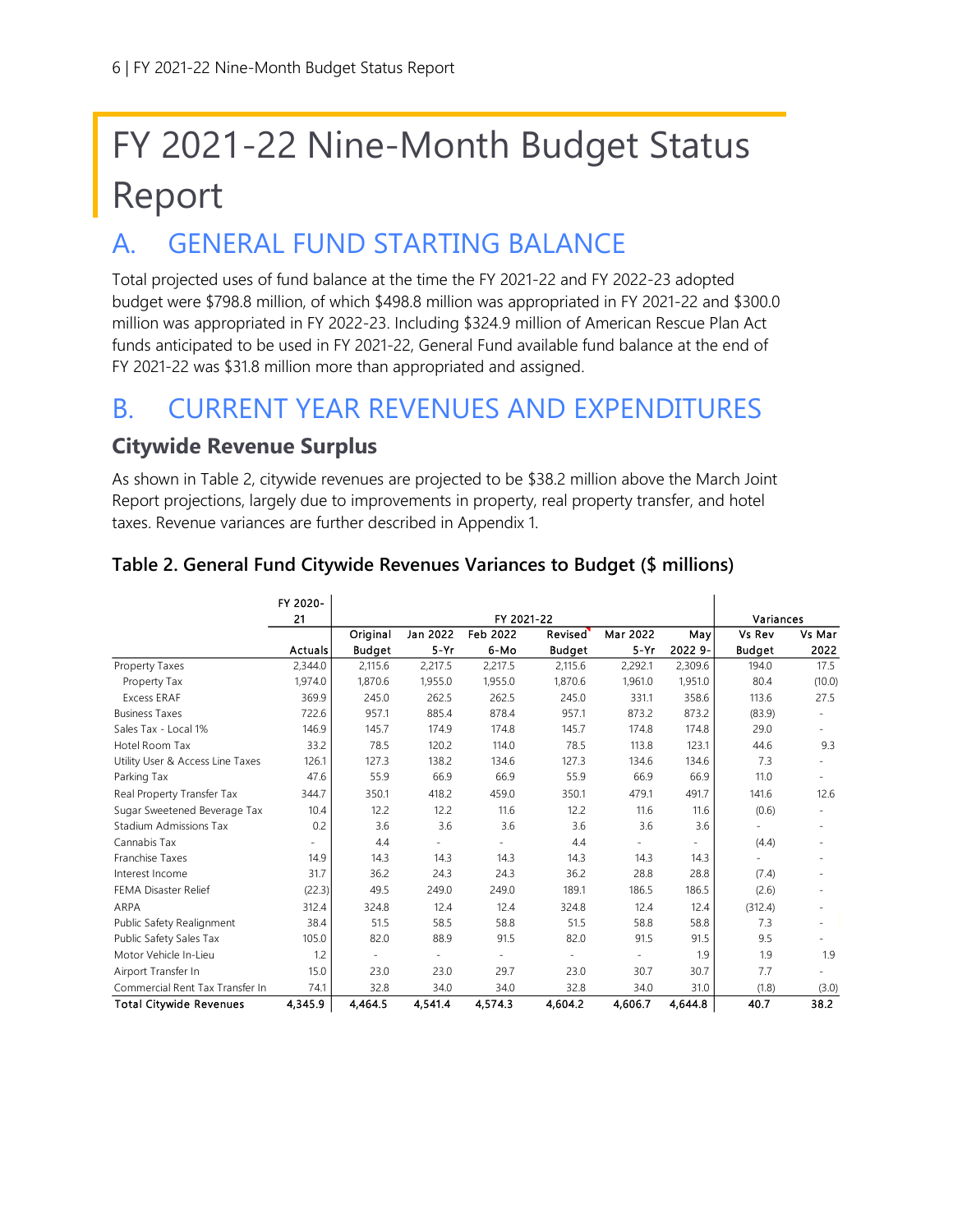# FY 2021-22 Nine-Month Budget Status Report

## A. GENERAL FUND STARTING BALANCE

Total projected uses of fund balance at the time the FY 2021-22 and FY 2022-23 adopted budget were $798.8 million, of which $498.8 million was appropriated in FY 2021-22 and $300.0 million was appropriated in FY 2022-23. Including $324.9 million of American Rescue Plan Act funds anticipated to be used in FY 2021-22, General Fund available fund balance at the end of FY 2021-22 was $31.8 million more than appropriated and assigned.

## B. CURRENT YEAR REVENUES AND EXPENDITURES

### Citywide Revenue Surplus

As shown in Table 2, citywide revenues are projected to be $38.2 million above the March Joint Report projections, largely due to improvements in property, real property transfer, and hotel taxes. Revenue variances are further described in Appendix 1.

**Table 2. General Fund Citywide Revenues Variances to Budget ($ millions)**

| | FY 2020-21 | FY 2021-22 | | | | | | Variances | |
|---|---|---|---|---|---|---|---|---|---|
| | Actuals | Original Budget | Jan 2022 5-Yr | Feb 2022 6-Mo | Revised Budget | Mar 2022 5-Yr | May 2022 9- | Vs Rev Budget | Vs Mar 2022 |
| Property Taxes | 2,344.0 | 2,115.6 | 2,217.5 | 2,217.5 | 2,115.6 | 2,292.1 | 2,309.6 | 194.0 | 17.5 |
| Property Tax | 1,974.0 | 1,870.6 | 1,955.0 | 1,955.0 | 1,870.6 | 1,961.0 | 1,951.0 | 80.4 | (10.0) |
| Excess ERAF | 369.9 | 245.0 | 262.5 | 262.5 | 245.0 | 331.1 | 358.6 | 113.6 | 27.5 |
| Business Taxes | 722.6 | 957.1 | 885.4 | 878.4 | 957.1 | 873.2 | 873.2 | (83.9) | - |
| Sales Tax - Local 1% | 146.9 | 145.7 | 174.9 | 174.8 | 145.7 | 174.8 | 174.8 | 29.0 | - |
| Hotel Room Tax | 33.2 | 78.5 | 120.2 | 114.0 | 78.5 | 113.8 | 123.1 | 44.6 | 9.3 |
| Utility User & Access Line Taxes | 126.1 | 127.3 | 138.2 | 134.6 | 127.3 | 134.6 | 134.6 | 7.3 | - |
| Parking Tax | 47.6 | 55.9 | 66.9 | 66.9 | 55.9 | 66.9 | 66.9 | 11.0 | - |
| Real Property Transfer Tax | 344.7 | 350.1 | 418.2 | 459.0 | 350.1 | 479.1 | 491.7 | 141.6 | 12.6 |
| Sugar Sweetened Beverage Tax | 10.4 | 12.2 | 12.2 | 11.6 | 12.2 | 11.6 | 11.6 | (0.6) | - |
| Stadium Admissions Tax | 0.2 | 3.6 | 3.6 | 3.6 | 3.6 | 3.6 | 3.6 | - | - |
| Cannabis Tax | - | 4.4 | - | - | 4.4 | - | - | (4.4) | - |
| Franchise Taxes | 14.9 | 14.3 | 14.3 | 14.3 | 14.3 | 14.3 | 14.3 | - | - |
| Interest Income | 31.7 | 36.2 | 24.3 | 24.3 | 36.2 | 28.8 | 28.8 | (7.4) | - |
| FEMA Disaster Relief | (22.3) | 49.5 | 249.0 | 249.0 | 189.1 | 186.5 | 186.5 | (2.6) | - |
| ARPA | 312.4 | 324.8 | 12.4 | 12.4 | 324.8 | 12.4 | 12.4 | (312.4) | - |
| Public Safety Realignment | 38.4 | 51.5 | 58.5 | 58.8 | 51.5 | 58.8 | 58.8 | 7.3 | - |
| Public Safety Sales Tax | 105.0 | 82.0 | 88.9 | 91.5 | 82.0 | 91.5 | 91.5 | 9.5 | - |
| Motor Vehicle In-Lieu | 1.2 | - | - | - | - | - | 1.9 | 1.9 | 1.9 |
| Airport Transfer In | 15.0 | 23.0 | 23.0 | 29.7 | 23.0 | 30.7 | 30.7 | 7.7 | - |
| Commercial Rent Tax Transfer In | 74.1 | 32.8 | 34.0 | 34.0 | 32.8 | 34.0 | 31.0 | (1.8) | (3.0) |
| **Total Citywide Revenues** | **4,345.9** | **4,464.5** | **4,541.4** | **4,574.3** | **4,604.2** | **4,606.7** | **4,644.8** | **40.7** | **38.2** |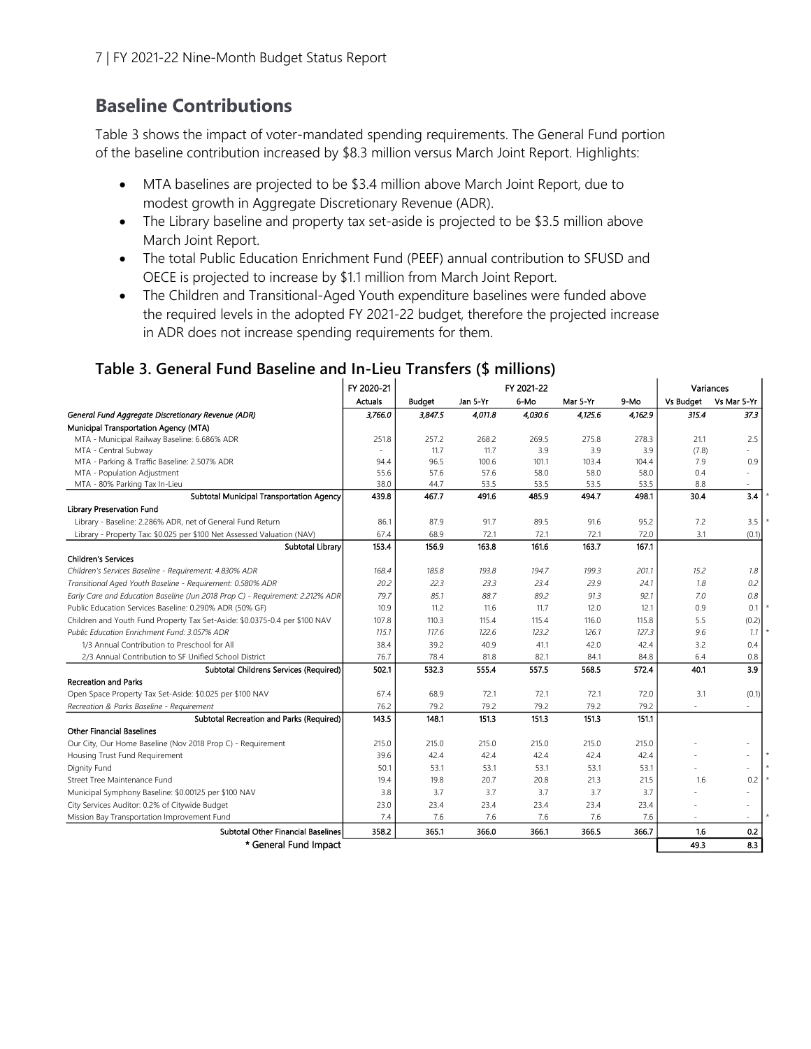## Baseline Contributions

Table 3 shows the impact of voter-mandated spending requirements. The General Fund portion of the baseline contribution increased by $8.3 million versus March Joint Report. Highlights:

- MTA baselines are projected to be $3.4 million above March Joint Report, due to modest growth in Aggregate Discretionary Revenue (ADR).
- The Library baseline and property tax set-aside is projected to be $3.5 million above March Joint Report.
- The total Public Education Enrichment Fund (PEEF) annual contribution to SFUSD and OECE is projected to increase by $1.1 million from March Joint Report.
- The Children and Transitional-Aged Youth expenditure baselines were funded above the required levels in the adopted FY 2021-22 budget, therefore the projected increase in ADR does not increase spending requirements for them.

### Table 3. General Fund Baseline and In-Lieu Transfers ($ millions)

| | FY 2020-21 | FY 2021-22 | | | | | Variances | | |
|---|---|---|---|---|---|---|---|---|---|
| | Actuals | Budget | Jan 5-Yr | 6-Mo | Mar 5-Yr | 9-Mo | Vs Budget | Vs Mar 5-Yr | |
| *General Fund Aggregate Discretionary Revenue (ADR)* | *3,766.0* | *3,847.5* | *4,011.8* | *4,030.6* | *4,125.6* | *4,162.9* | *315.4* | *37.3* | |
| **Municipal Transportation Agency (MTA)** | | | | | | | | | |
| MTA - Municipal Railway Baseline: 6.686% ADR | 251.8 | 257.2 | 268.2 | 269.5 | 275.8 | 278.3 | 21.1 | 2.5 | |
| MTA - Central Subway | - | 11.7 | 11.7 | 3.9 | 3.9 | 3.9 | (7.8) | - | |
| MTA - Parking & Traffic Baseline: 2.507% ADR | 94.4 | 96.5 | 100.6 | 101.1 | 103.4 | 104.4 | 7.9 | 0.9 | |
| MTA - Population Adjustment | 55.6 | 57.6 | 57.6 | 58.0 | 58.0 | 58.0 | 0.4 | - | |
| MTA - 80% Parking Tax In-Lieu | 38.0 | 44.7 | 53.5 | 53.5 | 53.5 | 53.5 | 8.8 | - | |
| **Subtotal Municipal Transportation Agency** | **439.8** | **467.7** | **491.6** | **485.9** | **494.7** | **498.1** | **30.4** | **3.4** | * |
| **Library Preservation Fund** | | | | | | | | | |
| Library - Baseline: 2.286% ADR, net of General Fund Return | 86.1 | 87.9 | 91.7 | 89.5 | 91.6 | 95.2 | 7.2 | 3.5 | * |
| Library - Property Tax: $0.025 per $100 Net Assessed Valuation (NAV) | 67.4 | 68.9 | 72.1 | 72.1 | 72.1 | 72.0 | 3.1 | (0.1) | |
| **Subtotal Library** | **153.4** | **156.9** | **163.8** | **161.6** | **163.7** | **167.1** | | | |
| **Children's Services** | | | | | | | | | |
| *Children's Services Baseline - Requirement: 4.830% ADR* | *168.4* | *185.8* | *193.8* | *194.7* | *199.3* | *201.1* | *15.2* | *1.8* | |
| *Transitional Aged Youth Baseline - Requirement: 0.580% ADR* | *20.2* | *22.3* | *23.3* | *23.4* | *23.9* | *24.1* | *1.8* | *0.2* | |
| *Early Care and Education Baseline (Jun 2018 Prop C) - Requirement: 2.212% ADR* | *79.7* | *85.1* | *88.7* | *89.2* | *91.3* | *92.1* | *7.0* | *0.8* | |
| Public Education Services Baseline: 0.290% ADR (50% GF) | 10.9 | 11.2 | 11.6 | 11.7 | 12.0 | 12.1 | 0.9 | 0.1 | * |
| Children and Youth Fund Property Tax Set-Aside: $0.0375-0.4 per $100 NAV | 107.8 | 110.3 | 115.4 | 115.4 | 116.0 | 115.8 | 5.5 | (0.2) | |
| *Public Education Enrichment Fund: 3.057% ADR* | *115.1* | *117.6* | *122.6* | *123.2* | *126.1* | *127.3* | *9.6* | *1.1* | * |
| 1/3 Annual Contribution to Preschool for All | 38.4 | 39.2 | 40.9 | 41.1 | 42.0 | 42.4 | 3.2 | 0.4 | |
| 2/3 Annual Contribution to SF Unified School District | 76.7 | 78.4 | 81.8 | 82.1 | 84.1 | 84.8 | 6.4 | 0.8 | |
| **Subtotal Childrens Services (Required)** | **502.1** | **532.3** | **555.4** | **557.5** | **568.5** | **572.4** | **40.1** | **3.9** | |
| **Recreation and Parks** | | | | | | | | | |
| Open Space Property Tax Set-Aside: $0.025 per $100 NAV | 67.4 | 68.9 | 72.1 | 72.1 | 72.1 | 72.0 | 3.1 | (0.1) | |
| *Recreation & Parks Baseline - Requirement* | *76.2* | *79.2* | *79.2* | *79.2* | *79.2* | *79.2* | - | - | |
| **Subtotal Recreation and Parks (Required)** | **143.5** | **148.1** | **151.3** | **151.3** | **151.3** | **151.1** | | | |
| **Other Financial Baselines** | | | | | | | | | |
| Our City, Our Home Baseline (Nov 2018 Prop C) - Requirement | 215.0 | 215.0 | 215.0 | 215.0 | 215.0 | 215.0 | - | - | |
| Housing Trust Fund Requirement | 39.6 | 42.4 | 42.4 | 42.4 | 42.4 | 42.4 | - | - | * |
| Dignity Fund | 50.1 | 53.1 | 53.1 | 53.1 | 53.1 | 53.1 | - | - | * |
| Street Tree Maintenance Fund | 19.4 | 19.8 | 20.7 | 20.8 | 21.3 | 21.5 | 1.6 | 0.2 | * |
| Municipal Symphony Baseline: $0.00125 per $100 NAV | 3.8 | 3.7 | 3.7 | 3.7 | 3.7 | 3.7 | - | - | |
| City Services Auditor: 0.2% of Citywide Budget | 23.0 | 23.4 | 23.4 | 23.4 | 23.4 | 23.4 | - | - | |
| Mission Bay Transportation Improvement Fund | 7.4 | 7.6 | 7.6 | 7.6 | 7.6 | 7.6 | - | - | * |
| **Subtotal Other Financial Baselines** | **358.2** | **365.1** | **366.0** | **366.1** | **366.5** | **366.7** | **1.6** | **0.2** | |
| **\* General Fund Impact** | | | | | | | **49.3** | **8.3** | |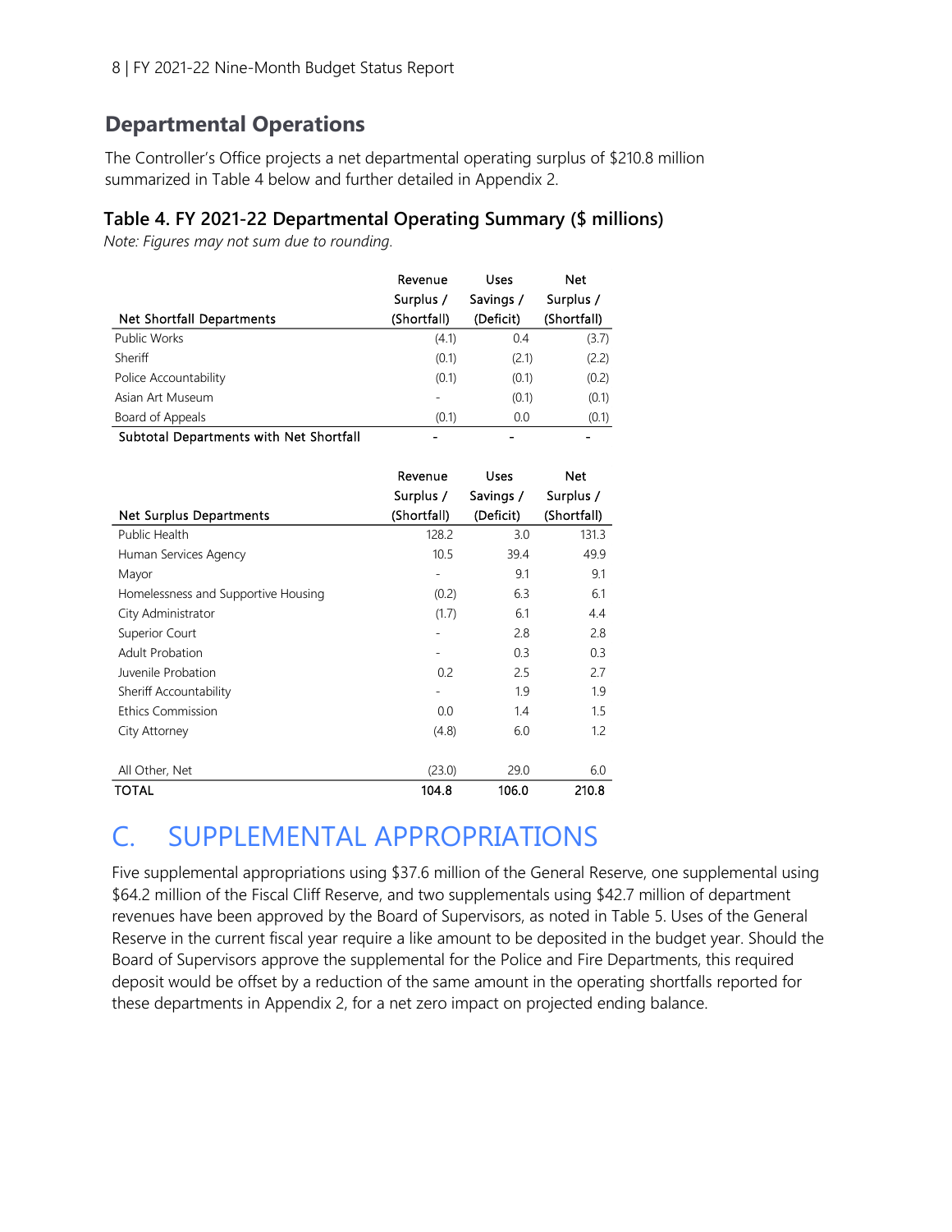## Departmental Operations

The Controller's Office projects a net departmental operating surplus of $210.8 million summarized in Table 4 below and further detailed in Appendix 2.

### Table 4. FY 2021-22 Departmental Operating Summary ($ millions)

*Note: Figures may not sum due to rounding.*

| Net Shortfall Departments | Revenue Surplus / (Shortfall) | Uses Savings / (Deficit) | Net Surplus / (Shortfall) |
|---|---|---|---|
| Public Works | (4.1) | 0.4 | (3.7) |
| Sheriff | (0.1) | (2.1) | (2.2) |
| Police Accountability | (0.1) | (0.1) | (0.2) |
| Asian Art Museum | - | (0.1) | (0.1) |
| Board of Appeals | (0.1) | 0.0 | (0.1) |
| **Subtotal Departments with Net Shortfall** | **-** | **-** | **-** |

| Net Surplus Departments | Revenue Surplus / (Shortfall) | Uses Savings / (Deficit) | Net Surplus / (Shortfall) |
|---|---|---|---|
| Public Health | 128.2 | 3.0 | 131.3 |
| Human Services Agency | 10.5 | 39.4 | 49.9 |
| Mayor | - | 9.1 | 9.1 |
| Homelessness and Supportive Housing | (0.2) | 6.3 | 6.1 |
| City Administrator | (1.7) | 6.1 | 4.4 |
| Superior Court | - | 2.8 | 2.8 |
| Adult Probation | - | 0.3 | 0.3 |
| Juvenile Probation | 0.2 | 2.5 | 2.7 |
| Sheriff Accountability | - | 1.9 | 1.9 |
| Ethics Commission | 0.0 | 1.4 | 1.5 |
| City Attorney | (4.8) | 6.0 | 1.2 |
| All Other, Net | (23.0) | 29.0 | 6.0 |
| **TOTAL** | **104.8** | **106.0** | **210.8** |

# C. SUPPLEMENTAL APPROPRIATIONS

Five supplemental appropriations using $37.6 million of the General Reserve, one supplemental using $64.2 million of the Fiscal Cliff Reserve, and two supplementals using $42.7 million of department revenues have been approved by the Board of Supervisors, as noted in Table 5. Uses of the General Reserve in the current fiscal year require a like amount to be deposited in the budget year. Should the Board of Supervisors approve the supplemental for the Police and Fire Departments, this required deposit would be offset by a reduction of the same amount in the operating shortfalls reported for these departments in Appendix 2, for a net zero impact on projected ending balance.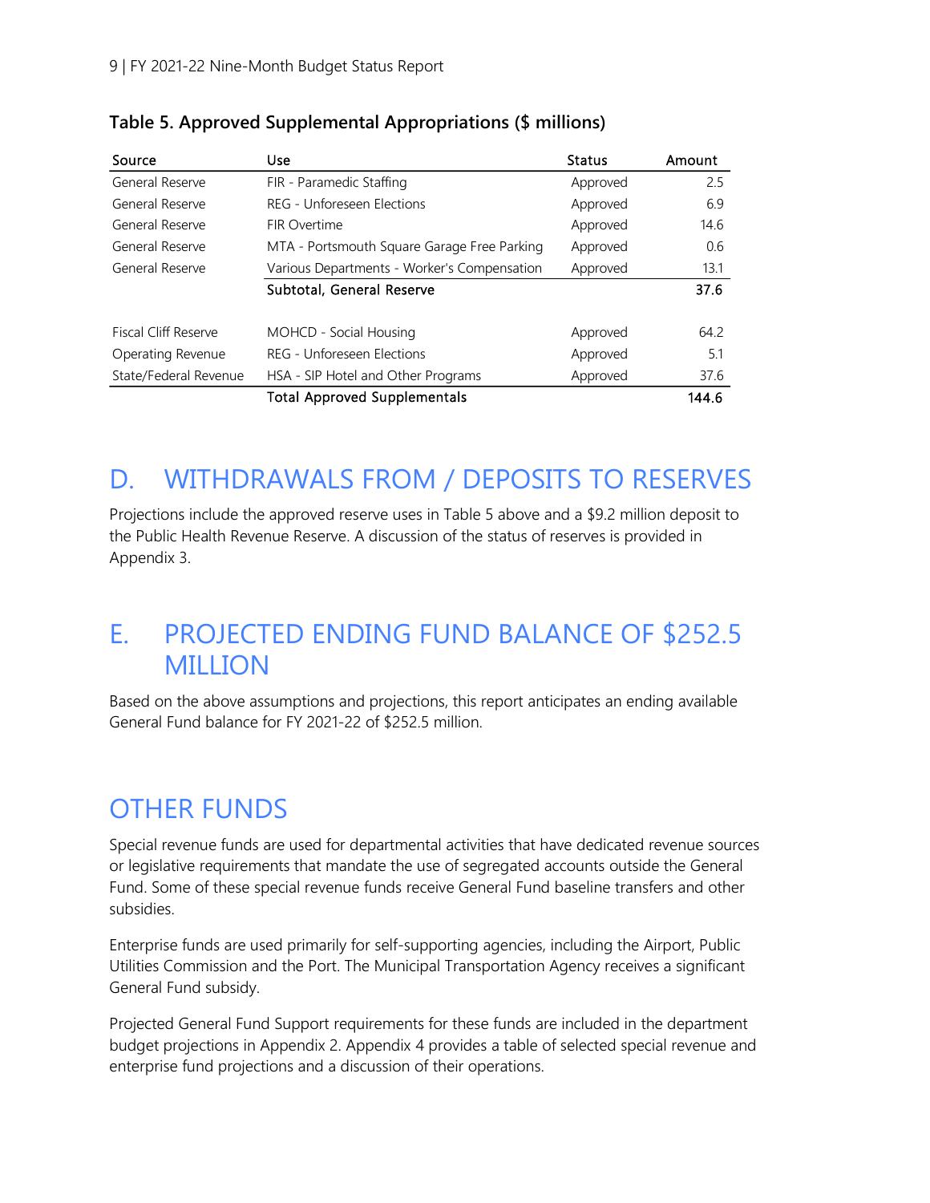**Table 5. Approved Supplemental Appropriations ($ millions)**

| Source | Use | Status | Amount |
|---|---|---|---|
| General Reserve | FIR - Paramedic Staffing | Approved | 2.5 |
| General Reserve | REG - Unforeseen Elections | Approved | 6.9 |
| General Reserve | FIR Overtime | Approved | 14.6 |
| General Reserve | MTA - Portsmouth Square Garage Free Parking | Approved | 0.6 |
| General Reserve | Various Departments - Worker's Compensation | Approved | 13.1 |
| | **Subtotal, General Reserve** | | **37.6** |
| | | | |
| Fiscal Cliff Reserve | MOHCD - Social Housing | Approved | 64.2 |
| Operating Revenue | REG - Unforeseen Elections | Approved | 5.1 |
| State/Federal Revenue | HSA - SIP Hotel and Other Programs | Approved | 37.6 |
| | **Total Approved Supplementals** | | **144.6** |

# D. WITHDRAWALS FROM / DEPOSITS TO RESERVES

Projections include the approved reserve uses in Table 5 above and a $9.2 million deposit to the Public Health Revenue Reserve. A discussion of the status of reserves is provided in Appendix 3.

# E. PROJECTED ENDING FUND BALANCE OF $252.5 MILLION

Based on the above assumptions and projections, this report anticipates an ending available General Fund balance for FY 2021-22 of $252.5 million.

# OTHER FUNDS

Special revenue funds are used for departmental activities that have dedicated revenue sources or legislative requirements that mandate the use of segregated accounts outside the General Fund. Some of these special revenue funds receive General Fund baseline transfers and other subsidies.

Enterprise funds are used primarily for self-supporting agencies, including the Airport, Public Utilities Commission and the Port. The Municipal Transportation Agency receives a significant General Fund subsidy.

Projected General Fund Support requirements for these funds are included in the department budget projections in Appendix 2. Appendix 4 provides a table of selected special revenue and enterprise fund projections and a discussion of their operations.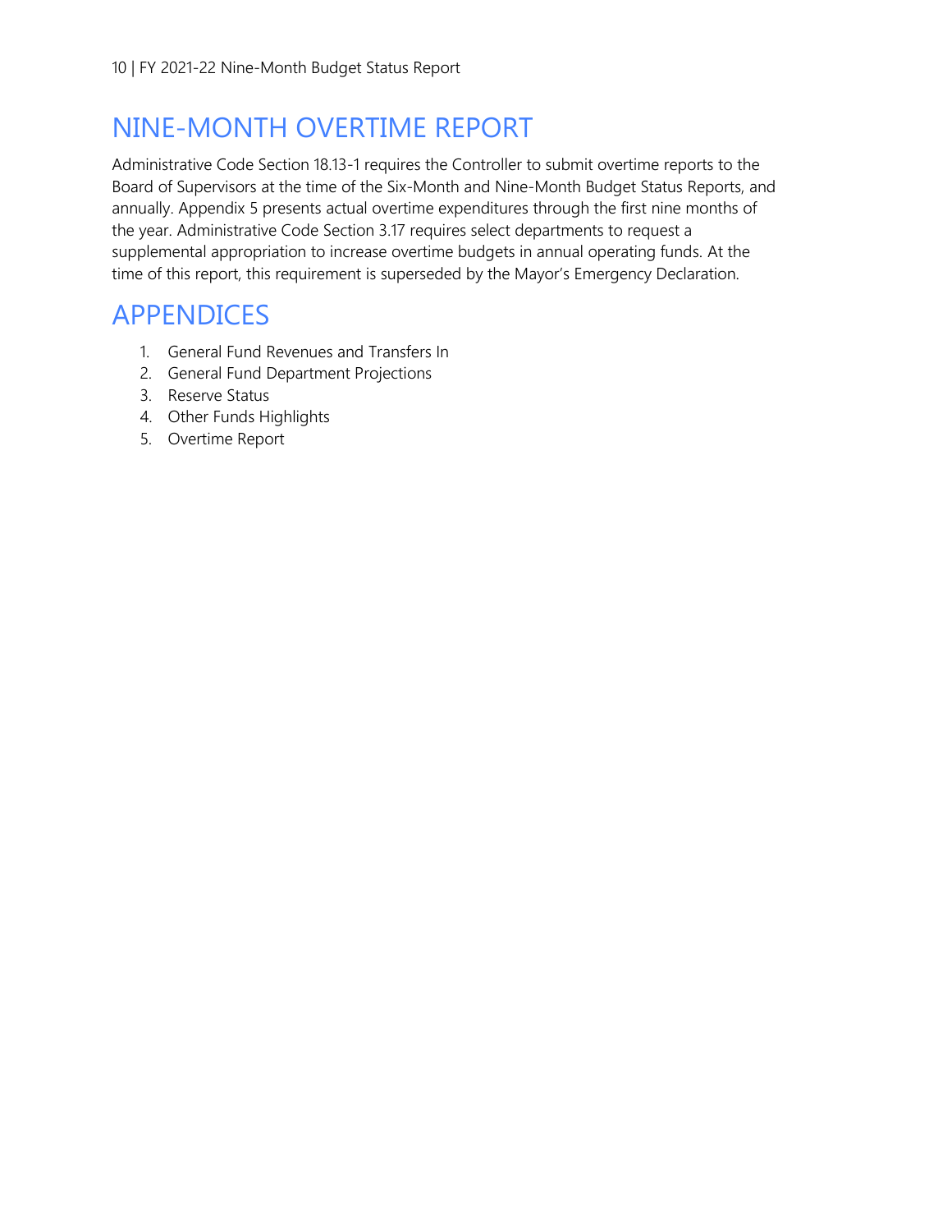## NINE-MONTH OVERTIME REPORT

Administrative Code Section 18.13-1 requires the Controller to submit overtime reports to the Board of Supervisors at the time of the Six-Month and Nine-Month Budget Status Reports, and annually. Appendix 5 presents actual overtime expenditures through the first nine months of the year. Administrative Code Section 3.17 requires select departments to request a supplemental appropriation to increase overtime budgets in annual operating funds. At the time of this report, this requirement is superseded by the Mayor's Emergency Declaration.

## APPENDICES

1. General Fund Revenues and Transfers In
2. General Fund Department Projections
3. Reserve Status
4. Other Funds Highlights
5. Overtime Report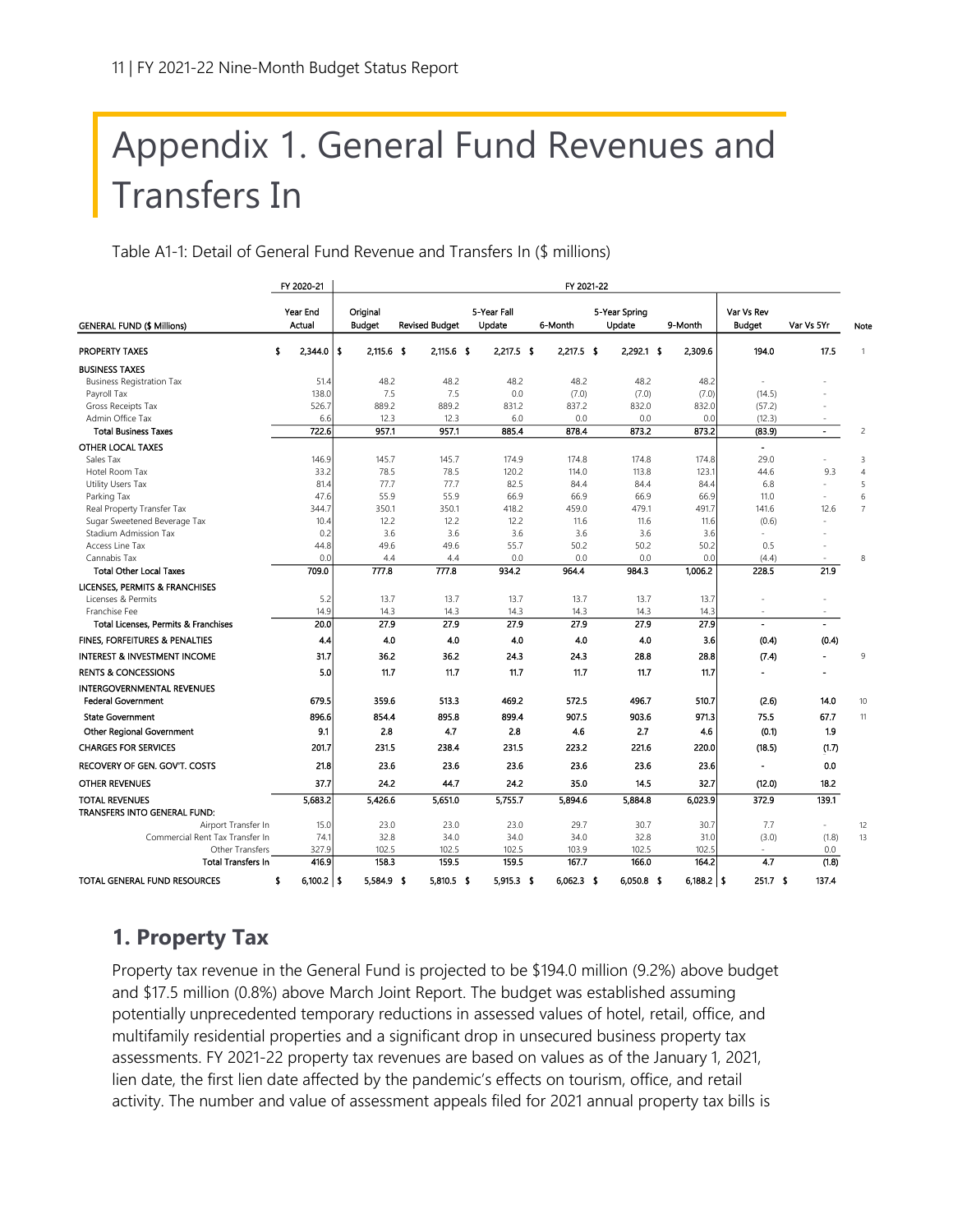# Appendix 1. General Fund Revenues and Transfers In

Table A1-1: Detail of General Fund Revenue and Transfers In ($ millions)

| | FY 2020-21 | FY 2021-22 | | | | | | | | |
|---|---|---|---|---|---|---|---|---|---|---|
| GENERAL FUND ($ Millions) | Year End Actual | Original Budget | Revised Budget | 5-Year Fall Update | 6-Month | 5-Year Spring Update | 9-Month | Var Vs Rev Budget | Var Vs 5Yr | Note |
| PROPERTY TAXES | $ 2,344.0 | $ 2,115.6 | $ 2,115.6 | $ 2,217.5 | $ 2,217.5 | $ 2,292.1 | $ 2,309.6 | 194.0 | 17.5 | 1 |
| BUSINESS TAXES | | | | | | | | | | |
| Business Registration Tax | 51.4 | 48.2 | 48.2 | 48.2 | 48.2 | 48.2 | 48.2 | - | - | |
| Payroll Tax | 138.0 | 7.5 | 7.5 | 0.0 | (7.0) | (7.0) | (7.0) | (14.5) | - | |
| Gross Receipts Tax | 526.7 | 889.2 | 889.2 | 831.2 | 837.2 | 832.0 | 832.0 | (57.2) | - | |
| Admin Office Tax | 6.6 | 12.3 | 12.3 | 6.0 | 0.0 | 0.0 | 0.0 | (12.3) | - | |
| Total Business Taxes | 722.6 | 957.1 | 957.1 | 885.4 | 878.4 | 873.2 | 873.2 | (83.9) | - | 2 |
| OTHER LOCAL TAXES | | | | | | | | - | | |
| Sales Tax | 146.9 | 145.7 | 145.7 | 174.9 | 174.8 | 174.8 | 174.8 | 29.0 | - | 3 |
| Hotel Room Tax | 33.2 | 78.5 | 78.5 | 120.2 | 114.0 | 113.8 | 123.1 | 44.6 | 9.3 | 4 |
| Utility Users Tax | 81.4 | 77.7 | 77.7 | 82.5 | 84.4 | 84.4 | 84.4 | 6.8 | - | 5 |
| Parking Tax | 47.6 | 55.9 | 55.9 | 66.9 | 66.9 | 66.9 | 66.9 | 11.0 | - | 6 |
| Real Property Transfer Tax | 344.7 | 350.1 | 350.1 | 418.2 | 459.0 | 479.1 | 491.7 | 141.6 | 12.6 | 7 |
| Sugar Sweetened Beverage Tax | 10.4 | 12.2 | 12.2 | 12.2 | 11.6 | 11.6 | 11.6 | (0.6) | - | |
| Stadium Admission Tax | 0.2 | 3.6 | 3.6 | 3.6 | 3.6 | 3.6 | 3.6 | - | - | |
| Access Line Tax | 44.8 | 49.6 | 49.6 | 55.7 | 50.2 | 50.2 | 50.2 | 0.5 | - | |
| Cannabis Tax | 0.0 | 4.4 | 4.4 | 0.0 | 0.0 | 0.0 | 0.0 | (4.4) | - | 8 |
| Total Other Local Taxes | 709.0 | 777.8 | 777.8 | 934.2 | 964.4 | 984.3 | 1,006.2 | 228.5 | 21.9 | |
| LICENSES, PERMITS & FRANCHISES | | | | | | | | | | |
| Licenses & Permits | 5.2 | 13.7 | 13.7 | 13.7 | 13.7 | 13.7 | 13.7 | - | - | |
| Franchise Fee | 14.9 | 14.3 | 14.3 | 14.3 | 14.3 | 14.3 | 14.3 | - | - | |
| Total Licenses, Permits & Franchises | 20.0 | 27.9 | 27.9 | 27.9 | 27.9 | 27.9 | 27.9 | - | - | |
| FINES, FORFEITURES & PENALTIES | 4.4 | 4.0 | 4.0 | 4.0 | 4.0 | 4.0 | 3.6 | (0.4) | (0.4) | |
| INTEREST & INVESTMENT INCOME | 31.7 | 36.2 | 36.2 | 24.3 | 24.3 | 28.8 | 28.8 | (7.4) | - | 9 |
| RENTS & CONCESSIONS | 5.0 | 11.7 | 11.7 | 11.7 | 11.7 | 11.7 | 11.7 | - | - | |
| INTERGOVERNMENTAL REVENUES | | | | | | | | | | |
| Federal Government | 679.5 | 359.6 | 513.3 | 469.2 | 572.5 | 496.7 | 510.7 | (2.6) | 14.0 | 10 |
| State Government | 896.6 | 854.4 | 895.8 | 899.4 | 907.5 | 903.6 | 971.3 | 75.5 | 67.7 | 11 |
| Other Regional Government | 9.1 | 2.8 | 4.7 | 2.8 | 4.6 | 2.7 | 4.6 | (0.1) | 1.9 | |
| CHARGES FOR SERVICES | 201.7 | 231.5 | 238.4 | 231.5 | 223.2 | 221.6 | 220.0 | (18.5) | (1.7) | |
| RECOVERY OF GEN. GOV'T. COSTS | 21.8 | 23.6 | 23.6 | 23.6 | 23.6 | 23.6 | 23.6 | - | 0.0 | |
| OTHER REVENUES | 37.7 | 24.2 | 44.7 | 24.2 | 35.0 | 14.5 | 32.7 | (12.0) | 18.2 | |
| TOTAL REVENUES | 5,683.2 | 5,426.6 | 5,651.0 | 5,755.7 | 5,894.6 | 5,884.8 | 6,023.9 | 372.9 | 139.1 | |
| TRANSFERS INTO GENERAL FUND: | | | | | | | | | | |
| Airport Transfer In | 15.0 | 23.0 | 23.0 | 23.0 | 29.7 | 30.7 | 30.7 | 7.7 | - | 12 |
| Commercial Rent Tax Transfer In | 74.1 | 32.8 | 34.0 | 34.0 | 34.0 | 32.8 | 31.0 | (3.0) | (1.8) | 13 |
| Other Transfers | 327.9 | 102.5 | 102.5 | 102.5 | 103.9 | 102.5 | 102.5 | - | 0.0 | |
| Total Transfers In | 416.9 | 158.3 | 159.5 | 159.5 | 167.7 | 166.0 | 164.2 | 4.7 | (1.8) | |
| TOTAL GENERAL FUND RESOURCES | $ 6,100.2 | $ 5,584.9 | $ 5,810.5 | $ 5,915.3 | $ 6,062.3 | $ 6,050.8 | $ 6,188.2 | $ 251.7 | $ 137.4 | |

## 1. Property Tax

Property tax revenue in the General Fund is projected to be $194.0 million (9.2%) above budget and $17.5 million (0.8%) above March Joint Report. The budget was established assuming potentially unprecedented temporary reductions in assessed values of hotel, retail, office, and multifamily residential properties and a significant drop in unsecured business property tax assessments. FY 2021-22 property tax revenues are based on values as of the January 1, 2021, lien date, the first lien date affected by the pandemic's effects on tourism, office, and retail activity. The number and value of assessment appeals filed for 2021 annual property tax bills is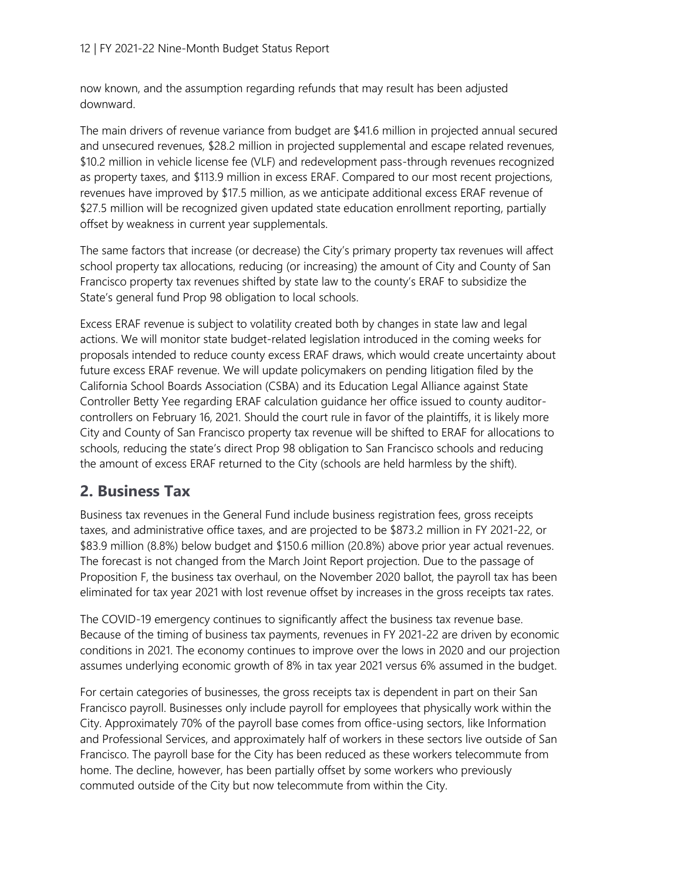now known, and the assumption regarding refunds that may result has been adjusted downward.

The main drivers of revenue variance from budget are $41.6 million in projected annual secured and unsecured revenues, $28.2 million in projected supplemental and escape related revenues, $10.2 million in vehicle license fee (VLF) and redevelopment pass-through revenues recognized as property taxes, and $113.9 million in excess ERAF. Compared to our most recent projections, revenues have improved by $17.5 million, as we anticipate additional excess ERAF revenue of $27.5 million will be recognized given updated state education enrollment reporting, partially offset by weakness in current year supplementals.

The same factors that increase (or decrease) the City's primary property tax revenues will affect school property tax allocations, reducing (or increasing) the amount of City and County of San Francisco property tax revenues shifted by state law to the county's ERAF to subsidize the State's general fund Prop 98 obligation to local schools.

Excess ERAF revenue is subject to volatility created both by changes in state law and legal actions. We will monitor state budget-related legislation introduced in the coming weeks for proposals intended to reduce county excess ERAF draws, which would create uncertainty about future excess ERAF revenue. We will update policymakers on pending litigation filed by the California School Boards Association (CSBA) and its Education Legal Alliance against State Controller Betty Yee regarding ERAF calculation guidance her office issued to county auditor-controllers on February 16, 2021. Should the court rule in favor of the plaintiffs, it is likely more City and County of San Francisco property tax revenue will be shifted to ERAF for allocations to schools, reducing the state's direct Prop 98 obligation to San Francisco schools and reducing the amount of excess ERAF returned to the City (schools are held harmless by the shift).

## 2. Business Tax

Business tax revenues in the General Fund include business registration fees, gross receipts taxes, and administrative office taxes, and are projected to be $873.2 million in FY 2021-22, or $83.9 million (8.8%) below budget and $150.6 million (20.8%) above prior year actual revenues. The forecast is not changed from the March Joint Report projection. Due to the passage of Proposition F, the business tax overhaul, on the November 2020 ballot, the payroll tax has been eliminated for tax year 2021 with lost revenue offset by increases in the gross receipts tax rates.

The COVID-19 emergency continues to significantly affect the business tax revenue base. Because of the timing of business tax payments, revenues in FY 2021-22 are driven by economic conditions in 2021. The economy continues to improve over the lows in 2020 and our projection assumes underlying economic growth of 8% in tax year 2021 versus 6% assumed in the budget.

For certain categories of businesses, the gross receipts tax is dependent in part on their San Francisco payroll. Businesses only include payroll for employees that physically work within the City. Approximately 70% of the payroll base comes from office-using sectors, like Information and Professional Services, and approximately half of workers in these sectors live outside of San Francisco. The payroll base for the City has been reduced as these workers telecommute from home. The decline, however, has been partially offset by some workers who previously commuted outside of the City but now telecommute from within the City.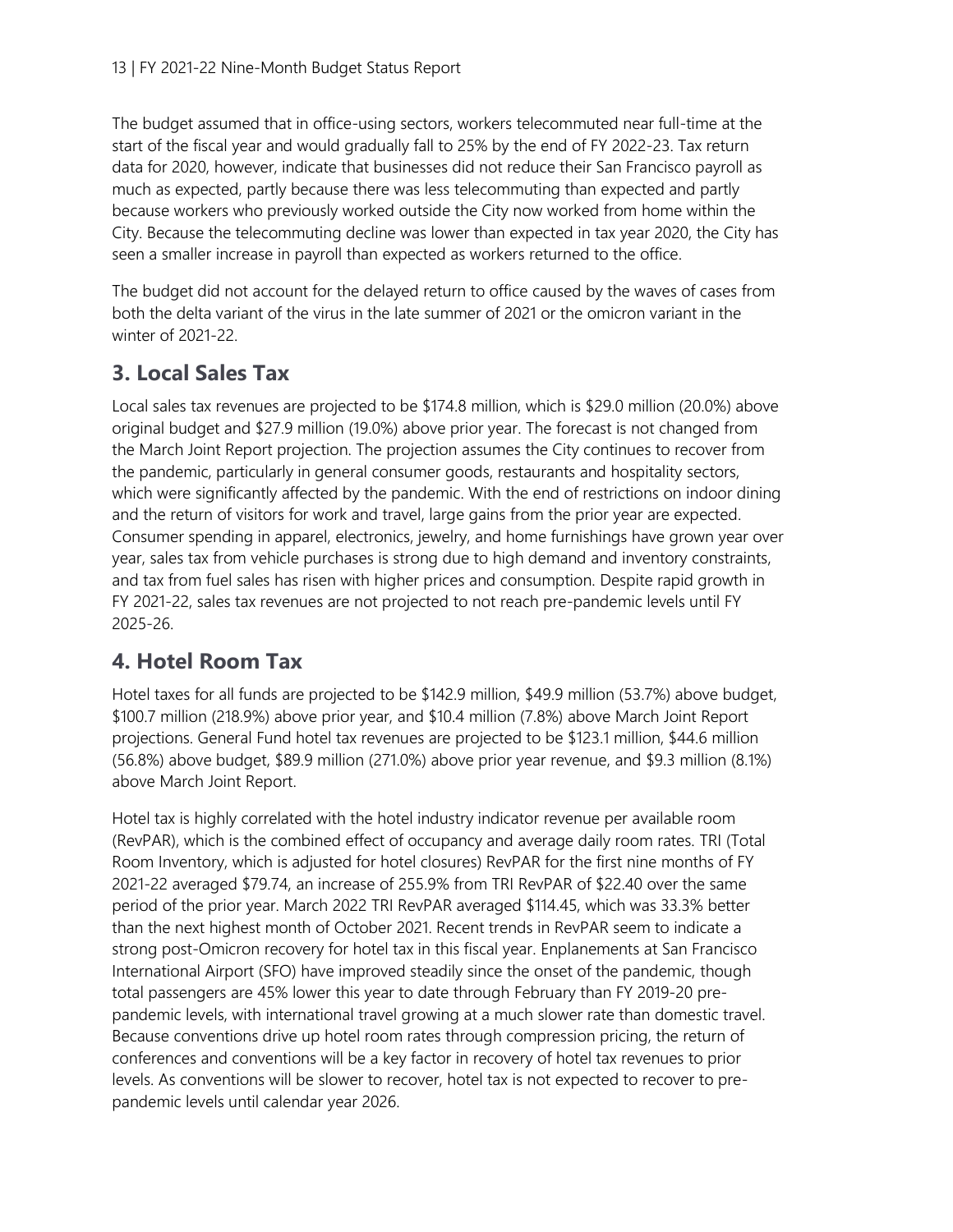The budget assumed that in office-using sectors, workers telecommuted near full-time at the start of the fiscal year and would gradually fall to 25% by the end of FY 2022-23. Tax return data for 2020, however, indicate that businesses did not reduce their San Francisco payroll as much as expected, partly because there was less telecommuting than expected and partly because workers who previously worked outside the City now worked from home within the City. Because the telecommuting decline was lower than expected in tax year 2020, the City has seen a smaller increase in payroll than expected as workers returned to the office.

The budget did not account for the delayed return to office caused by the waves of cases from both the delta variant of the virus in the late summer of 2021 or the omicron variant in the winter of 2021-22.

## 3. Local Sales Tax

Local sales tax revenues are projected to be $174.8 million, which is $29.0 million (20.0%) above original budget and $27.9 million (19.0%) above prior year. The forecast is not changed from the March Joint Report projection. The projection assumes the City continues to recover from the pandemic, particularly in general consumer goods, restaurants and hospitality sectors, which were significantly affected by the pandemic. With the end of restrictions on indoor dining and the return of visitors for work and travel, large gains from the prior year are expected. Consumer spending in apparel, electronics, jewelry, and home furnishings have grown year over year, sales tax from vehicle purchases is strong due to high demand and inventory constraints, and tax from fuel sales has risen with higher prices and consumption. Despite rapid growth in FY 2021-22, sales tax revenues are not projected to not reach pre-pandemic levels until FY 2025-26.

## 4. Hotel Room Tax

Hotel taxes for all funds are projected to be $142.9 million, $49.9 million (53.7%) above budget, $100.7 million (218.9%) above prior year, and $10.4 million (7.8%) above March Joint Report projections. General Fund hotel tax revenues are projected to be $123.1 million, $44.6 million (56.8%) above budget, $89.9 million (271.0%) above prior year revenue, and $9.3 million (8.1%) above March Joint Report.

Hotel tax is highly correlated with the hotel industry indicator revenue per available room (RevPAR), which is the combined effect of occupancy and average daily room rates. TRI (Total Room Inventory, which is adjusted for hotel closures) RevPAR for the first nine months of FY 2021-22 averaged $79.74, an increase of 255.9% from TRI RevPAR of $22.40 over the same period of the prior year. March 2022 TRI RevPAR averaged $114.45, which was 33.3% better than the next highest month of October 2021. Recent trends in RevPAR seem to indicate a strong post-Omicron recovery for hotel tax in this fiscal year. Enplanements at San Francisco International Airport (SFO) have improved steadily since the onset of the pandemic, though total passengers are 45% lower this year to date through February than FY 2019-20 pre-pandemic levels, with international travel growing at a much slower rate than domestic travel. Because conventions drive up hotel room rates through compression pricing, the return of conferences and conventions will be a key factor in recovery of hotel tax revenues to prior levels. As conventions will be slower to recover, hotel tax is not expected to recover to pre-pandemic levels until calendar year 2026.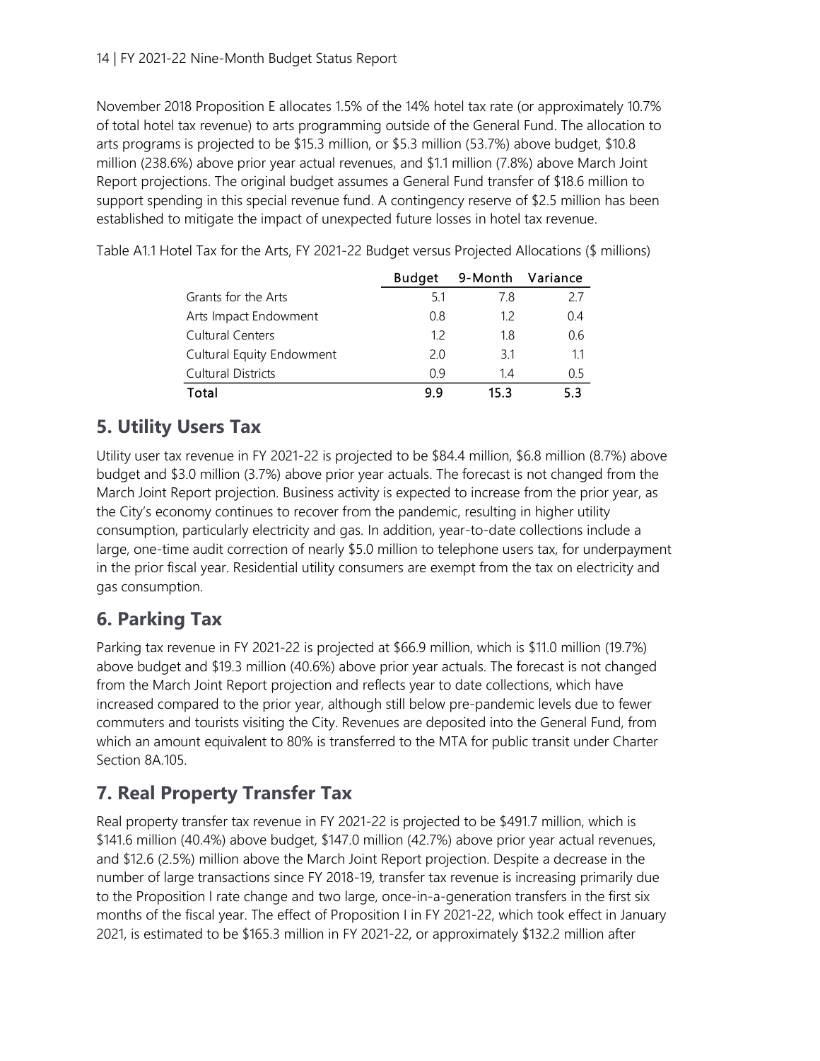November 2018 Proposition E allocates 1.5% of the 14% hotel tax rate (or approximately 10.7% of total hotel tax revenue) to arts programming outside of the General Fund. The allocation to arts programs is projected to be $15.3 million, or $5.3 million (53.7%) above budget, $10.8 million (238.6%) above prior year actual revenues, and $1.1 million (7.8%) above March Joint Report projections. The original budget assumes a General Fund transfer of $18.6 million to support spending in this special revenue fund. A contingency reserve of $2.5 million has been established to mitigate the impact of unexpected future losses in hotel tax revenue.

Table A1.1 Hotel Tax for the Arts, FY 2021-22 Budget versus Projected Allocations ($ millions)

| | Budget | 9-Month | Variance |
|---|---|---|---|
| Grants for the Arts | 5.1 | 7.8 | 2.7 |
| Arts Impact Endowment | 0.8 | 1.2 | 0.4 |
| Cultural Centers | 1.2 | 1.8 | 0.6 |
| Cultural Equity Endowment | 2.0 | 3.1 | 1.1 |
| Cultural Districts | 0.9 | 1.4 | 0.5 |
| **Total** | **9.9** | **15.3** | **5.3** |

## 5. Utility Users Tax

Utility user tax revenue in FY 2021-22 is projected to be $84.4 million, $6.8 million (8.7%) above budget and $3.0 million (3.7%) above prior year actuals. The forecast is not changed from the March Joint Report projection. Business activity is expected to increase from the prior year, as the City's economy continues to recover from the pandemic, resulting in higher utility consumption, particularly electricity and gas. In addition, year-to-date collections include a large, one-time audit correction of nearly $5.0 million to telephone users tax, for underpayment in the prior fiscal year. Residential utility consumers are exempt from the tax on electricity and gas consumption.

## 6. Parking Tax

Parking tax revenue in FY 2021-22 is projected at $66.9 million, which is $11.0 million (19.7%) above budget and $19.3 million (40.6%) above prior year actuals. The forecast is not changed from the March Joint Report projection and reflects year to date collections, which have increased compared to the prior year, although still below pre-pandemic levels due to fewer commuters and tourists visiting the City. Revenues are deposited into the General Fund, from which an amount equivalent to 80% is transferred to the MTA for public transit under Charter Section 8A.105.

## 7. Real Property Transfer Tax

Real property transfer tax revenue in FY 2021-22 is projected to be $491.7 million, which is $141.6 million (40.4%) above budget, $147.0 million (42.7%) above prior year actual revenues, and $12.6 (2.5%) million above the March Joint Report projection. Despite a decrease in the number of large transactions since FY 2018-19, transfer tax revenue is increasing primarily due to the Proposition I rate change and two large, once-in-a-generation transfers in the first six months of the fiscal year. The effect of Proposition I in FY 2021-22, which took effect in January 2021, is estimated to be $165.3 million in FY 2021-22, or approximately $132.2 million after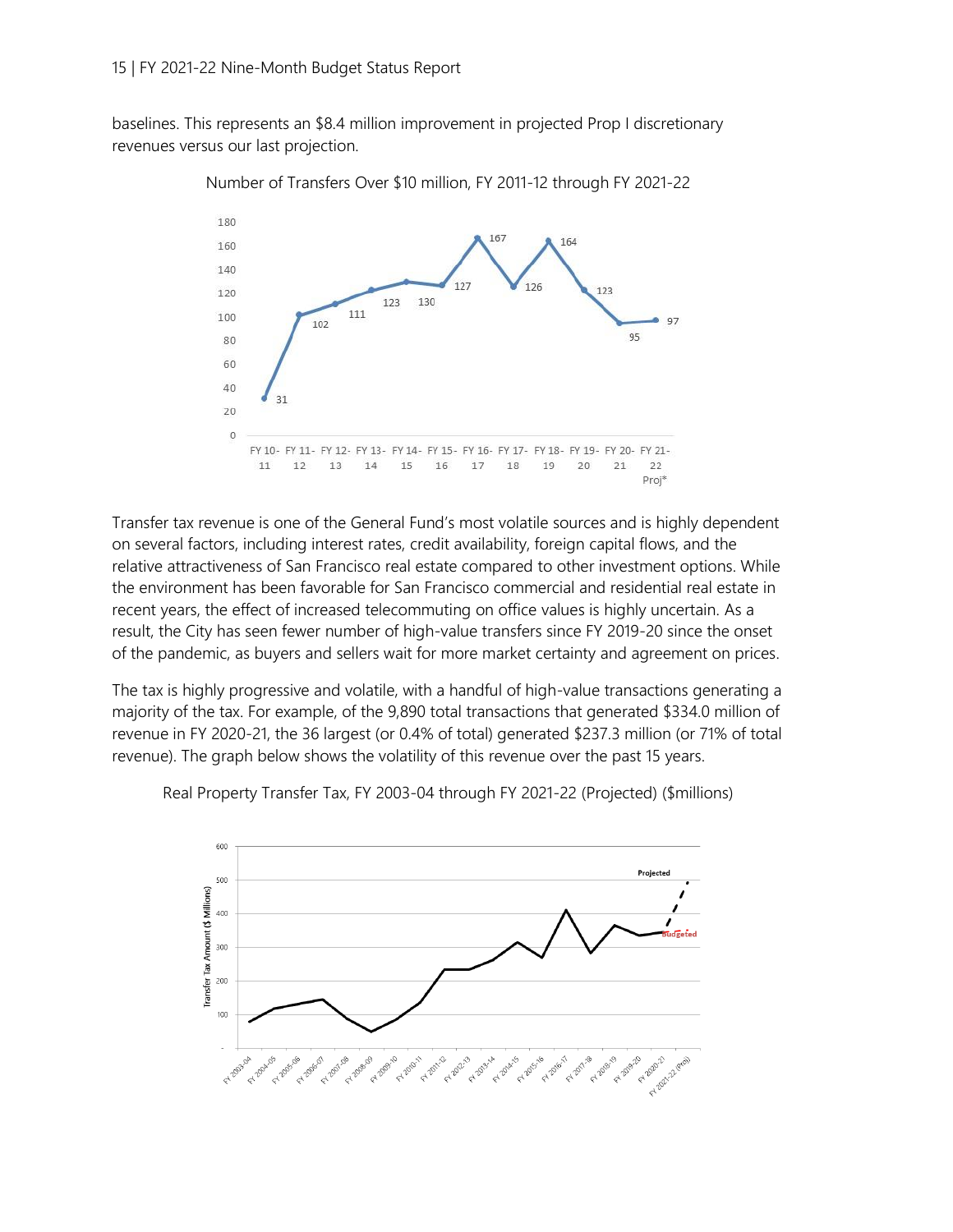baselines. This represents an $8.4 million improvement in projected Prop I discretionary revenues versus our last projection.

Number of Transfers Over $10 million, FY 2011-12 through FY 2021-22

| Fiscal Year | Number of Transfers |
| --- | --- |
| FY 10-11 | 31 |
| FY 11-12 | 102 |
| FY 12-13 | 111 |
| FY 13-14 | 123 |
| FY 14-15 | 130 |
| FY 15-16 | 127 |
| FY 16-17 | 167 |
| FY 17-18 | 126 |
| FY 18-19 | 164 |
| FY 19-20 | 123 |
| FY 20-21 | 95 |
| FY 21-22 Proj* | 97 |

Transfer tax revenue is one of the General Fund's most volatile sources and is highly dependent on several factors, including interest rates, credit availability, foreign capital flows, and the relative attractiveness of San Francisco real estate compared to other investment options. While the environment has been favorable for San Francisco commercial and residential real estate in recent years, the effect of increased telecommuting on office values is highly uncertain. As a result, the City has seen fewer number of high-value transfers since FY 2019-20 since the onset of the pandemic, as buyers and sellers wait for more market certainty and agreement on prices.

The tax is highly progressive and volatile, with a handful of high-value transactions generating a majority of the tax. For example, of the 9,890 total transactions that generated $334.0 million of revenue in FY 2020-21, the 36 largest (or 0.4% of total) generated $237.3 million (or 71% of total revenue). The graph below shows the volatility of this revenue over the past 15 years.

Real Property Transfer Tax, FY 2003-04 through FY 2021-22 (Projected) ($millions)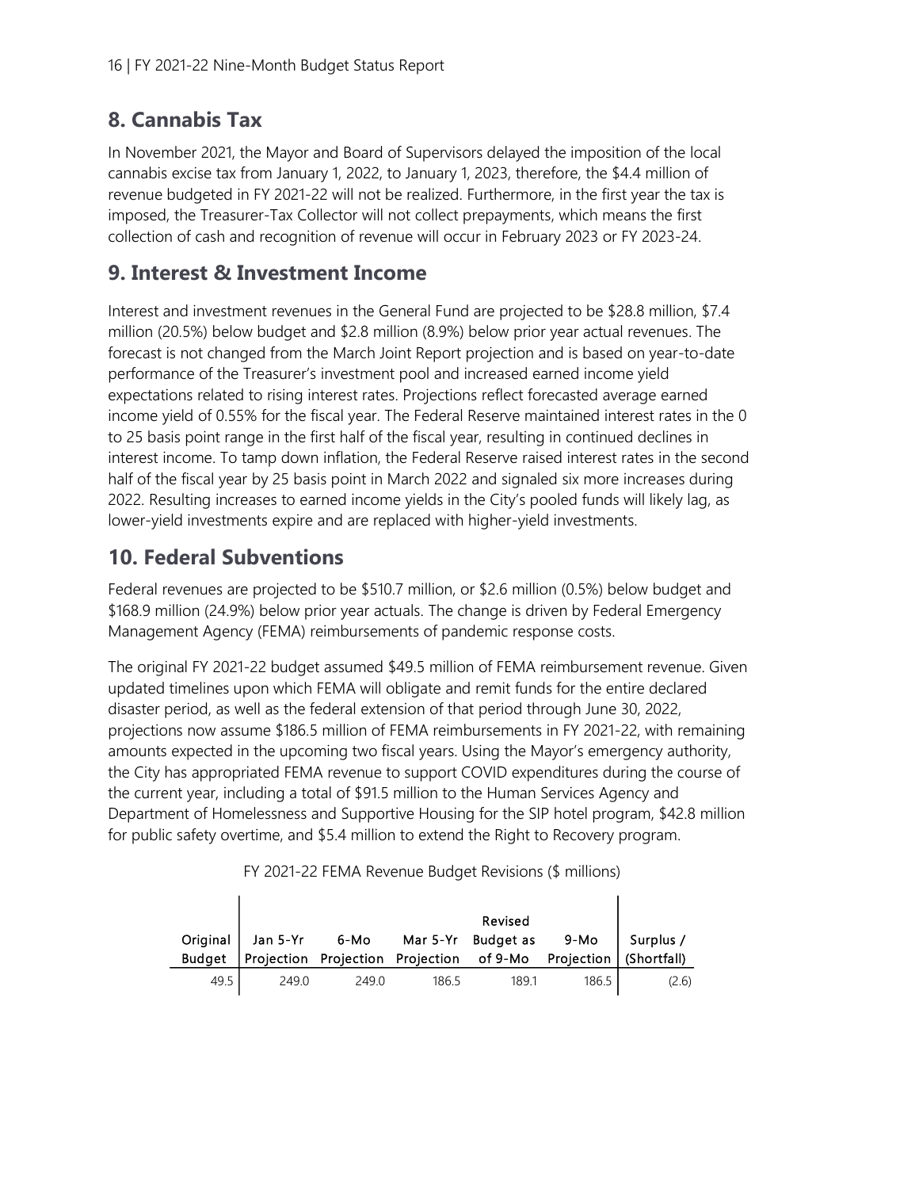## 8. Cannabis Tax

In November 2021, the Mayor and Board of Supervisors delayed the imposition of the local cannabis excise tax from January 1, 2022, to January 1, 2023, therefore, the $4.4 million of revenue budgeted in FY 2021-22 will not be realized. Furthermore, in the first year the tax is imposed, the Treasurer-Tax Collector will not collect prepayments, which means the first collection of cash and recognition of revenue will occur in February 2023 or FY 2023-24.

## 9. Interest & Investment Income

Interest and investment revenues in the General Fund are projected to be $28.8 million, $7.4 million (20.5%) below budget and $2.8 million (8.9%) below prior year actual revenues. The forecast is not changed from the March Joint Report projection and is based on year-to-date performance of the Treasurer's investment pool and increased earned income yield expectations related to rising interest rates. Projections reflect forecasted average earned income yield of 0.55% for the fiscal year. The Federal Reserve maintained interest rates in the 0 to 25 basis point range in the first half of the fiscal year, resulting in continued declines in interest income. To tamp down inflation, the Federal Reserve raised interest rates in the second half of the fiscal year by 25 basis point in March 2022 and signaled six more increases during 2022. Resulting increases to earned income yields in the City's pooled funds will likely lag, as lower-yield investments expire and are replaced with higher-yield investments.

## 10. Federal Subventions

Federal revenues are projected to be $510.7 million, or $2.6 million (0.5%) below budget and $168.9 million (24.9%) below prior year actuals. The change is driven by Federal Emergency Management Agency (FEMA) reimbursements of pandemic response costs.

The original FY 2021-22 budget assumed $49.5 million of FEMA reimbursement revenue. Given updated timelines upon which FEMA will obligate and remit funds for the entire declared disaster period, as well as the federal extension of that period through June 30, 2022, projections now assume $186.5 million of FEMA reimbursements in FY 2021-22, with remaining amounts expected in the upcoming two fiscal years. Using the Mayor's emergency authority, the City has appropriated FEMA revenue to support COVID expenditures during the course of the current year, including a total of $91.5 million to the Human Services Agency and Department of Homelessness and Supportive Housing for the SIP hotel program, $42.8 million for public safety overtime, and $5.4 million to extend the Right to Recovery program.

FY 2021-22 FEMA Revenue Budget Revisions ($ millions)

| Original Budget | Jan 5-Yr Projection | 6-Mo Projection | Mar 5-Yr Projection | Revised Budget as of 9-Mo | 9-Mo Projection | Surplus / (Shortfall) |
|---|---|---|---|---|---|---|
| 49.5 | 249.0 | 249.0 | 186.5 | 189.1 | 186.5 | (2.6) |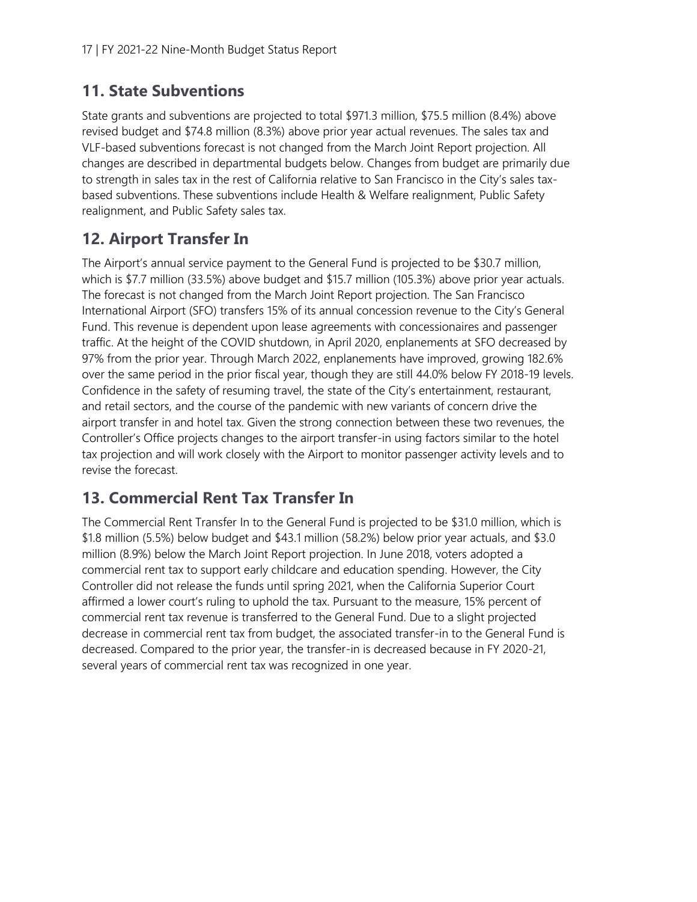## 11. State Subventions

State grants and subventions are projected to total $971.3 million, $75.5 million (8.4%) above revised budget and $74.8 million (8.3%) above prior year actual revenues. The sales tax and VLF-based subventions forecast is not changed from the March Joint Report projection. All changes are described in departmental budgets below. Changes from budget are primarily due to strength in sales tax in the rest of California relative to San Francisco in the City's sales tax-based subventions. These subventions include Health & Welfare realignment, Public Safety realignment, and Public Safety sales tax.

## 12. Airport Transfer In

The Airport's annual service payment to the General Fund is projected to be $30.7 million, which is $7.7 million (33.5%) above budget and $15.7 million (105.3%) above prior year actuals. The forecast is not changed from the March Joint Report projection. The San Francisco International Airport (SFO) transfers 15% of its annual concession revenue to the City's General Fund. This revenue is dependent upon lease agreements with concessionaires and passenger traffic. At the height of the COVID shutdown, in April 2020, enplanements at SFO decreased by 97% from the prior year. Through March 2022, enplanements have improved, growing 182.6% over the same period in the prior fiscal year, though they are still 44.0% below FY 2018-19 levels. Confidence in the safety of resuming travel, the state of the City's entertainment, restaurant, and retail sectors, and the course of the pandemic with new variants of concern drive the airport transfer in and hotel tax. Given the strong connection between these two revenues, the Controller's Office projects changes to the airport transfer-in using factors similar to the hotel tax projection and will work closely with the Airport to monitor passenger activity levels and to revise the forecast.

## 13. Commercial Rent Tax Transfer In

The Commercial Rent Transfer In to the General Fund is projected to be $31.0 million, which is $1.8 million (5.5%) below budget and $43.1 million (58.2%) below prior year actuals, and $3.0 million (8.9%) below the March Joint Report projection. In June 2018, voters adopted a commercial rent tax to support early childcare and education spending. However, the City Controller did not release the funds until spring 2021, when the California Superior Court affirmed a lower court's ruling to uphold the tax. Pursuant to the measure, 15% percent of commercial rent tax revenue is transferred to the General Fund. Due to a slight projected decrease in commercial rent tax from budget, the associated transfer-in to the General Fund is decreased. Compared to the prior year, the transfer-in is decreased because in FY 2020-21, several years of commercial rent tax was recognized in one year.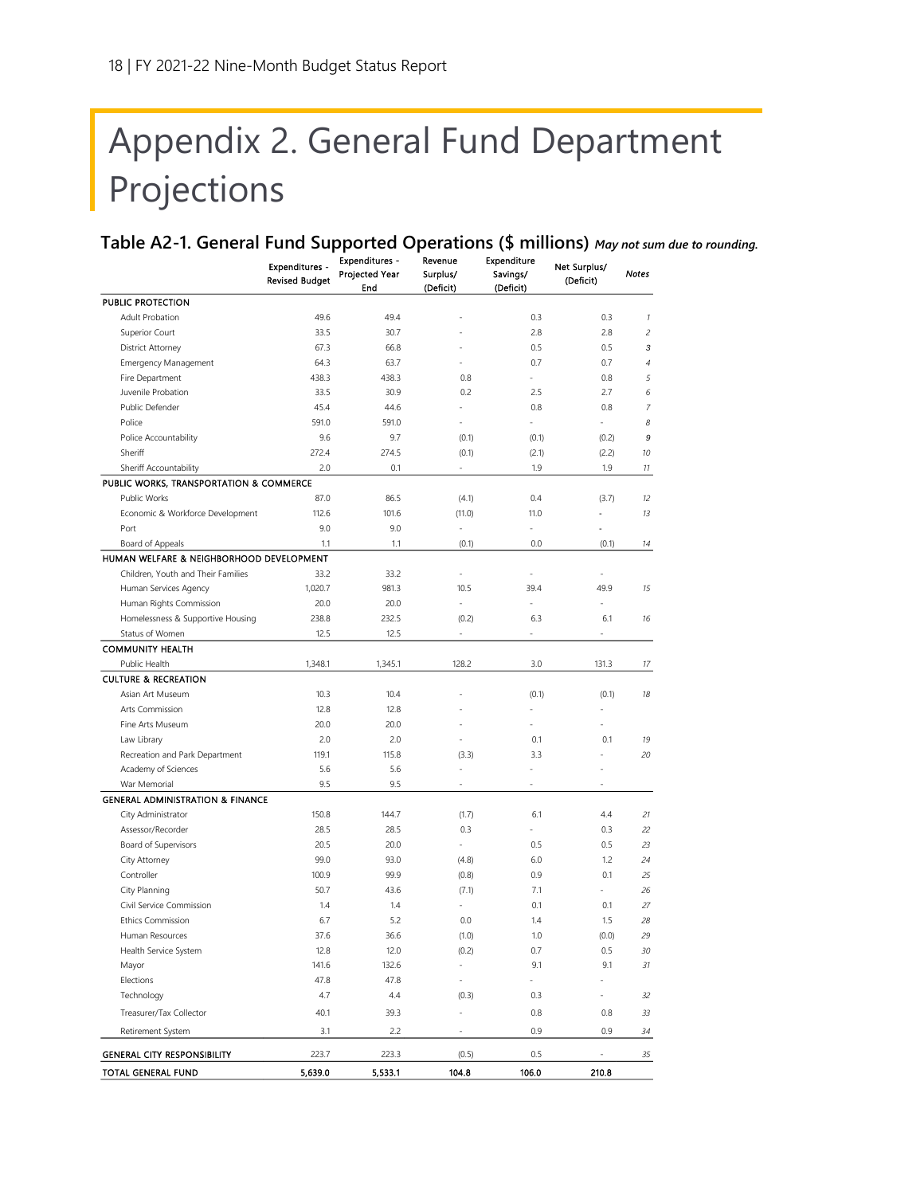# Appendix 2. General Fund Department Projections

## Table A2-1. General Fund Supported Operations ($ millions) *May not sum due to rounding.*

| | Expenditures - Revised Budget | Expenditures - Projected Year End | Revenue Surplus/ (Deficit) | Expenditure Savings/ (Deficit) | Net Surplus/ (Deficit) | *Notes* |
|---|---|---|---|---|---|---|
| **PUBLIC PROTECTION** | | | | | | |
| Adult Probation | 49.6 | 49.4 | - | 0.3 | 0.3 | *1* |
| Superior Court | 33.5 | 30.7 | - | 2.8 | 2.8 | *2* |
| District Attorney | 67.3 | 66.8 | - | 0.5 | 0.5 | *3* |
| Emergency Management | 64.3 | 63.7 | - | 0.7 | 0.7 | *4* |
| Fire Department | 438.3 | 438.3 | 0.8 | - | 0.8 | *5* |
| Juvenile Probation | 33.5 | 30.9 | 0.2 | 2.5 | 2.7 | *6* |
| Public Defender | 45.4 | 44.6 | - | 0.8 | 0.8 | *7* |
| Police | 591.0 | 591.0 | - | - | - | *8* |
| Police Accountability | 9.6 | 9.7 | (0.1) | (0.1) | (0.2) | *9* |
| Sheriff | 272.4 | 274.5 | (0.1) | (2.1) | (2.2) | *10* |
| Sheriff Accountability | 2.0 | 0.1 | - | 1.9 | 1.9 | *11* |
| **PUBLIC WORKS, TRANSPORTATION & COMMERCE** | | | | | | |
| Public Works | 87.0 | 86.5 | (4.1) | 0.4 | (3.7) | *12* |
| Economic & Workforce Development | 112.6 | 101.6 | (11.0) | 11.0 | - | *13* |
| Port | 9.0 | 9.0 | - | - | - | |
| Board of Appeals | 1.1 | 1.1 | (0.1) | 0.0 | (0.1) | *14* |
| **HUMAN WELFARE & NEIGHBORHOOD DEVELOPMENT** | | | | | | |
| Children, Youth and Their Families | 33.2 | 33.2 | - | - | - | |
| Human Services Agency | 1,020.7 | 981.3 | 10.5 | 39.4 | 49.9 | *15* |
| Human Rights Commission | 20.0 | 20.0 | - | - | - | |
| Homelessness & Supportive Housing | 238.8 | 232.5 | (0.2) | 6.3 | 6.1 | *16* |
| Status of Women | 12.5 | 12.5 | - | - | - | |
| **COMMUNITY HEALTH** | | | | | | |
| Public Health | 1,348.1 | 1,345.1 | 128.2 | 3.0 | 131.3 | *17* |
| **CULTURE & RECREATION** | | | | | | |
| Asian Art Museum | 10.3 | 10.4 | - | (0.1) | (0.1) | *18* |
| Arts Commission | 12.8 | 12.8 | - | - | - | |
| Fine Arts Museum | 20.0 | 20.0 | - | - | - | |
| Law Library | 2.0 | 2.0 | - | 0.1 | 0.1 | *19* |
| Recreation and Park Department | 119.1 | 115.8 | (3.3) | 3.3 | - | *20* |
| Academy of Sciences | 5.6 | 5.6 | - | - | - | |
| War Memorial | 9.5 | 9.5 | - | - | - | |
| **GENERAL ADMINISTRATION & FINANCE** | | | | | | |
| City Administrator | 150.8 | 144.7 | (1.7) | 6.1 | 4.4 | *21* |
| Assessor/Recorder | 28.5 | 28.5 | 0.3 | - | 0.3 | *22* |
| Board of Supervisors | 20.5 | 20.0 | - | 0.5 | 0.5 | *23* |
| City Attorney | 99.0 | 93.0 | (4.8) | 6.0 | 1.2 | *24* |
| Controller | 100.9 | 99.9 | (0.8) | 0.9 | 0.1 | *25* |
| City Planning | 50.7 | 43.6 | (7.1) | 7.1 | - | *26* |
| Civil Service Commission | 1.4 | 1.4 | - | 0.1 | 0.1 | *27* |
| Ethics Commission | 6.7 | 5.2 | 0.0 | 1.4 | 1.5 | *28* |
| Human Resources | 37.6 | 36.6 | (1.0) | 1.0 | (0.0) | *29* |
| Health Service System | 12.8 | 12.0 | (0.2) | 0.7 | 0.5 | *30* |
| Mayor | 141.6 | 132.6 | - | 9.1 | 9.1 | *31* |
| Elections | 47.8 | 47.8 | - | - | - | |
| Technology | 4.7 | 4.4 | (0.3) | 0.3 | - | *32* |
| Treasurer/Tax Collector | 40.1 | 39.3 | - | 0.8 | 0.8 | *33* |
| Retirement System | 3.1 | 2.2 | - | 0.9 | 0.9 | *34* |
| **GENERAL CITY RESPONSIBILITY** | 223.7 | 223.3 | (0.5) | 0.5 | - | *35* |
| **TOTAL GENERAL FUND** | **5,639.0** | **5,533.1** | **104.8** | **106.0** | **210.8** | |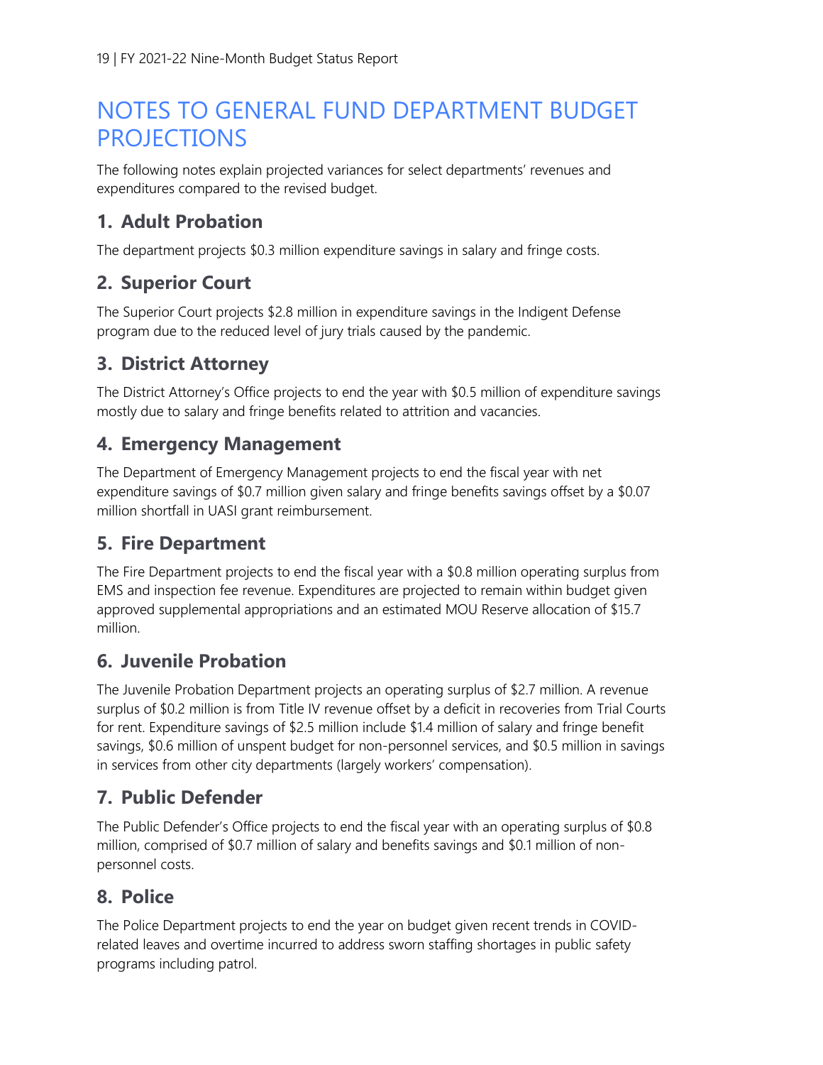# NOTES TO GENERAL FUND DEPARTMENT BUDGET PROJECTIONS

The following notes explain projected variances for select departments' revenues and expenditures compared to the revised budget.

## 1. Adult Probation

The department projects $0.3 million expenditure savings in salary and fringe costs.

## 2. Superior Court

The Superior Court projects $2.8 million in expenditure savings in the Indigent Defense program due to the reduced level of jury trials caused by the pandemic.

## 3. District Attorney

The District Attorney's Office projects to end the year with $0.5 million of expenditure savings mostly due to salary and fringe benefits related to attrition and vacancies.

## 4. Emergency Management

The Department of Emergency Management projects to end the fiscal year with net expenditure savings of $0.7 million given salary and fringe benefits savings offset by a $0.07 million shortfall in UASI grant reimbursement.

## 5. Fire Department

The Fire Department projects to end the fiscal year with a $0.8 million operating surplus from EMS and inspection fee revenue. Expenditures are projected to remain within budget given approved supplemental appropriations and an estimated MOU Reserve allocation of $15.7 million.

## 6. Juvenile Probation

The Juvenile Probation Department projects an operating surplus of $2.7 million. A revenue surplus of $0.2 million is from Title IV revenue offset by a deficit in recoveries from Trial Courts for rent. Expenditure savings of $2.5 million include $1.4 million of salary and fringe benefit savings, $0.6 million of unspent budget for non-personnel services, and $0.5 million in savings in services from other city departments (largely workers' compensation).

## 7. Public Defender

The Public Defender's Office projects to end the fiscal year with an operating surplus of $0.8 million, comprised of $0.7 million of salary and benefits savings and $0.1 million of non-personnel costs.

## 8. Police

The Police Department projects to end the year on budget given recent trends in COVID-related leaves and overtime incurred to address sworn staffing shortages in public safety programs including patrol.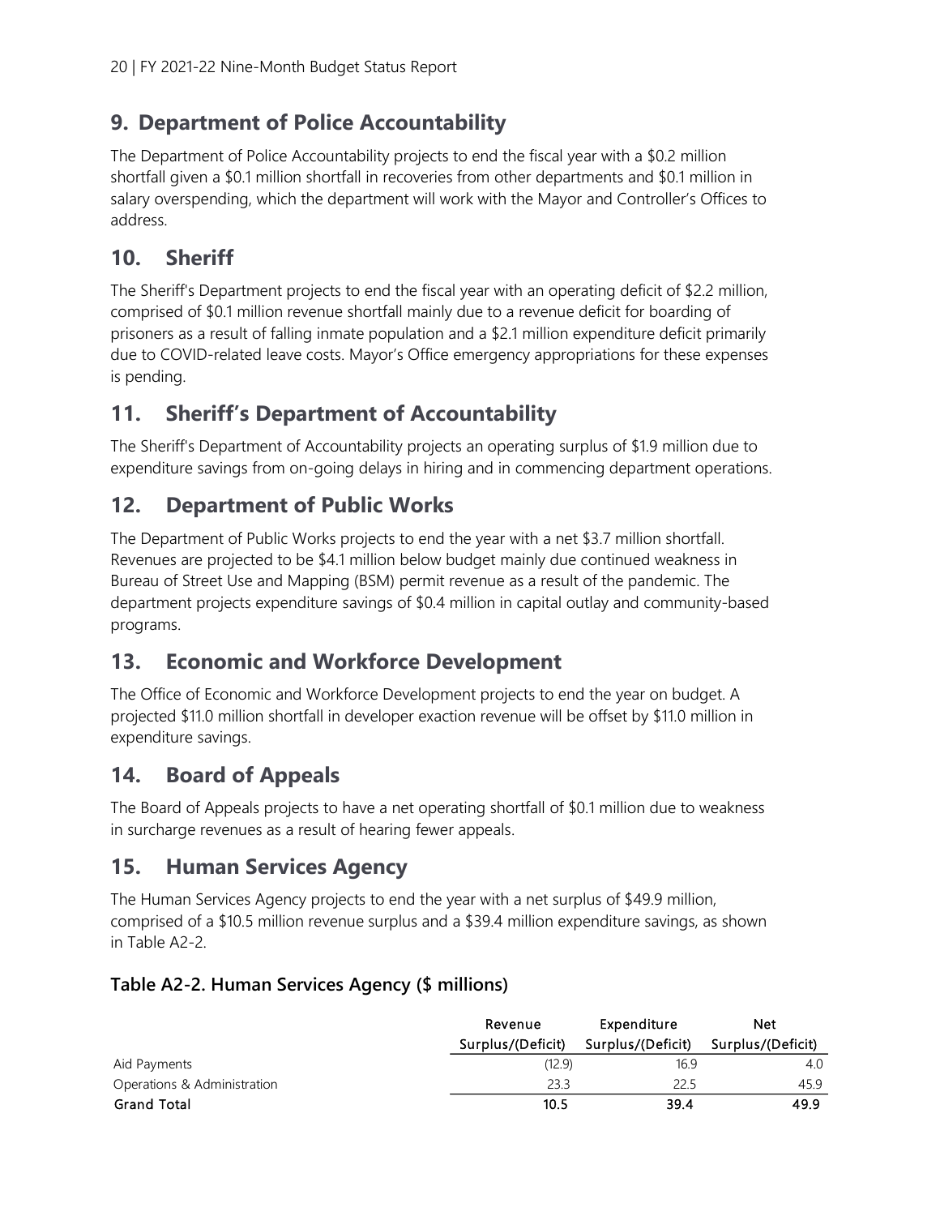## 9. Department of Police Accountability

The Department of Police Accountability projects to end the fiscal year with a \$0.2 million shortfall given a \$0.1 million shortfall in recoveries from other departments and \$0.1 million in salary overspending, which the department will work with the Mayor and Controller's Offices to address.

## 10. Sheriff

The Sheriff's Department projects to end the fiscal year with an operating deficit of \$2.2 million, comprised of \$0.1 million revenue shortfall mainly due to a revenue deficit for boarding of prisoners as a result of falling inmate population and a \$2.1 million expenditure deficit primarily due to COVID-related leave costs. Mayor's Office emergency appropriations for these expenses is pending.

## 11. Sheriff's Department of Accountability

The Sheriff's Department of Accountability projects an operating surplus of \$1.9 million due to expenditure savings from on-going delays in hiring and in commencing department operations.

## 12. Department of Public Works

The Department of Public Works projects to end the year with a net \$3.7 million shortfall. Revenues are projected to be \$4.1 million below budget mainly due continued weakness in Bureau of Street Use and Mapping (BSM) permit revenue as a result of the pandemic. The department projects expenditure savings of \$0.4 million in capital outlay and community-based programs.

## 13. Economic and Workforce Development

The Office of Economic and Workforce Development projects to end the year on budget. A projected \$11.0 million shortfall in developer exaction revenue will be offset by \$11.0 million in expenditure savings.

## 14. Board of Appeals

The Board of Appeals projects to have a net operating shortfall of \$0.1 million due to weakness in surcharge revenues as a result of hearing fewer appeals.

## 15. Human Services Agency

The Human Services Agency projects to end the year with a net surplus of \$49.9 million, comprised of a \$10.5 million revenue surplus and a \$39.4 million expenditure savings, as shown in Table A2-2.

### Table A2-2. Human Services Agency (\$ millions)

| | Revenue Surplus/(Deficit) | Expenditure Surplus/(Deficit) | Net Surplus/(Deficit) |
|---|---|---|---|
| Aid Payments | (12.9) | 16.9 | 4.0 |
| Operations & Administration | 23.3 | 22.5 | 45.9 |
| **Grand Total** | **10.5** | **39.4** | **49.9** |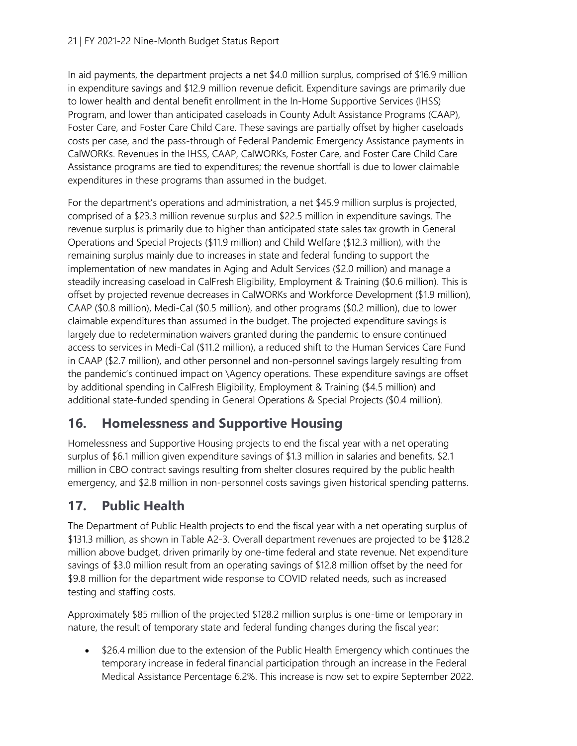In aid payments, the department projects a net $4.0 million surplus, comprised of $16.9 million in expenditure savings and $12.9 million revenue deficit. Expenditure savings are primarily due to lower health and dental benefit enrollment in the In-Home Supportive Services (IHSS) Program, and lower than anticipated caseloads in County Adult Assistance Programs (CAAP), Foster Care, and Foster Care Child Care. These savings are partially offset by higher caseloads costs per case, and the pass-through of Federal Pandemic Emergency Assistance payments in CalWORKs. Revenues in the IHSS, CAAP, CalWORKs, Foster Care, and Foster Care Child Care Assistance programs are tied to expenditures; the revenue shortfall is due to lower claimable expenditures in these programs than assumed in the budget.

For the department's operations and administration, a net $45.9 million surplus is projected, comprised of a $23.3 million revenue surplus and $22.5 million in expenditure savings. The revenue surplus is primarily due to higher than anticipated state sales tax growth in General Operations and Special Projects ($11.9 million) and Child Welfare ($12.3 million), with the remaining surplus mainly due to increases in state and federal funding to support the implementation of new mandates in Aging and Adult Services ($2.0 million) and manage a steadily increasing caseload in CalFresh Eligibility, Employment & Training ($0.6 million). This is offset by projected revenue decreases in CalWORKs and Workforce Development ($1.9 million), CAAP ($0.8 million), Medi-Cal ($0.5 million), and other programs ($0.2 million), due to lower claimable expenditures than assumed in the budget. The projected expenditure savings is largely due to redetermination waivers granted during the pandemic to ensure continued access to services in Medi-Cal ($11.2 million), a reduced shift to the Human Services Care Fund in CAAP ($2.7 million), and other personnel and non-personnel savings largely resulting from the pandemic's continued impact on \Agency operations. These expenditure savings are offset by additional spending in CalFresh Eligibility, Employment & Training ($4.5 million) and additional state-funded spending in General Operations & Special Projects ($0.4 million).

## 16. Homelessness and Supportive Housing

Homelessness and Supportive Housing projects to end the fiscal year with a net operating surplus of $6.1 million given expenditure savings of $1.3 million in salaries and benefits, $2.1 million in CBO contract savings resulting from shelter closures required by the public health emergency, and $2.8 million in non-personnel costs savings given historical spending patterns.

## 17. Public Health

The Department of Public Health projects to end the fiscal year with a net operating surplus of $131.3 million, as shown in Table A2-3. Overall department revenues are projected to be $128.2 million above budget, driven primarily by one-time federal and state revenue. Net expenditure savings of $3.0 million result from an operating savings of $12.8 million offset by the need for $9.8 million for the department wide response to COVID related needs, such as increased testing and staffing costs.

Approximately $85 million of the projected $128.2 million surplus is one-time or temporary in nature, the result of temporary state and federal funding changes during the fiscal year:

- $26.4 million due to the extension of the Public Health Emergency which continues the temporary increase in federal financial participation through an increase in the Federal Medical Assistance Percentage 6.2%. This increase is now set to expire September 2022.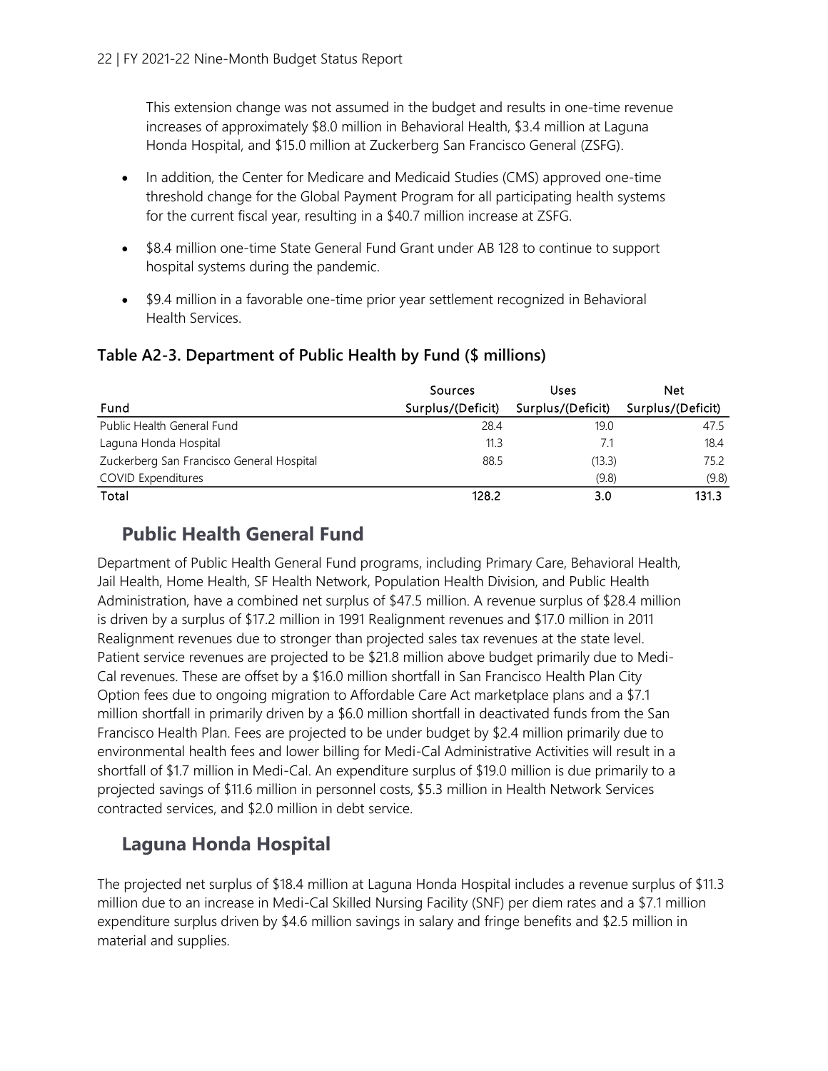This extension change was not assumed in the budget and results in one-time revenue increases of approximately $8.0 million in Behavioral Health, $3.4 million at Laguna Honda Hospital, and $15.0 million at Zuckerberg San Francisco General (ZSFG).

- In addition, the Center for Medicare and Medicaid Studies (CMS) approved one-time threshold change for the Global Payment Program for all participating health systems for the current fiscal year, resulting in a $40.7 million increase at ZSFG.
- $8.4 million one-time State General Fund Grant under AB 128 to continue to support hospital systems during the pandemic.
- $9.4 million in a favorable one-time prior year settlement recognized in Behavioral Health Services.

### Table A2-3. Department of Public Health by Fund ($ millions)

| Fund | Sources Surplus/(Deficit) | Uses Surplus/(Deficit) | Net Surplus/(Deficit) |
|---|---|---|---|
| Public Health General Fund | 28.4 | 19.0 | 47.5 |
| Laguna Honda Hospital | 11.3 | 7.1 | 18.4 |
| Zuckerberg San Francisco General Hospital | 88.5 | (13.3) | 75.2 |
| COVID Expenditures | | (9.8) | (9.8) |
| **Total** | **128.2** | **3.0** | **131.3** |

## Public Health General Fund

Department of Public Health General Fund programs, including Primary Care, Behavioral Health, Jail Health, Home Health, SF Health Network, Population Health Division, and Public Health Administration, have a combined net surplus of $47.5 million. A revenue surplus of $28.4 million is driven by a surplus of $17.2 million in 1991 Realignment revenues and $17.0 million in 2011 Realignment revenues due to stronger than projected sales tax revenues at the state level. Patient service revenues are projected to be $21.8 million above budget primarily due to Medi-Cal revenues. These are offset by a $16.0 million shortfall in San Francisco Health Plan City Option fees due to ongoing migration to Affordable Care Act marketplace plans and a $7.1 million shortfall in primarily driven by a $6.0 million shortfall in deactivated funds from the San Francisco Health Plan. Fees are projected to be under budget by $2.4 million primarily due to environmental health fees and lower billing for Medi-Cal Administrative Activities will result in a shortfall of $1.7 million in Medi-Cal. An expenditure surplus of $19.0 million is due primarily to a projected savings of $11.6 million in personnel costs, $5.3 million in Health Network Services contracted services, and $2.0 million in debt service.

## Laguna Honda Hospital

The projected net surplus of $18.4 million at Laguna Honda Hospital includes a revenue surplus of $11.3 million due to an increase in Medi-Cal Skilled Nursing Facility (SNF) per diem rates and a $7.1 million expenditure surplus driven by $4.6 million savings in salary and fringe benefits and $2.5 million in material and supplies.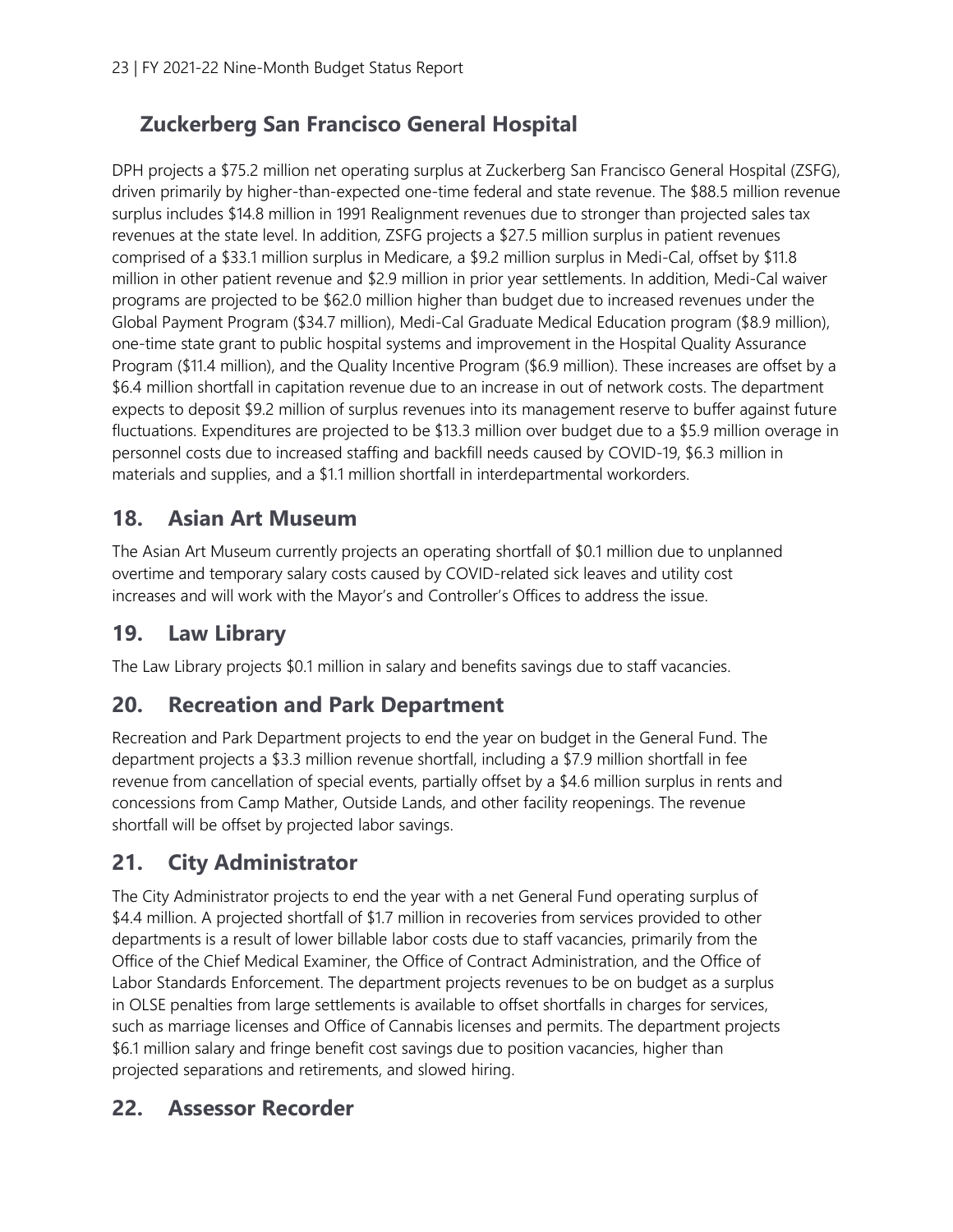### Zuckerberg San Francisco General Hospital

DPH projects a $75.2 million net operating surplus at Zuckerberg San Francisco General Hospital (ZSFG), driven primarily by higher-than-expected one-time federal and state revenue. The $88.5 million revenue surplus includes $14.8 million in 1991 Realignment revenues due to stronger than projected sales tax revenues at the state level. In addition, ZSFG projects a $27.5 million surplus in patient revenues comprised of a $33.1 million surplus in Medicare, a $9.2 million surplus in Medi-Cal, offset by $11.8 million in other patient revenue and $2.9 million in prior year settlements. In addition, Medi-Cal waiver programs are projected to be $62.0 million higher than budget due to increased revenues under the Global Payment Program ($34.7 million), Medi-Cal Graduate Medical Education program ($8.9 million), one-time state grant to public hospital systems and improvement in the Hospital Quality Assurance Program ($11.4 million), and the Quality Incentive Program ($6.9 million). These increases are offset by a $6.4 million shortfall in capitation revenue due to an increase in out of network costs. The department expects to deposit $9.2 million of surplus revenues into its management reserve to buffer against future fluctuations. Expenditures are projected to be $13.3 million over budget due to a $5.9 million overage in personnel costs due to increased staffing and backfill needs caused by COVID-19, $6.3 million in materials and supplies, and a $1.1 million shortfall in interdepartmental workorders.

## 18. Asian Art Museum

The Asian Art Museum currently projects an operating shortfall of $0.1 million due to unplanned overtime and temporary salary costs caused by COVID-related sick leaves and utility cost increases and will work with the Mayor's and Controller's Offices to address the issue.

## 19. Law Library

The Law Library projects $0.1 million in salary and benefits savings due to staff vacancies.

## 20. Recreation and Park Department

Recreation and Park Department projects to end the year on budget in the General Fund. The department projects a $3.3 million revenue shortfall, including a $7.9 million shortfall in fee revenue from cancellation of special events, partially offset by a $4.6 million surplus in rents and concessions from Camp Mather, Outside Lands, and other facility reopenings. The revenue shortfall will be offset by projected labor savings.

## 21. City Administrator

The City Administrator projects to end the year with a net General Fund operating surplus of $4.4 million. A projected shortfall of $1.7 million in recoveries from services provided to other departments is a result of lower billable labor costs due to staff vacancies, primarily from the Office of the Chief Medical Examiner, the Office of Contract Administration, and the Office of Labor Standards Enforcement. The department projects revenues to be on budget as a surplus in OLSE penalties from large settlements is available to offset shortfalls in charges for services, such as marriage licenses and Office of Cannabis licenses and permits. The department projects $6.1 million salary and fringe benefit cost savings due to position vacancies, higher than projected separations and retirements, and slowed hiring.

## 22. Assessor Recorder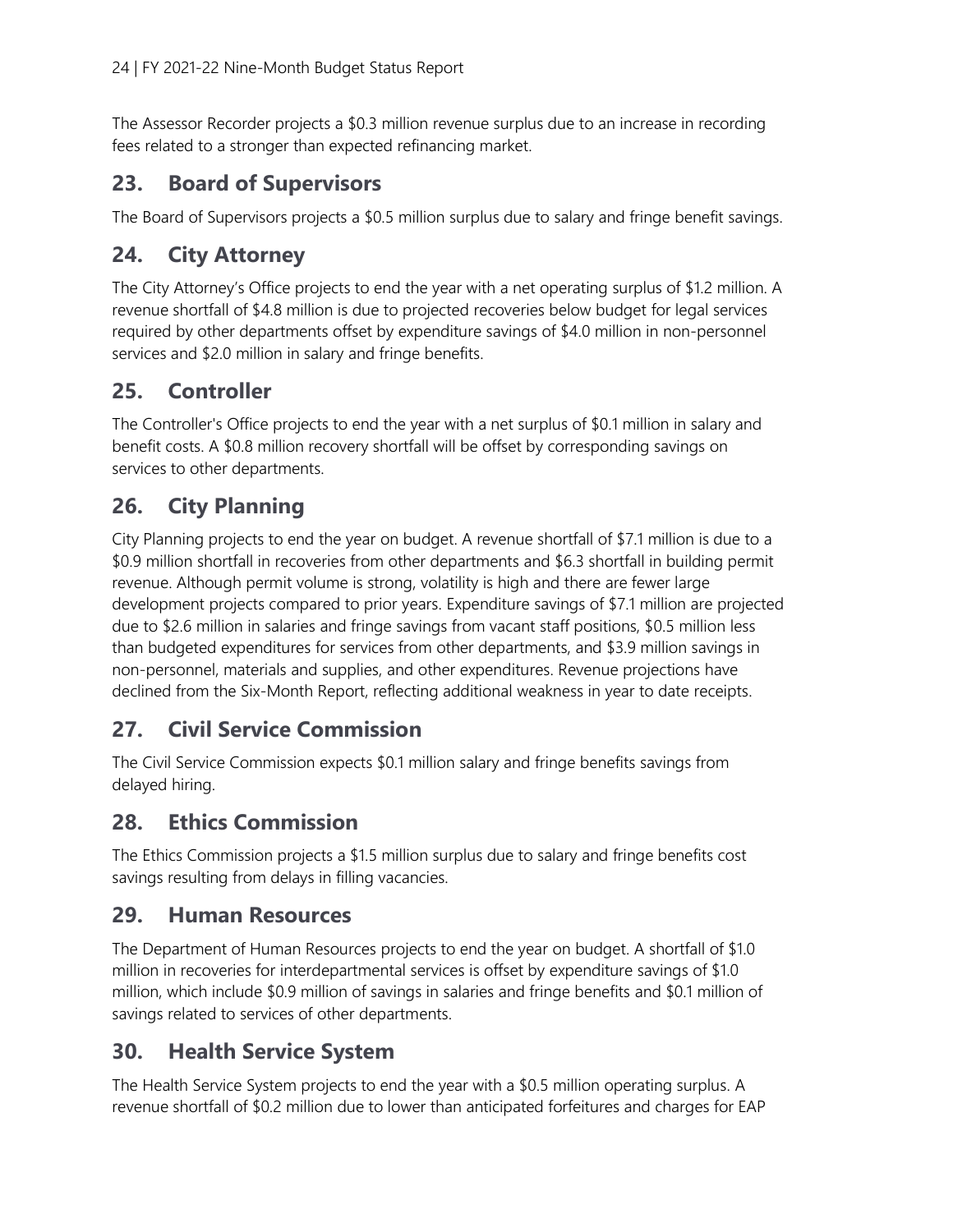The Assessor Recorder projects a $0.3 million revenue surplus due to an increase in recording fees related to a stronger than expected refinancing market.

## 23. Board of Supervisors

The Board of Supervisors projects a $0.5 million surplus due to salary and fringe benefit savings.

## 24. City Attorney

The City Attorney's Office projects to end the year with a net operating surplus of $1.2 million. A revenue shortfall of $4.8 million is due to projected recoveries below budget for legal services required by other departments offset by expenditure savings of $4.0 million in non-personnel services and $2.0 million in salary and fringe benefits.

## 25. Controller

The Controller's Office projects to end the year with a net surplus of $0.1 million in salary and benefit costs. A $0.8 million recovery shortfall will be offset by corresponding savings on services to other departments.

## 26. City Planning

City Planning projects to end the year on budget. A revenue shortfall of $7.1 million is due to a $0.9 million shortfall in recoveries from other departments and $6.3 shortfall in building permit revenue. Although permit volume is strong, volatility is high and there are fewer large development projects compared to prior years. Expenditure savings of $7.1 million are projected due to $2.6 million in salaries and fringe savings from vacant staff positions, $0.5 million less than budgeted expenditures for services from other departments, and $3.9 million savings in non-personnel, materials and supplies, and other expenditures. Revenue projections have declined from the Six-Month Report, reflecting additional weakness in year to date receipts.

## 27. Civil Service Commission

The Civil Service Commission expects $0.1 million salary and fringe benefits savings from delayed hiring.

## 28. Ethics Commission

The Ethics Commission projects a $1.5 million surplus due to salary and fringe benefits cost savings resulting from delays in filling vacancies.

## 29. Human Resources

The Department of Human Resources projects to end the year on budget. A shortfall of $1.0 million in recoveries for interdepartmental services is offset by expenditure savings of $1.0 million, which include $0.9 million of savings in salaries and fringe benefits and $0.1 million of savings related to services of other departments.

## 30. Health Service System

The Health Service System projects to end the year with a $0.5 million operating surplus. A revenue shortfall of $0.2 million due to lower than anticipated forfeitures and charges for EAP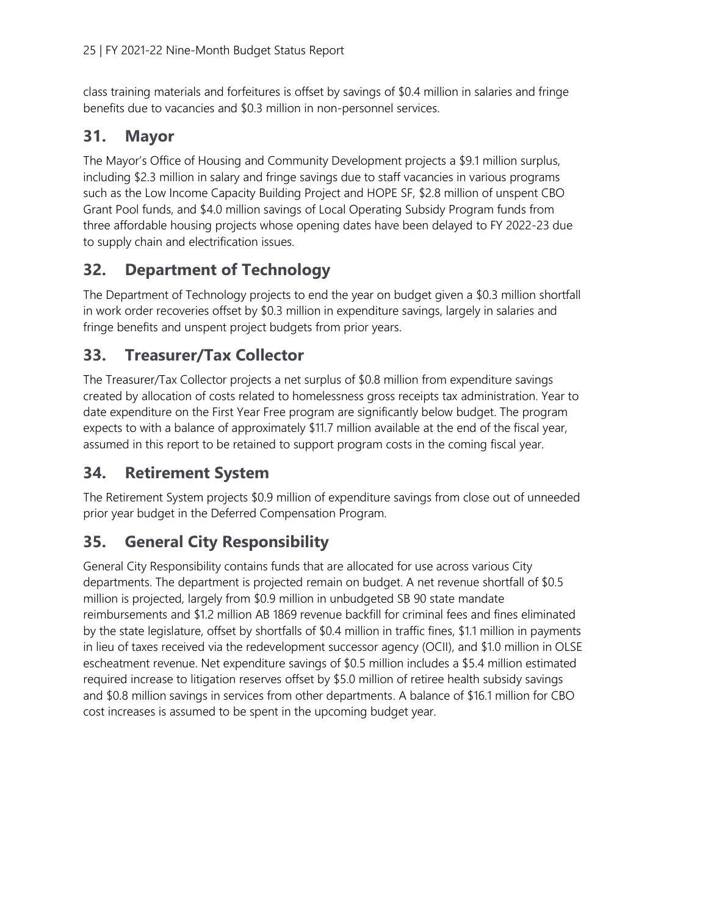class training materials and forfeitures is offset by savings of $0.4 million in salaries and fringe benefits due to vacancies and $0.3 million in non-personnel services.

## 31. Mayor

The Mayor's Office of Housing and Community Development projects a $9.1 million surplus, including $2.3 million in salary and fringe savings due to staff vacancies in various programs such as the Low Income Capacity Building Project and HOPE SF, $2.8 million of unspent CBO Grant Pool funds, and $4.0 million savings of Local Operating Subsidy Program funds from three affordable housing projects whose opening dates have been delayed to FY 2022-23 due to supply chain and electrification issues.

## 32. Department of Technology

The Department of Technology projects to end the year on budget given a $0.3 million shortfall in work order recoveries offset by $0.3 million in expenditure savings, largely in salaries and fringe benefits and unspent project budgets from prior years.

## 33. Treasurer/Tax Collector

The Treasurer/Tax Collector projects a net surplus of $0.8 million from expenditure savings created by allocation of costs related to homelessness gross receipts tax administration. Year to date expenditure on the First Year Free program are significantly below budget. The program expects to with a balance of approximately $11.7 million available at the end of the fiscal year, assumed in this report to be retained to support program costs in the coming fiscal year.

## 34. Retirement System

The Retirement System projects $0.9 million of expenditure savings from close out of unneeded prior year budget in the Deferred Compensation Program.

## 35. General City Responsibility

General City Responsibility contains funds that are allocated for use across various City departments. The department is projected remain on budget. A net revenue shortfall of $0.5 million is projected, largely from $0.9 million in unbudgeted SB 90 state mandate reimbursements and $1.2 million AB 1869 revenue backfill for criminal fees and fines eliminated by the state legislature, offset by shortfalls of $0.4 million in traffic fines, $1.1 million in payments in lieu of taxes received via the redevelopment successor agency (OCII), and $1.0 million in OLSE escheatment revenue. Net expenditure savings of $0.5 million includes a $5.4 million estimated required increase to litigation reserves offset by $5.0 million of retiree health subsidy savings and $0.8 million savings in services from other departments. A balance of $16.1 million for CBO cost increases is assumed to be spent in the upcoming budget year.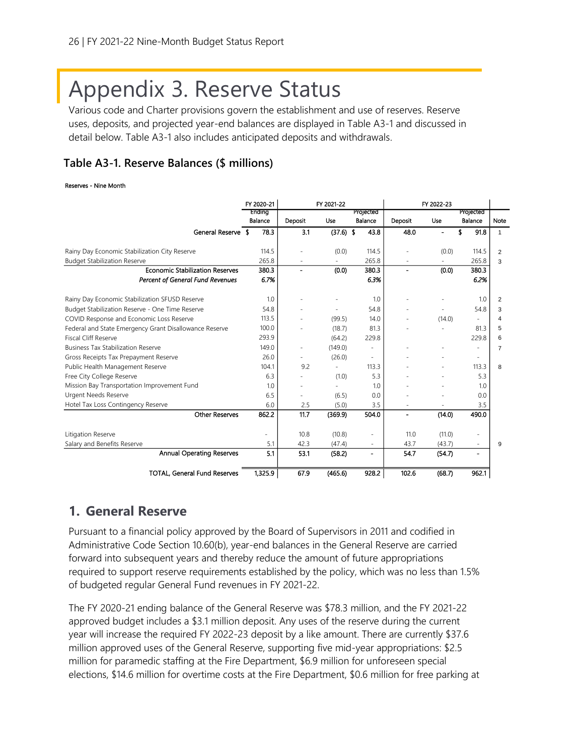# Appendix 3. Reserve Status

Various code and Charter provisions govern the establishment and use of reserves. Reserve uses, deposits, and projected year-end balances are displayed in Table A3-1 and discussed in detail below. Table A3-1 also includes anticipated deposits and withdrawals.

### Table A3-1. Reserve Balances ($ millions)

**Reserves - Nine Month**

| | FY 2020-21 | FY 2021-22 | | | FY 2022-23 | | | |
|---|---|---|---|---|---|---|---|---|
| | Ending Balance | Deposit | Use | Projected Balance | Deposit | Use | Projected Balance | Note |
| **General Reserve** | **$ 78.3** | **3.1** | **(37.6)** | **$ 43.8** | **48.0** | **-** | **$ 91.8** | 1 |
| Rainy Day Economic Stabilization City Reserve | 114.5 | - | (0.0) | 114.5 | - | (0.0) | 114.5 | 2 |
| Budget Stabilization Reserve | 265.8 | - | - | 265.8 | - | - | 265.8 | 3 |
| **Economic Stabilization Reserves** | **380.3** | **-** | **(0.0)** | **380.3** | **-** | **(0.0)** | **380.3** | |
| ***Percent of General Fund Revenues*** | ***6.7%*** | | | ***6.3%*** | | | ***6.2%*** | |
| Rainy Day Economic Stabilization SFUSD Reserve | 1.0 | - | - | 1.0 | - | - | 1.0 | 2 |
| Budget Stabilization Reserve - One Time Reserve | 54.8 | - | - | 54.8 | - | - | 54.8 | 3 |
| COVID Response and Economic Loss Reserve | 113.5 | - | (99.5) | 14.0 | - | (14.0) | - | 4 |
| Federal and State Emergency Grant Disallowance Reserve | 100.0 | - | (18.7) | 81.3 | - | - | 81.3 | 5 |
| Fiscal Cliff Reserve | 293.9 | | (64.2) | 229.8 | | | 229.8 | 6 |
| Business Tax Stabilization Reserve | 149.0 | - | (149.0) | - | - | - | - | 7 |
| Gross Receipts Tax Prepayment Reserve | 26.0 | - | (26.0) | - | - | - | - | |
| Public Health Management Reserve | 104.1 | 9.2 | - | 113.3 | - | - | 113.3 | 8 |
| Free City College Reserve | 6.3 | - | (1.0) | 5.3 | - | - | 5.3 | |
| Mission Bay Transportation Improvement Fund | 1.0 | - | - | 1.0 | - | - | 1.0 | |
| Urgent Needs Reserve | 6.5 | - | (6.5) | 0.0 | - | - | 0.0 | |
| Hotel Tax Loss Contingency Reserve | 6.0 | 2.5 | (5.0) | 3.5 | - | - | 3.5 | |
| **Other Reserves** | **862.2** | **11.7** | **(369.9)** | **504.0** | **-** | **(14.0)** | **490.0** | |
| Litigation Reserve | - | 10.8 | (10.8) | - | 11.0 | (11.0) | - | |
| Salary and Benefits Reserve | 5.1 | 42.3 | (47.4) | - | 43.7 | (43.7) | - | 9 |
| **Annual Operating Reserves** | **5.1** | **53.1** | **(58.2)** | **-** | **54.7** | **(54.7)** | **-** | |
| **TOTAL, General Fund Reserves** | **1,325.9** | **67.9** | **(465.6)** | **928.2** | **102.6** | **(68.7)** | **962.1** | |

## 1. General Reserve

Pursuant to a financial policy approved by the Board of Supervisors in 2011 and codified in Administrative Code Section 10.60(b), year-end balances in the General Reserve are carried forward into subsequent years and thereby reduce the amount of future appropriations required to support reserve requirements established by the policy, which was no less than 1.5% of budgeted regular General Fund revenues in FY 2021-22.

The FY 2020-21 ending balance of the General Reserve was $78.3 million, and the FY 2021-22 approved budget includes a $3.1 million deposit. Any uses of the reserve during the current year will increase the required FY 2022-23 deposit by a like amount. There are currently $37.6 million approved uses of the General Reserve, supporting five mid-year appropriations: $2.5 million for paramedic staffing at the Fire Department, $6.9 million for unforeseen special elections, $14.6 million for overtime costs at the Fire Department, $0.6 million for free parking at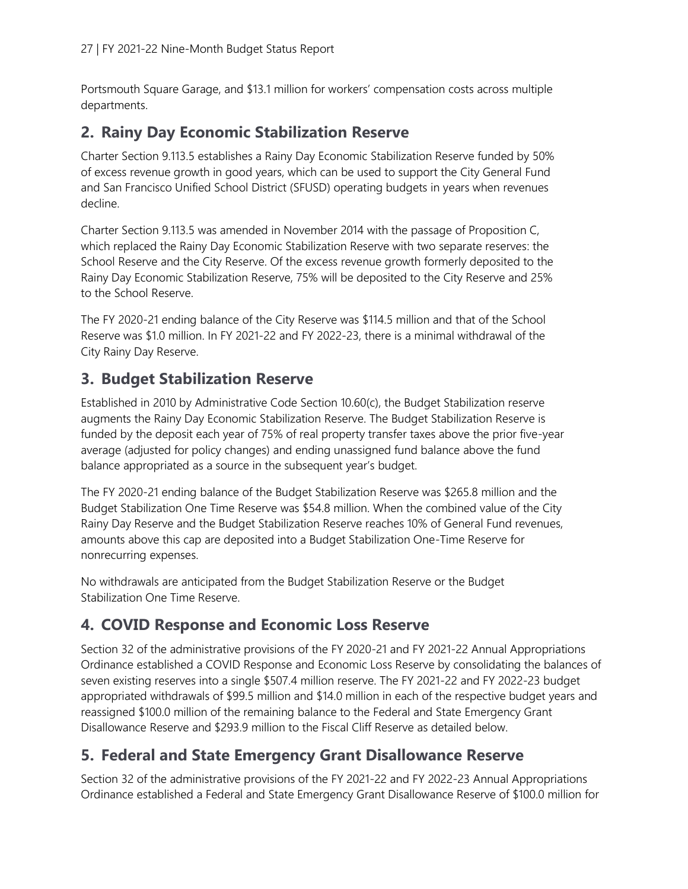Portsmouth Square Garage, and $13.1 million for workers' compensation costs across multiple departments.

## 2. Rainy Day Economic Stabilization Reserve

Charter Section 9.113.5 establishes a Rainy Day Economic Stabilization Reserve funded by 50% of excess revenue growth in good years, which can be used to support the City General Fund and San Francisco Unified School District (SFUSD) operating budgets in years when revenues decline.

Charter Section 9.113.5 was amended in November 2014 with the passage of Proposition C, which replaced the Rainy Day Economic Stabilization Reserve with two separate reserves: the School Reserve and the City Reserve. Of the excess revenue growth formerly deposited to the Rainy Day Economic Stabilization Reserve, 75% will be deposited to the City Reserve and 25% to the School Reserve.

The FY 2020-21 ending balance of the City Reserve was $114.5 million and that of the School Reserve was $1.0 million. In FY 2021-22 and FY 2022-23, there is a minimal withdrawal of the City Rainy Day Reserve.

## 3. Budget Stabilization Reserve

Established in 2010 by Administrative Code Section 10.60(c), the Budget Stabilization reserve augments the Rainy Day Economic Stabilization Reserve. The Budget Stabilization Reserve is funded by the deposit each year of 75% of real property transfer taxes above the prior five-year average (adjusted for policy changes) and ending unassigned fund balance above the fund balance appropriated as a source in the subsequent year's budget.

The FY 2020-21 ending balance of the Budget Stabilization Reserve was $265.8 million and the Budget Stabilization One Time Reserve was $54.8 million. When the combined value of the City Rainy Day Reserve and the Budget Stabilization Reserve reaches 10% of General Fund revenues, amounts above this cap are deposited into a Budget Stabilization One-Time Reserve for nonrecurring expenses.

No withdrawals are anticipated from the Budget Stabilization Reserve or the Budget Stabilization One Time Reserve.

## 4. COVID Response and Economic Loss Reserve

Section 32 of the administrative provisions of the FY 2020-21 and FY 2021-22 Annual Appropriations Ordinance established a COVID Response and Economic Loss Reserve by consolidating the balances of seven existing reserves into a single $507.4 million reserve. The FY 2021-22 and FY 2022-23 budget appropriated withdrawals of $99.5 million and $14.0 million in each of the respective budget years and reassigned $100.0 million of the remaining balance to the Federal and State Emergency Grant Disallowance Reserve and $293.9 million to the Fiscal Cliff Reserve as detailed below.

## 5. Federal and State Emergency Grant Disallowance Reserve

Section 32 of the administrative provisions of the FY 2021-22 and FY 2022-23 Annual Appropriations Ordinance established a Federal and State Emergency Grant Disallowance Reserve of $100.0 million for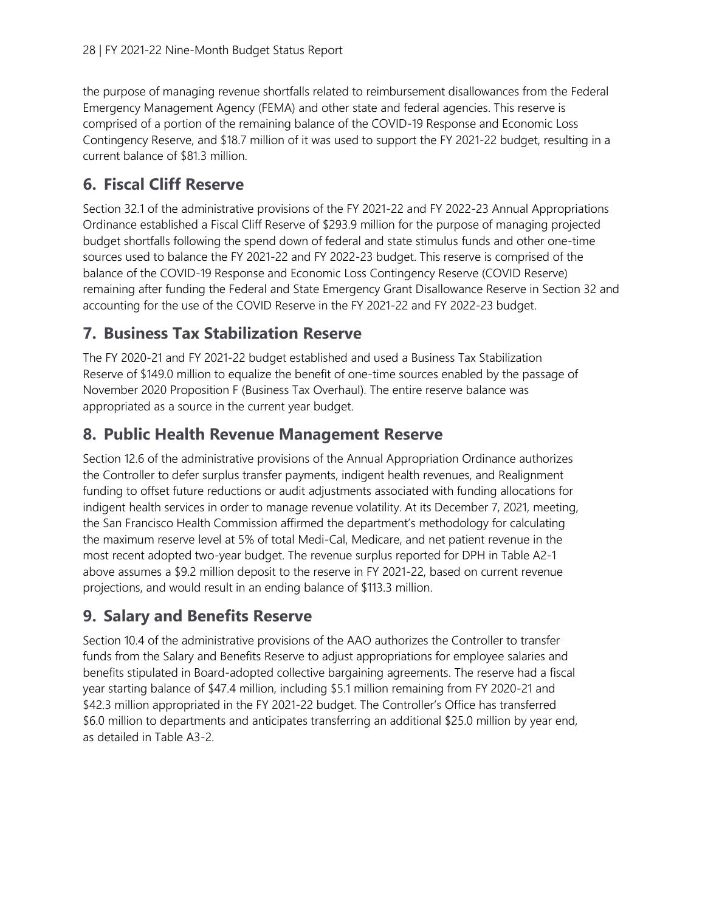the purpose of managing revenue shortfalls related to reimbursement disallowances from the Federal Emergency Management Agency (FEMA) and other state and federal agencies. This reserve is comprised of a portion of the remaining balance of the COVID-19 Response and Economic Loss Contingency Reserve, and $18.7 million of it was used to support the FY 2021-22 budget, resulting in a current balance of $81.3 million.

## 6. Fiscal Cliff Reserve

Section 32.1 of the administrative provisions of the FY 2021-22 and FY 2022-23 Annual Appropriations Ordinance established a Fiscal Cliff Reserve of $293.9 million for the purpose of managing projected budget shortfalls following the spend down of federal and state stimulus funds and other one-time sources used to balance the FY 2021-22 and FY 2022-23 budget. This reserve is comprised of the balance of the COVID-19 Response and Economic Loss Contingency Reserve (COVID Reserve) remaining after funding the Federal and State Emergency Grant Disallowance Reserve in Section 32 and accounting for the use of the COVID Reserve in the FY 2021-22 and FY 2022-23 budget.

## 7. Business Tax Stabilization Reserve

The FY 2020-21 and FY 2021-22 budget established and used a Business Tax Stabilization Reserve of $149.0 million to equalize the benefit of one-time sources enabled by the passage of November 2020 Proposition F (Business Tax Overhaul). The entire reserve balance was appropriated as a source in the current year budget.

## 8. Public Health Revenue Management Reserve

Section 12.6 of the administrative provisions of the Annual Appropriation Ordinance authorizes the Controller to defer surplus transfer payments, indigent health revenues, and Realignment funding to offset future reductions or audit adjustments associated with funding allocations for indigent health services in order to manage revenue volatility. At its December 7, 2021, meeting, the San Francisco Health Commission affirmed the department's methodology for calculating the maximum reserve level at 5% of total Medi-Cal, Medicare, and net patient revenue in the most recent adopted two-year budget. The revenue surplus reported for DPH in Table A2-1 above assumes a $9.2 million deposit to the reserve in FY 2021-22, based on current revenue projections, and would result in an ending balance of $113.3 million.

## 9. Salary and Benefits Reserve

Section 10.4 of the administrative provisions of the AAO authorizes the Controller to transfer funds from the Salary and Benefits Reserve to adjust appropriations for employee salaries and benefits stipulated in Board-adopted collective bargaining agreements. The reserve had a fiscal year starting balance of $47.4 million, including $5.1 million remaining from FY 2020-21 and $42.3 million appropriated in the FY 2021-22 budget. The Controller's Office has transferred $6.0 million to departments and anticipates transferring an additional $25.0 million by year end, as detailed in Table A3-2.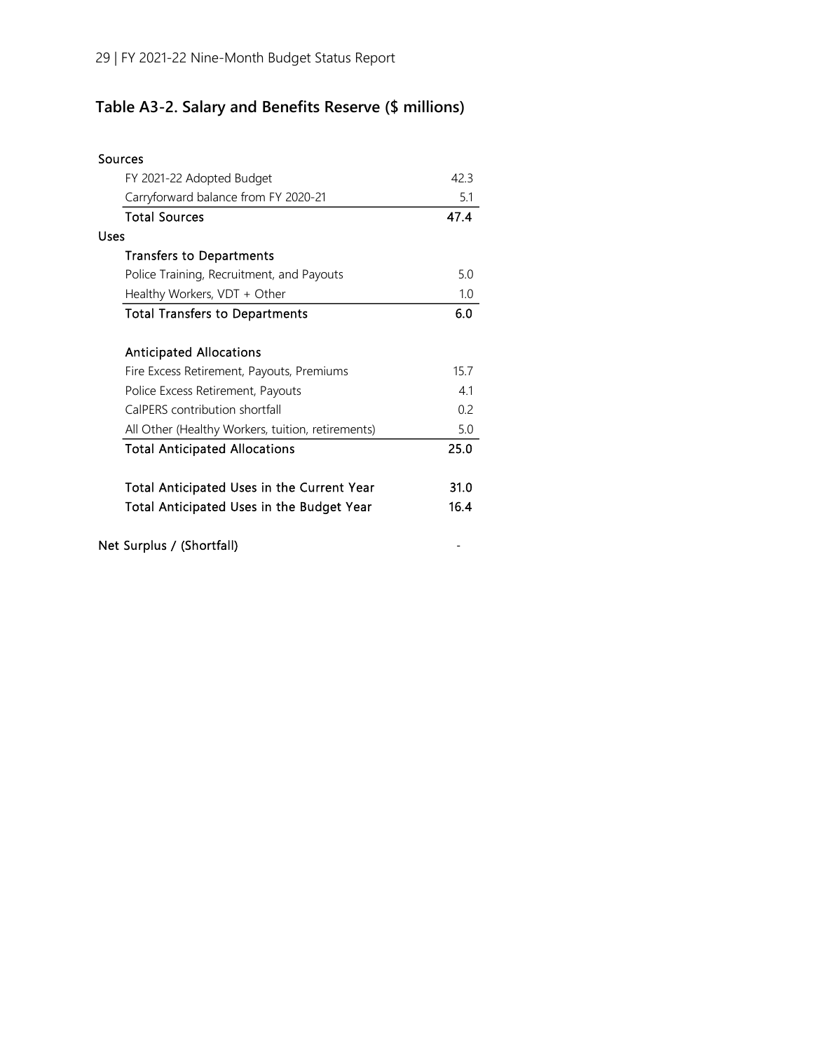## Table A3-2. Salary and Benefits Reserve ($ millions)

| | |
|---|---|
| **Sources** | |
| FY 2021-22 Adopted Budget | 42.3 |
| Carryforward balance from FY 2020-21 | 5.1 |
| **Total Sources** | **47.4** |
| **Uses** | |
| **Transfers to Departments** | |
| Police Training, Recruitment, and Payouts | 5.0 |
| Healthy Workers, VDT + Other | 1.0 |
| **Total Transfers to Departments** | **6.0** |
| | |
| **Anticipated Allocations** | |
| Fire Excess Retirement, Payouts, Premiums | 15.7 |
| Police Excess Retirement, Payouts | 4.1 |
| CalPERS contribution shortfall | 0.2 |
| All Other (Healthy Workers, tuition, retirements) | 5.0 |
| **Total Anticipated Allocations** | **25.0** |
| | |
| **Total Anticipated Uses in the Current Year** | **31.0** |
| **Total Anticipated Uses in the Budget Year** | **16.4** |
| | |
| Net Surplus / (Shortfall) | - |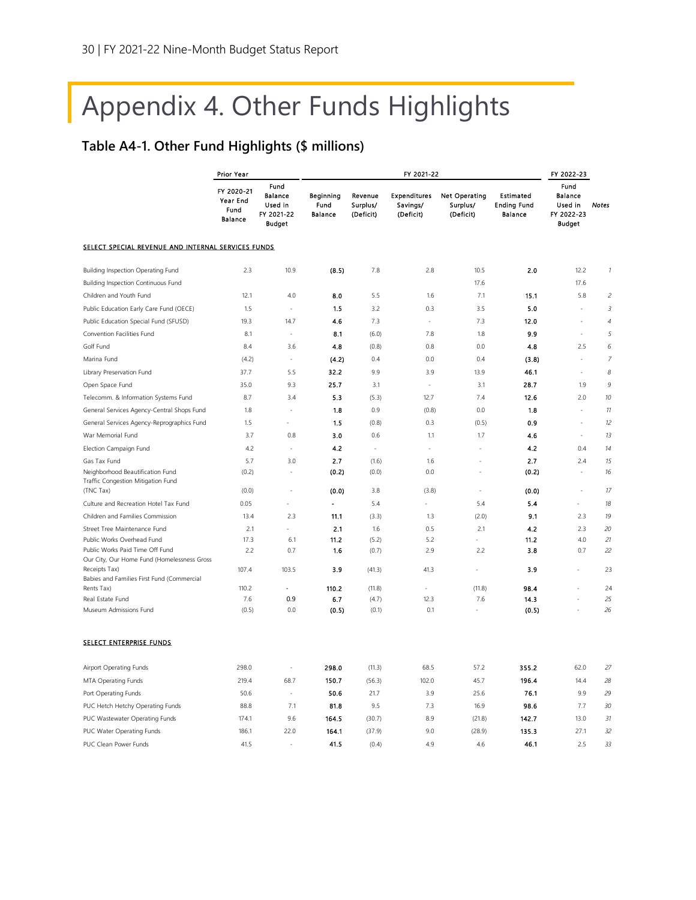# Appendix 4. Other Funds Highlights

## Table A4-1. Other Fund Highlights ($ millions)

| | Prior Year | | FY 2021-22 | | | | | FY 2022-23 | |
|---|---|---|---|---|---|---|---|---|---|
| | FY 2020-21 Year End Fund Balance | Fund Balance Used in FY 2021-22 Budget | Beginning Fund Balance | Revenue Surplus/ (Deficit) | Expenditures Savings/ (Deficit) | Net Operating Surplus/ (Deficit) | Estimated Ending Fund Balance | Fund Balance Used in FY 2022-23 Budget | *Notes* |
| **SELECT SPECIAL REVENUE AND INTERNAL SERVICES FUNDS** | | | | | | | | | |
| Building Inspection Operating Fund | 2.3 | 10.9 | **(8.5)** | 7.8 | 2.8 | 10.5 | **2.0** | 12.2 | *1* |
| Building Inspection Continuous Fund | | | | | | 17.6 | | 17.6 | |
| Children and Youth Fund | 12.1 | 4.0 | **8.0** | 5.5 | 1.6 | 7.1 | **15.1** | 5.8 | *2* |
| Public Education Early Care Fund (OECE) | 1.5 | - | **1.5** | 3.2 | 0.3 | 3.5 | **5.0** | - | *3* |
| Public Education Special Fund (SFUSD) | 19.3 | 14.7 | **4.6** | 7.3 | - | 7.3 | **12.0** | - | *4* |
| Convention Facilities Fund | 8.1 | - | **8.1** | (6.0) | 7.8 | 1.8 | **9.9** | - | *5* |
| Golf Fund | 8.4 | 3.6 | **4.8** | (0.8) | 0.8 | 0.0 | **4.8** | 2.5 | *6* |
| Marina Fund | (4.2) | - | **(4.2)** | 0.4 | 0.0 | 0.4 | **(3.8)** | - | *7* |
| Library Preservation Fund | 37.7 | 5.5 | **32.2** | 9.9 | 3.9 | 13.9 | **46.1** | - | *8* |
| Open Space Fund | 35.0 | 9.3 | **25.7** | 3.1 | - | 3.1 | **28.7** | 1.9 | *9* |
| Telecomm. & Information Systems Fund | 8.7 | 3.4 | **5.3** | (5.3) | 12.7 | 7.4 | **12.6** | 2.0 | *10* |
| General Services Agency-Central Shops Fund | 1.8 | - | **1.8** | 0.9 | (0.8) | 0.0 | **1.8** | - | *11* |
| General Services Agency-Reprographics Fund | 1.5 | - | **1.5** | (0.8) | 0.3 | (0.5) | **0.9** | - | *12* |
| War Memorial Fund | 3.7 | 0.8 | **3.0** | 0.6 | 1.1 | 1.7 | **4.6** | - | *13* |
| Election Campaign Fund | 4.2 | - | **4.2** | - | - | - | **4.2** | 0.4 | *14* |
| Gas Tax Fund | 5.7 | 3.0 | **2.7** | (1.6) | 1.6 | - | **2.7** | 2.4 | *15* |
| Neighborhood Beautification Fund | (0.2) | - | **(0.2)** | (0.0) | 0.0 | - | **(0.2)** | - | *16* |
| Traffic Congestion Mitigation Fund (TNC Tax) | (0.0) | - | **(0.0)** | 3.8 | (3.8) | - | **(0.0)** | - | *17* |
| Culture and Recreation Hotel Tax Fund | 0.05 | - | **-** | 5.4 | - | 5.4 | **5.4** | - | *18* |
| Children and Families Commission | 13.4 | 2.3 | **11.1** | (3.3) | 1.3 | (2.0) | **9.1** | 2.3 | *19* |
| Street Tree Maintenance Fund | 2.1 | - | **2.1** | 1.6 | 0.5 | 2.1 | **4.2** | 2.3 | *20* |
| Public Works Overhead Fund | 17.3 | 6.1 | **11.2** | (5.2) | 5.2 | - | **11.2** | 4.0 | *21* |
| Public Works Paid Time Off Fund | 2.2 | 0.7 | **1.6** | (0.7) | 2.9 | 2.2 | **3.8** | 0.7 | *22* |
| Our City, Our Home Fund (Homelessness Gross Receipts Tax) | 107.4 | 103.5 | **3.9** | (41.3) | 41.3 | - | **3.9** | - | 23 |
| Babies and Families First Fund (Commercial Rents Tax) | 110.2 | - | **110.2** | (11.8) | - | (11.8) | **98.4** | - | 24 |
| Real Estate Fund | 7.6 | **0.9** | **6.7** | (4.7) | 12.3 | 7.6 | **14.3** | - | 25 |
| Museum Admissions Fund | (0.5) | 0.0 | **(0.5)** | (0.1) | 0.1 | - | **(0.5)** | - | 26 |
| **SELECT ENTERPRISE FUNDS** | | | | | | | | | |
| Airport Operating Funds | 298.0 | - | **298.0** | (11.3) | 68.5 | 57.2 | **355.2** | 62.0 | *27* |
| MTA Operating Funds | 219.4 | 68.7 | **150.7** | (56.3) | 102.0 | 45.7 | **196.4** | 14.4 | *28* |
| Port Operating Funds | 50.6 | - | **50.6** | 21.7 | 3.9 | 25.6 | **76.1** | 9.9 | *29* |
| PUC Hetch Hetchy Operating Funds | 88.8 | 7.1 | **81.8** | 9.5 | 7.3 | 16.9 | **98.6** | 7.7 | *30* |
| PUC Wastewater Operating Funds | 174.1 | 9.6 | **164.5** | (30.7) | 8.9 | (21.8) | **142.7** | 13.0 | *31* |
| PUC Water Operating Funds | 186.1 | 22.0 | **164.1** | (37.9) | 9.0 | (28.9) | **135.3** | 27.1 | *32* |
| PUC Clean Power Funds | 41.5 | - | **41.5** | (0.4) | 4.9 | 4.6 | **46.1** | 2.5 | *33* |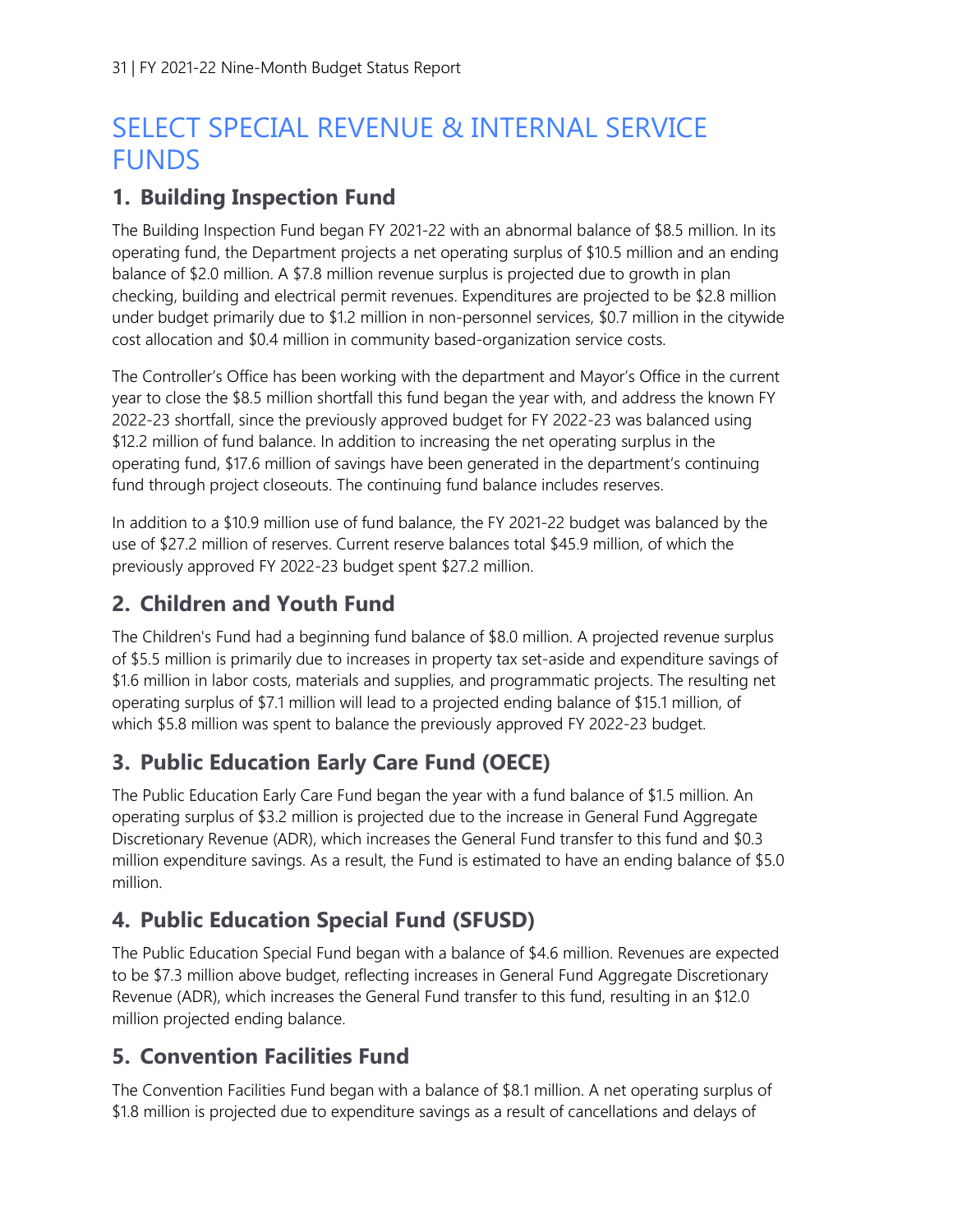# SELECT SPECIAL REVENUE & INTERNAL SERVICE FUNDS

## 1. Building Inspection Fund

The Building Inspection Fund began FY 2021-22 with an abnormal balance of $8.5 million. In its operating fund, the Department projects a net operating surplus of $10.5 million and an ending balance of $2.0 million. A $7.8 million revenue surplus is projected due to growth in plan checking, building and electrical permit revenues. Expenditures are projected to be $2.8 million under budget primarily due to $1.2 million in non-personnel services, $0.7 million in the citywide cost allocation and $0.4 million in community based-organization service costs.

The Controller's Office has been working with the department and Mayor's Office in the current year to close the $8.5 million shortfall this fund began the year with, and address the known FY 2022-23 shortfall, since the previously approved budget for FY 2022-23 was balanced using $12.2 million of fund balance. In addition to increasing the net operating surplus in the operating fund, $17.6 million of savings have been generated in the department's continuing fund through project closeouts. The continuing fund balance includes reserves.

In addition to a $10.9 million use of fund balance, the FY 2021-22 budget was balanced by the use of $27.2 million of reserves. Current reserve balances total $45.9 million, of which the previously approved FY 2022-23 budget spent $27.2 million.

## 2. Children and Youth Fund

The Children's Fund had a beginning fund balance of $8.0 million. A projected revenue surplus of $5.5 million is primarily due to increases in property tax set-aside and expenditure savings of $1.6 million in labor costs, materials and supplies, and programmatic projects. The resulting net operating surplus of $7.1 million will lead to a projected ending balance of $15.1 million, of which $5.8 million was spent to balance the previously approved FY 2022-23 budget.

## 3. Public Education Early Care Fund (OECE)

The Public Education Early Care Fund began the year with a fund balance of $1.5 million. An operating surplus of $3.2 million is projected due to the increase in General Fund Aggregate Discretionary Revenue (ADR), which increases the General Fund transfer to this fund and $0.3 million expenditure savings. As a result, the Fund is estimated to have an ending balance of $5.0 million.

## 4. Public Education Special Fund (SFUSD)

The Public Education Special Fund began with a balance of $4.6 million. Revenues are expected to be $7.3 million above budget, reflecting increases in General Fund Aggregate Discretionary Revenue (ADR), which increases the General Fund transfer to this fund, resulting in an $12.0 million projected ending balance.

## 5. Convention Facilities Fund

The Convention Facilities Fund began with a balance of $8.1 million. A net operating surplus of $1.8 million is projected due to expenditure savings as a result of cancellations and delays of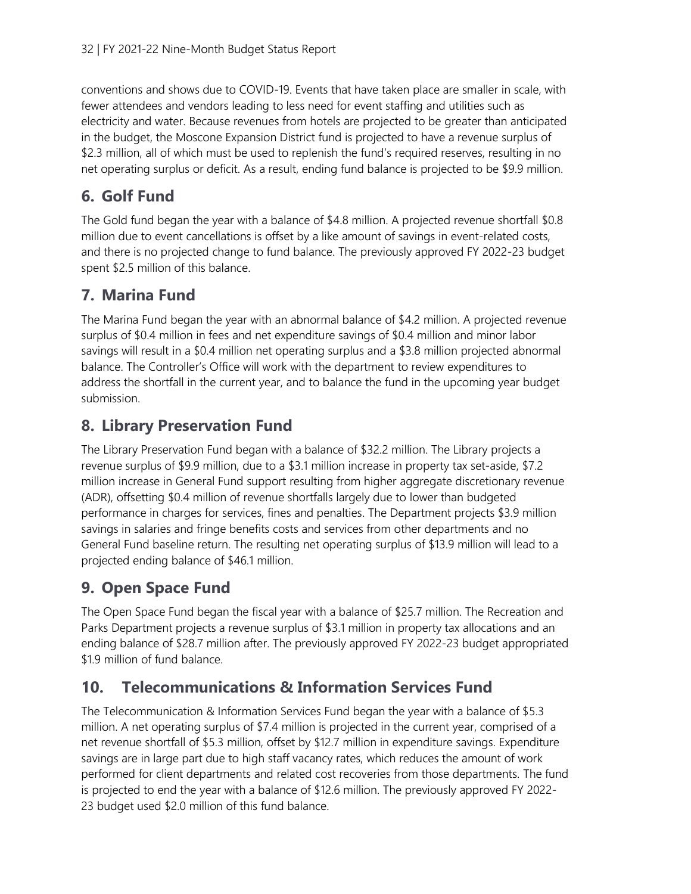conventions and shows due to COVID-19. Events that have taken place are smaller in scale, with fewer attendees and vendors leading to less need for event staffing and utilities such as electricity and water. Because revenues from hotels are projected to be greater than anticipated in the budget, the Moscone Expansion District fund is projected to have a revenue surplus of $2.3 million, all of which must be used to replenish the fund's required reserves, resulting in no net operating surplus or deficit. As a result, ending fund balance is projected to be $9.9 million.

## 6. Golf Fund

The Gold fund began the year with a balance of $4.8 million. A projected revenue shortfall $0.8 million due to event cancellations is offset by a like amount of savings in event-related costs, and there is no projected change to fund balance. The previously approved FY 2022-23 budget spent $2.5 million of this balance.

## 7. Marina Fund

The Marina Fund began the year with an abnormal balance of $4.2 million. A projected revenue surplus of $0.4 million in fees and net expenditure savings of $0.4 million and minor labor savings will result in a $0.4 million net operating surplus and a $3.8 million projected abnormal balance. The Controller's Office will work with the department to review expenditures to address the shortfall in the current year, and to balance the fund in the upcoming year budget submission.

## 8. Library Preservation Fund

The Library Preservation Fund began with a balance of $32.2 million. The Library projects a revenue surplus of $9.9 million, due to a $3.1 million increase in property tax set-aside, $7.2 million increase in General Fund support resulting from higher aggregate discretionary revenue (ADR), offsetting $0.4 million of revenue shortfalls largely due to lower than budgeted performance in charges for services, fines and penalties. The Department projects $3.9 million savings in salaries and fringe benefits costs and services from other departments and no General Fund baseline return. The resulting net operating surplus of $13.9 million will lead to a projected ending balance of $46.1 million.

## 9. Open Space Fund

The Open Space Fund began the fiscal year with a balance of $25.7 million. The Recreation and Parks Department projects a revenue surplus of $3.1 million in property tax allocations and an ending balance of $28.7 million after. The previously approved FY 2022-23 budget appropriated $1.9 million of fund balance.

## 10. Telecommunications & Information Services Fund

The Telecommunication & Information Services Fund began the year with a balance of $5.3 million. A net operating surplus of $7.4 million is projected in the current year, comprised of a net revenue shortfall of $5.3 million, offset by $12.7 million in expenditure savings. Expenditure savings are in large part due to high staff vacancy rates, which reduces the amount of work performed for client departments and related cost recoveries from those departments. The fund is projected to end the year with a balance of $12.6 million. The previously approved FY 2022-23 budget used $2.0 million of this fund balance.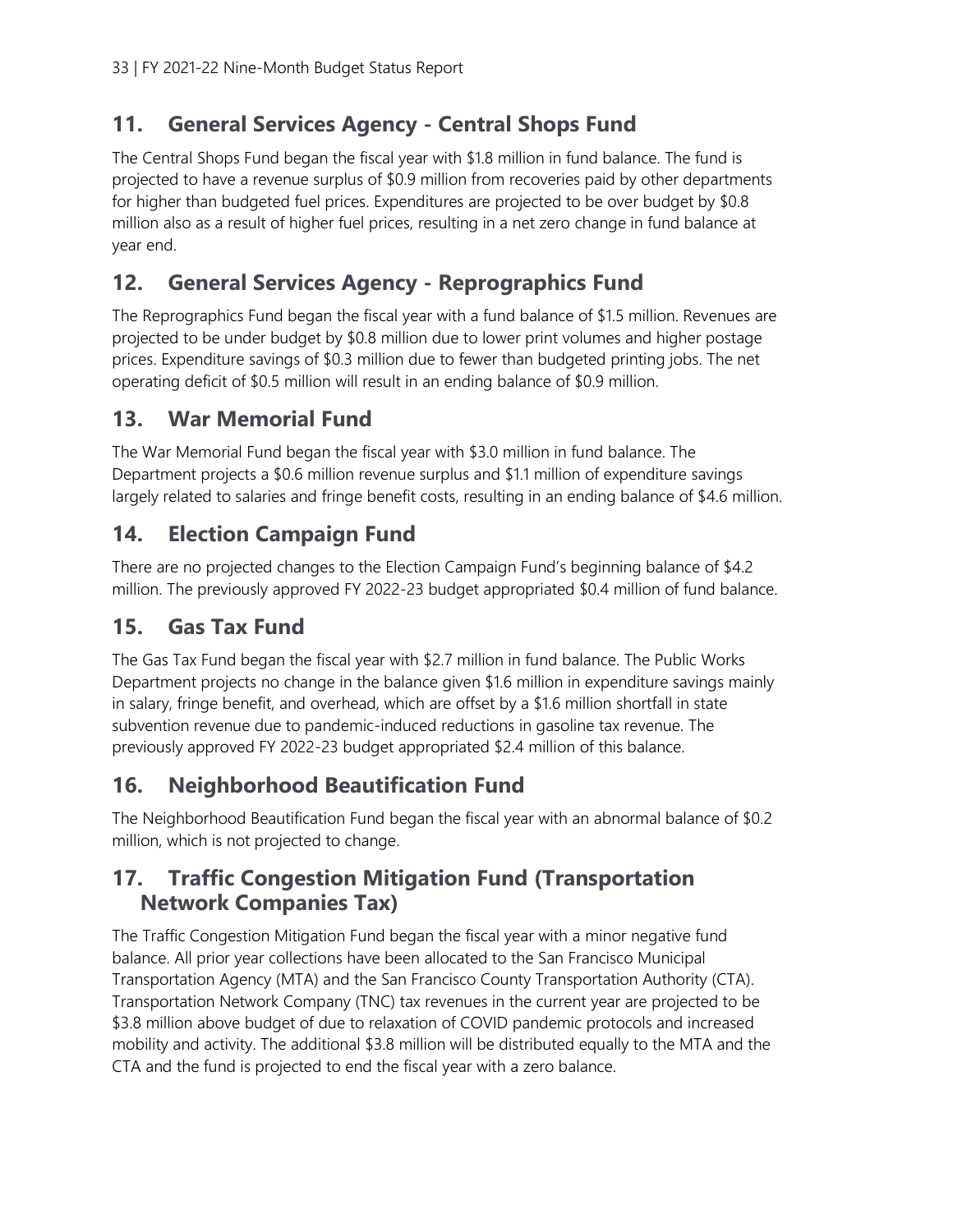## 11. General Services Agency - Central Shops Fund

The Central Shops Fund began the fiscal year with $1.8 million in fund balance. The fund is projected to have a revenue surplus of $0.9 million from recoveries paid by other departments for higher than budgeted fuel prices. Expenditures are projected to be over budget by $0.8 million also as a result of higher fuel prices, resulting in a net zero change in fund balance at year end.

## 12. General Services Agency - Reprographics Fund

The Reprographics Fund began the fiscal year with a fund balance of $1.5 million. Revenues are projected to be under budget by $0.8 million due to lower print volumes and higher postage prices. Expenditure savings of $0.3 million due to fewer than budgeted printing jobs. The net operating deficit of $0.5 million will result in an ending balance of $0.9 million.

## 13. War Memorial Fund

The War Memorial Fund began the fiscal year with $3.0 million in fund balance. The Department projects a $0.6 million revenue surplus and $1.1 million of expenditure savings largely related to salaries and fringe benefit costs, resulting in an ending balance of $4.6 million.

## 14. Election Campaign Fund

There are no projected changes to the Election Campaign Fund's beginning balance of $4.2 million. The previously approved FY 2022-23 budget appropriated $0.4 million of fund balance.

## 15. Gas Tax Fund

The Gas Tax Fund began the fiscal year with $2.7 million in fund balance. The Public Works Department projects no change in the balance given $1.6 million in expenditure savings mainly in salary, fringe benefit, and overhead, which are offset by a $1.6 million shortfall in state subvention revenue due to pandemic-induced reductions in gasoline tax revenue. The previously approved FY 2022-23 budget appropriated $2.4 million of this balance.

## 16. Neighborhood Beautification Fund

The Neighborhood Beautification Fund began the fiscal year with an abnormal balance of $0.2 million, which is not projected to change.

## 17. Traffic Congestion Mitigation Fund (Transportation Network Companies Tax)

The Traffic Congestion Mitigation Fund began the fiscal year with a minor negative fund balance. All prior year collections have been allocated to the San Francisco Municipal Transportation Agency (MTA) and the San Francisco County Transportation Authority (CTA). Transportation Network Company (TNC) tax revenues in the current year are projected to be $3.8 million above budget of due to relaxation of COVID pandemic protocols and increased mobility and activity. The additional $3.8 million will be distributed equally to the MTA and the CTA and the fund is projected to end the fiscal year with a zero balance.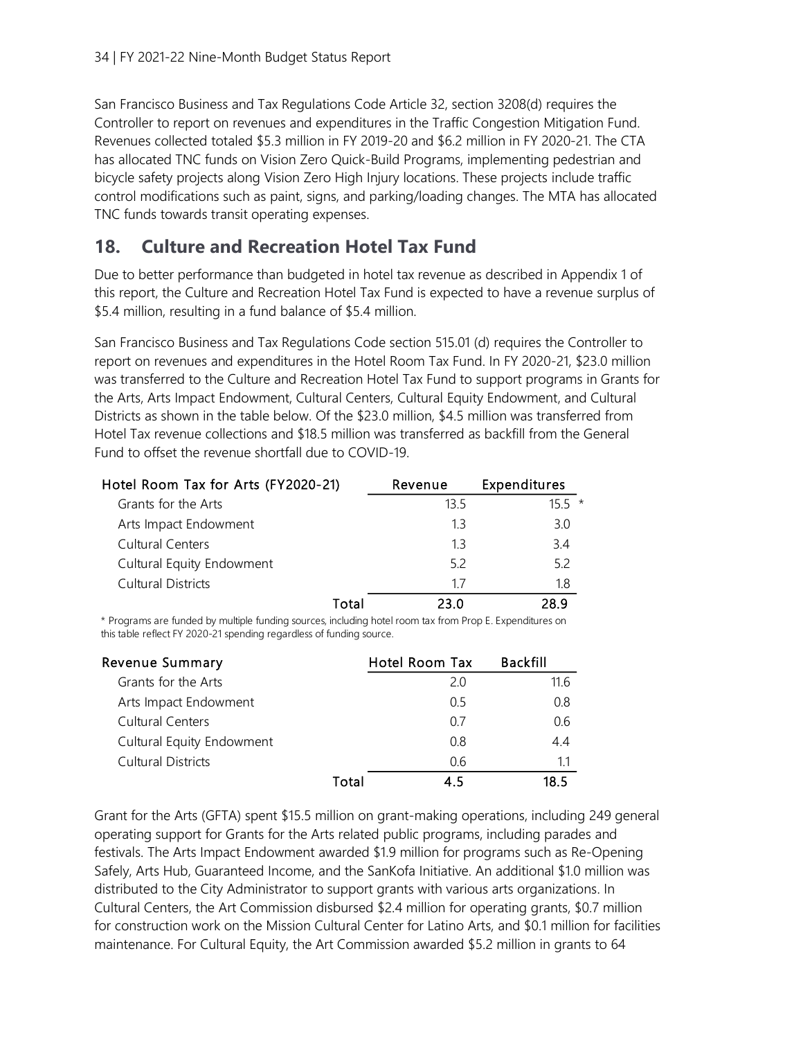San Francisco Business and Tax Regulations Code Article 32, section 3208(d) requires the Controller to report on revenues and expenditures in the Traffic Congestion Mitigation Fund. Revenues collected totaled $5.3 million in FY 2019-20 and $6.2 million in FY 2020-21. The CTA has allocated TNC funds on Vision Zero Quick-Build Programs, implementing pedestrian and bicycle safety projects along Vision Zero High Injury locations. These projects include traffic control modifications such as paint, signs, and parking/loading changes. The MTA has allocated TNC funds towards transit operating expenses.

## 18. Culture and Recreation Hotel Tax Fund

Due to better performance than budgeted in hotel tax revenue as described in Appendix 1 of this report, the Culture and Recreation Hotel Tax Fund is expected to have a revenue surplus of $5.4 million, resulting in a fund balance of $5.4 million.

San Francisco Business and Tax Regulations Code section 515.01 (d) requires the Controller to report on revenues and expenditures in the Hotel Room Tax Fund. In FY 2020-21, $23.0 million was transferred to the Culture and Recreation Hotel Tax Fund to support programs in Grants for the Arts, Arts Impact Endowment, Cultural Centers, Cultural Equity Endowment, and Cultural Districts as shown in the table below. Of the $23.0 million, $4.5 million was transferred from Hotel Tax revenue collections and $18.5 million was transferred as backfill from the General Fund to offset the revenue shortfall due to COVID-19.

| Hotel Room Tax for Arts (FY2020-21) | Revenue | Expenditures |
|---|---|---|
| Grants for the Arts | 13.5 | 15.5 * |
| Arts Impact Endowment | 1.3 | 3.0 |
| Cultural Centers | 1.3 | 3.4 |
| Cultural Equity Endowment | 5.2 | 5.2 |
| Cultural Districts | 1.7 | 1.8 |
| **Total** | **23.0** | **28.9** |

\* Programs are funded by multiple funding sources, including hotel room tax from Prop E. Expenditures on this table reflect FY 2020-21 spending regardless of funding source.

| Revenue Summary | Hotel Room Tax | Backfill |
|---|---|---|
| Grants for the Arts | 2.0 | 11.6 |
| Arts Impact Endowment | 0.5 | 0.8 |
| Cultural Centers | 0.7 | 0.6 |
| Cultural Equity Endowment | 0.8 | 4.4 |
| Cultural Districts | 0.6 | 1.1 |
| **Total** | **4.5** | **18.5** |

Grant for the Arts (GFTA) spent $15.5 million on grant-making operations, including 249 general operating support for Grants for the Arts related public programs, including parades and festivals. The Arts Impact Endowment awarded $1.9 million for programs such as Re-Opening Safely, Arts Hub, Guaranteed Income, and the SanKofa Initiative. An additional $1.0 million was distributed to the City Administrator to support grants with various arts organizations. In Cultural Centers, the Art Commission disbursed $2.4 million for operating grants, $0.7 million for construction work on the Mission Cultural Center for Latino Arts, and $0.1 million for facilities maintenance. For Cultural Equity, the Art Commission awarded $5.2 million in grants to 64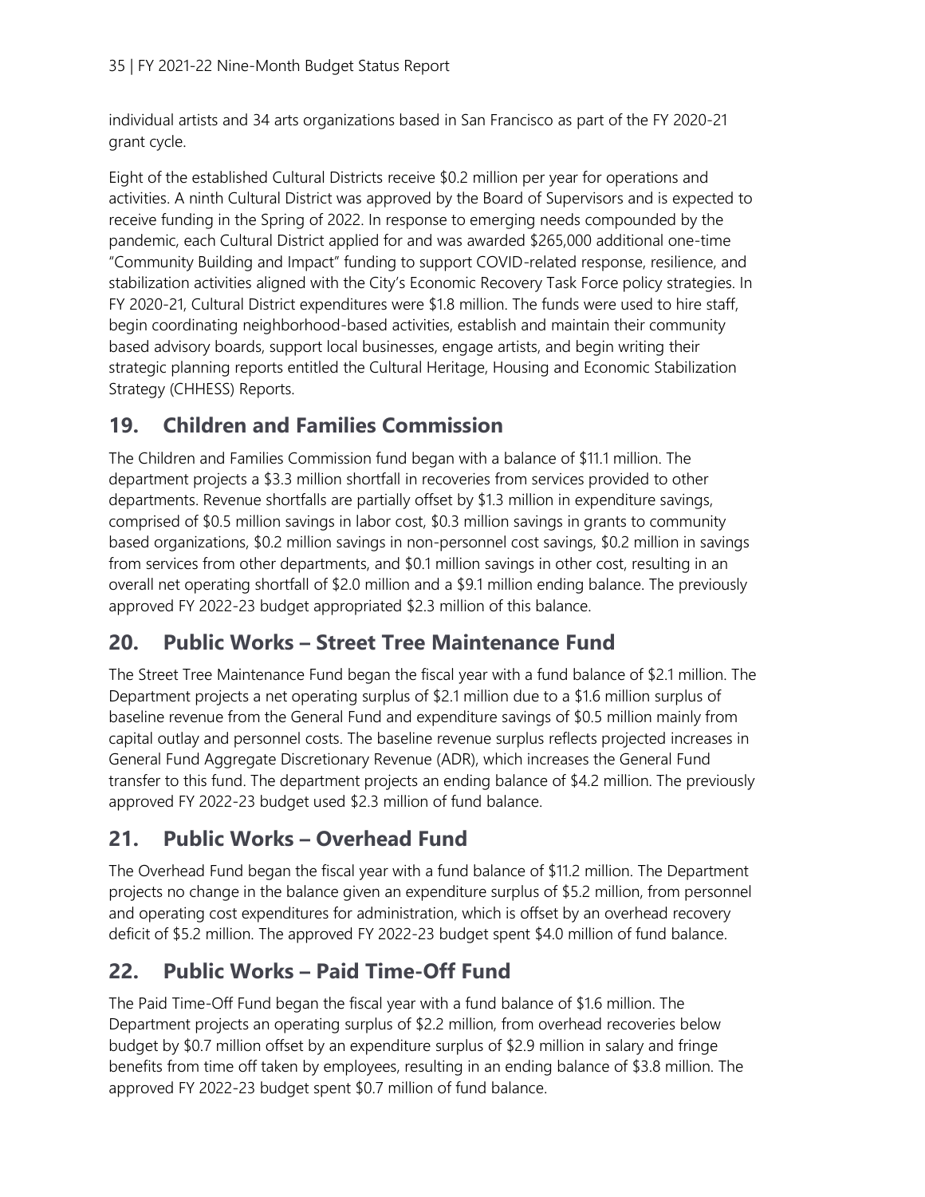individual artists and 34 arts organizations based in San Francisco as part of the FY 2020-21 grant cycle.

Eight of the established Cultural Districts receive $0.2 million per year for operations and activities. A ninth Cultural District was approved by the Board of Supervisors and is expected to receive funding in the Spring of 2022. In response to emerging needs compounded by the pandemic, each Cultural District applied for and was awarded $265,000 additional one-time "Community Building and Impact" funding to support COVID-related response, resilience, and stabilization activities aligned with the City's Economic Recovery Task Force policy strategies. In FY 2020-21, Cultural District expenditures were $1.8 million. The funds were used to hire staff, begin coordinating neighborhood-based activities, establish and maintain their community based advisory boards, support local businesses, engage artists, and begin writing their strategic planning reports entitled the Cultural Heritage, Housing and Economic Stabilization Strategy (CHHESS) Reports.

## 19. Children and Families Commission

The Children and Families Commission fund began with a balance of $11.1 million. The department projects a $3.3 million shortfall in recoveries from services provided to other departments. Revenue shortfalls are partially offset by $1.3 million in expenditure savings, comprised of $0.5 million savings in labor cost, $0.3 million savings in grants to community based organizations, $0.2 million in non-personnel cost savings, $0.2 million in savings from services from other departments, and $0.1 million savings in other cost, resulting in an overall net operating shortfall of $2.0 million and a $9.1 million ending balance. The previously approved FY 2022-23 budget appropriated $2.3 million of this balance.

## 20. Public Works – Street Tree Maintenance Fund

The Street Tree Maintenance Fund began the fiscal year with a fund balance of $2.1 million. The Department projects a net operating surplus of $2.1 million due to a $1.6 million surplus of baseline revenue from the General Fund and expenditure savings of $0.5 million mainly from capital outlay and personnel costs. The baseline revenue surplus reflects projected increases in General Fund Aggregate Discretionary Revenue (ADR), which increases the General Fund transfer to this fund. The department projects an ending balance of $4.2 million. The previously approved FY 2022-23 budget used $2.3 million of fund balance.

## 21. Public Works – Overhead Fund

The Overhead Fund began the fiscal year with a fund balance of $11.2 million. The Department projects no change in the balance given an expenditure surplus of $5.2 million, from personnel and operating cost expenditures for administration, which is offset by an overhead recovery deficit of $5.2 million. The approved FY 2022-23 budget spent $4.0 million of fund balance.

## 22. Public Works – Paid Time-Off Fund

The Paid Time-Off Fund began the fiscal year with a fund balance of $1.6 million. The Department projects an operating surplus of $2.2 million, from overhead recoveries below budget by $0.7 million offset by an expenditure surplus of $2.9 million in salary and fringe benefits from time off taken by employees, resulting in an ending balance of $3.8 million. The approved FY 2022-23 budget spent $0.7 million of fund balance.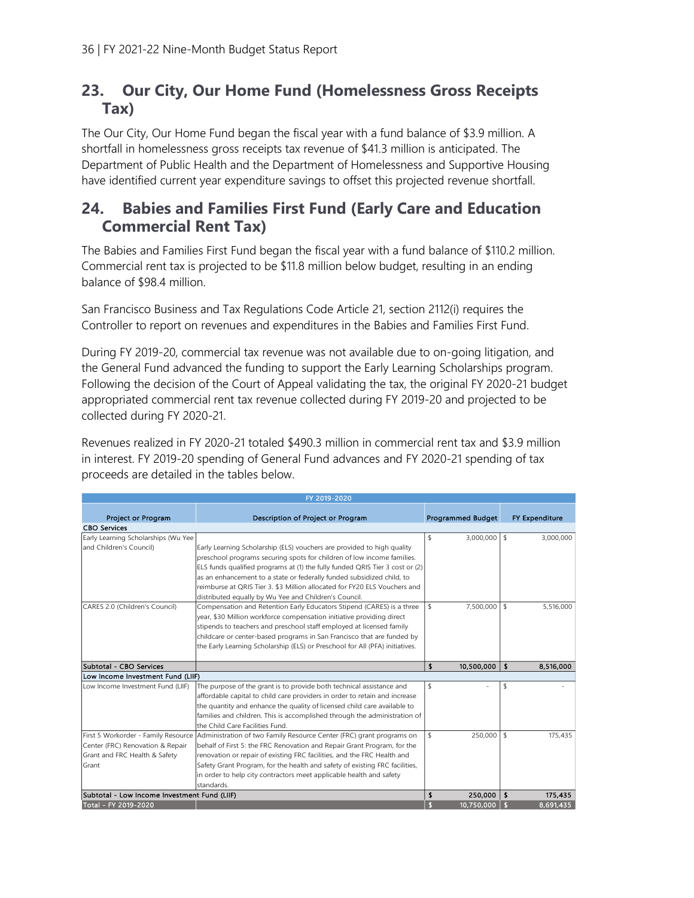## 23. Our City, Our Home Fund (Homelessness Gross Receipts Tax)

The Our City, Our Home Fund began the fiscal year with a fund balance of $3.9 million. A shortfall in homelessness gross receipts tax revenue of $41.3 million is anticipated. The Department of Public Health and the Department of Homelessness and Supportive Housing have identified current year expenditure savings to offset this projected revenue shortfall.

## 24. Babies and Families First Fund (Early Care and Education Commercial Rent Tax)

The Babies and Families First Fund began the fiscal year with a fund balance of $110.2 million. Commercial rent tax is projected to be $11.8 million below budget, resulting in an ending balance of $98.4 million.

San Francisco Business and Tax Regulations Code Article 21, section 2112(i) requires the Controller to report on revenues and expenditures in the Babies and Families First Fund.

During FY 2019-20, commercial tax revenue was not available due to on-going litigation, and the General Fund advanced the funding to support the Early Learning Scholarships program. Following the decision of the Court of Appeal validating the tax, the original FY 2020-21 budget appropriated commercial rent tax revenue collected during FY 2019-20 and projected to be collected during FY 2020-21.

Revenues realized in FY 2020-21 totaled $490.3 million in commercial rent tax and $3.9 million in interest. FY 2019-20 spending of General Fund advances and FY 2020-21 spending of tax proceeds are detailed in the tables below.

| FY 2019-2020 | | | |
|---|---|---|---|
| **Project or Program** | **Description of Project or Program** | **Programmed Budget** | **FY Expenditure** |
| **CBO Services** | | | |
| Early Learning Scholarships (Wu Yee and Children's Council) | Early Learning Scholarship (ELS) vouchers are provided to high quality preschool programs securing spots for children of low income families. ELS funds qualified programs at (1) the fully funded QRIS Tier 3 cost or (2) as an enhancement to a state or federally funded subsidized child, to reimburse at QRIS Tier 3. $3 Million allocated for FY20 ELS Vouchers and distributed equally by Wu Yee and Children's Council. | $ 3,000,000 | $ 3,000,000 |
| CARES 2.0 (Children's Council) | Compensation and Retention Early Educators Stipend (CARES) is a three year, $30 Million workforce compensation initiative providing direct stipends to teachers and preschool staff employed at licensed family childcare or center-based programs in San Francisco that are funded by the Early Learning Scholarship (ELS) or Preschool for All (PFA) initiatives. | $ 7,500,000 | $ 5,516,000 |
| **Subtotal - CBO Services** | | **$ 10,500,000** | **$ 8,516,000** |
| **Low Income Investment Fund (LIIF)** | | | |
| Low Income Investment Fund (LIIF) | The purpose of the grant is to provide both technical assistance and affordable capital to child care providers in order to retain and increase the quantity and enhance the quality of licensed child care available to families and children. This is accomplished through the administration of the Child Care Facilities Fund. | $ - | $ - |
| First 5 Workorder - Family Resource Center (FRC) Renovation & Repair Grant and FRC Health & Safety Grant | Administration of two Family Resource Center (FRC) grant programs on behalf of First 5: the FRC Renovation and Repair Grant Program, for the renovation or repair of existing FRC facilities, and the FRC Health and Safety Grant Program, for the health and safety of existing FRC facilities, in order to help city contractors meet applicable health and safety standards. | $ 250,000 | $ 175,435 |
| **Subtotal - Low Income Investment Fund (LIIF)** | | **$ 250,000** | **$ 175,435** |
| **Total - FY 2019-2020** | | **$ 10,750,000** | **$ 8,691,435** |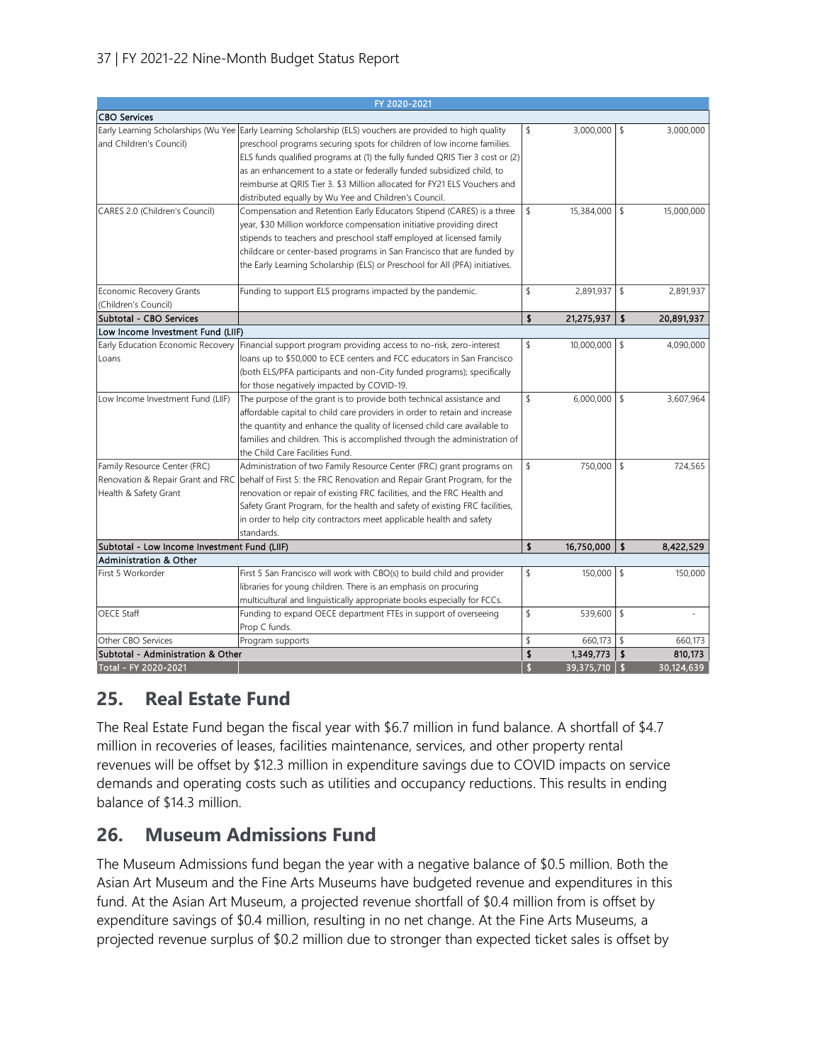| FY 2020-2021 | | | |
|---|---|---|---|
| **CBO Services** | | | |
| Early Learning Scholarships (Wu Yee and Children's Council) | Early Learning Scholarship (ELS) vouchers are provided to high quality preschool programs securing spots for children of low income families. ELS funds qualified programs at (1) the fully funded QRIS Tier 3 cost or (2) as an enhancement to a state or federally funded subsidized child, to reimburse at QRIS Tier 3. $3 Million allocated for FY21 ELS Vouchers and distributed equally by Wu Yee and Children's Council. | $ 3,000,000 | $ 3,000,000 |
| CARES 2.0 (Children's Council) | Compensation and Retention Early Educators Stipend (CARES) is a three year, $30 Million workforce compensation initiative providing direct stipends to teachers and preschool staff employed at licensed family childcare or center-based programs in San Francisco that are funded by the Early Learning Scholarship (ELS) or Preschool for All (PFA) initiatives. | $ 15,384,000 | $ 15,000,000 |
| Economic Recovery Grants (Children's Council) | Funding to support ELS programs impacted by the pandemic. | $ 2,891,937 | $ 2,891,937 |
| **Subtotal - CBO Services** | | **$ 21,275,937** | **$ 20,891,937** |
| **Low Income Investment Fund (LIIF)** | | | |
| Early Education Economic Recovery Loans | Financial support program providing access to no-risk, zero-interest loans up to $50,000 to ECE centers and FCC educators in San Francisco (both ELS/PFA participants and non-City funded programs); specifically for those negatively impacted by COVID-19. | $ 10,000,000 | $ 4,090,000 |
| Low Income Investment Fund (LIIF) | The purpose of the grant is to provide both technical assistance and affordable capital to child care providers in order to retain and increase the quantity and enhance the quality of licensed child care available to families and children. This is accomplished through the administration of the Child Care Facilities Fund. | $ 6,000,000 | $ 3,607,964 |
| Family Resource Center (FRC) Renovation & Repair Grant and FRC Health & Safety Grant | Administration of two Family Resource Center (FRC) grant programs on behalf of First 5: the FRC Renovation and Repair Grant Program, for the renovation or repair of existing FRC facilities, and the FRC Health and Safety Grant Program, for the health and safety of existing FRC facilities, in order to help city contractors meet applicable health and safety standards. | $ 750,000 | $ 724,565 |
| **Subtotal - Low Income Investment Fund (LIIF)** | | **$ 16,750,000** | **$ 8,422,529** |
| **Administration & Other** | | | |
| First 5 Workorder | First 5 San Francisco will work with CBO(s) to build child and provider libraries for young children. There is an emphasis on procuring multicultural and linguistically appropriate books especially for FCCs. | $ 150,000 | $ 150,000 |
| OECE Staff | Funding to expand OECE department FTEs in support of overseeing Prop C funds. | $ 539,600 | $ - |
| Other CBO Services | Program supports | $ 660,173 | $ 660,173 |
| **Subtotal - Administration & Other** | | **$ 1,349,773** | **$ 810,173** |
| **Total - FY 2020-2021** | | **$ 39,375,710** | **$ 30,124,639** |

## 25. Real Estate Fund

The Real Estate Fund began the fiscal year with $6.7 million in fund balance. A shortfall of $4.7 million in recoveries of leases, facilities maintenance, services, and other property rental revenues will be offset by $12.3 million in expenditure savings due to COVID impacts on service demands and operating costs such as utilities and occupancy reductions. This results in ending balance of $14.3 million.

## 26. Museum Admissions Fund

The Museum Admissions fund began the year with a negative balance of $0.5 million. Both the Asian Art Museum and the Fine Arts Museums have budgeted revenue and expenditures in this fund. At the Asian Art Museum, a projected revenue shortfall of $0.4 million from is offset by expenditure savings of $0.4 million, resulting in no net change. At the Fine Arts Museums, a projected revenue surplus of $0.2 million due to stronger than expected ticket sales is offset by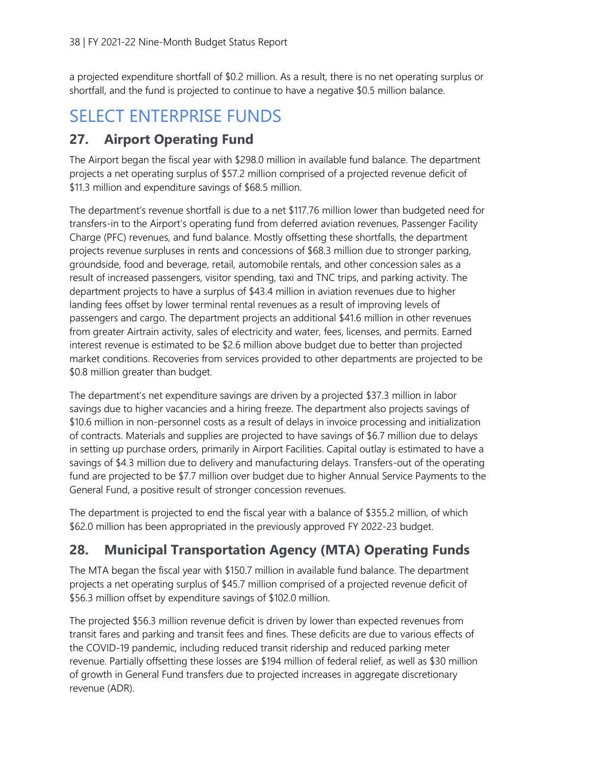a projected expenditure shortfall of $0.2 million. As a result, there is no net operating surplus or shortfall, and the fund is projected to continue to have a negative $0.5 million balance.

# SELECT ENTERPRISE FUNDS

## 27. Airport Operating Fund

The Airport began the fiscal year with $298.0 million in available fund balance. The department projects a net operating surplus of $57.2 million comprised of a projected revenue deficit of $11.3 million and expenditure savings of $68.5 million.

The department's revenue shortfall is due to a net $117.76 million lower than budgeted need for transfers-in to the Airport's operating fund from deferred aviation revenues, Passenger Facility Charge (PFC) revenues, and fund balance. Mostly offsetting these shortfalls, the department projects revenue surpluses in rents and concessions of $68.3 million due to stronger parking, groundside, food and beverage, retail, automobile rentals, and other concession sales as a result of increased passengers, visitor spending, taxi and TNC trips, and parking activity. The department projects to have a surplus of $43.4 million in aviation revenues due to higher landing fees offset by lower terminal rental revenues as a result of improving levels of passengers and cargo. The department projects an additional $41.6 million in other revenues from greater Airtrain activity, sales of electricity and water, fees, licenses, and permits. Earned interest revenue is estimated to be $2.6 million above budget due to better than projected market conditions. Recoveries from services provided to other departments are projected to be $0.8 million greater than budget.

The department's net expenditure savings are driven by a projected $37.3 million in labor savings due to higher vacancies and a hiring freeze. The department also projects savings of $10.6 million in non-personnel costs as a result of delays in invoice processing and initialization of contracts. Materials and supplies are projected to have savings of $6.7 million due to delays in setting up purchase orders, primarily in Airport Facilities. Capital outlay is estimated to have a savings of $4.3 million due to delivery and manufacturing delays. Transfers-out of the operating fund are projected to be $7.7 million over budget due to higher Annual Service Payments to the General Fund, a positive result of stronger concession revenues.

The department is projected to end the fiscal year with a balance of $355.2 million, of which $62.0 million has been appropriated in the previously approved FY 2022-23 budget.

## 28. Municipal Transportation Agency (MTA) Operating Funds

The MTA began the fiscal year with $150.7 million in available fund balance. The department projects a net operating surplus of $45.7 million comprised of a projected revenue deficit of $56.3 million offset by expenditure savings of $102.0 million.

The projected $56.3 million revenue deficit is driven by lower than expected revenues from transit fares and parking and transit fees and fines. These deficits are due to various effects of the COVID-19 pandemic, including reduced transit ridership and reduced parking meter revenue. Partially offsetting these losses are $194 million of federal relief, as well as $30 million of growth in General Fund transfers due to projected increases in aggregate discretionary revenue (ADR).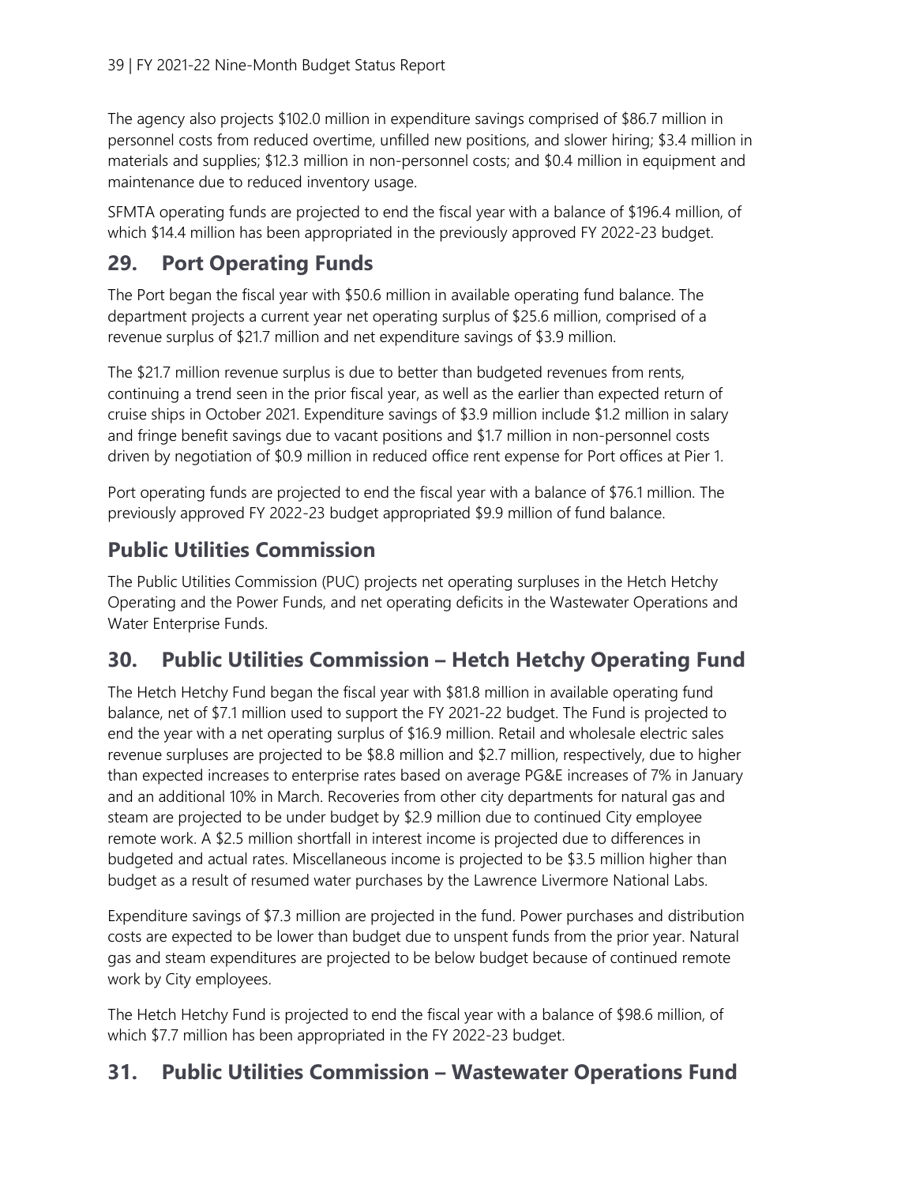The agency also projects $102.0 million in expenditure savings comprised of $86.7 million in personnel costs from reduced overtime, unfilled new positions, and slower hiring; $3.4 million in materials and supplies; $12.3 million in non-personnel costs; and $0.4 million in equipment and maintenance due to reduced inventory usage.

SFMTA operating funds are projected to end the fiscal year with a balance of $196.4 million, of which $14.4 million has been appropriated in the previously approved FY 2022-23 budget.

## 29. Port Operating Funds

The Port began the fiscal year with $50.6 million in available operating fund balance. The department projects a current year net operating surplus of $25.6 million, comprised of a revenue surplus of $21.7 million and net expenditure savings of $3.9 million.

The $21.7 million revenue surplus is due to better than budgeted revenues from rents, continuing a trend seen in the prior fiscal year, as well as the earlier than expected return of cruise ships in October 2021. Expenditure savings of $3.9 million include $1.2 million in salary and fringe benefit savings due to vacant positions and $1.7 million in non-personnel costs driven by negotiation of $0.9 million in reduced office rent expense for Port offices at Pier 1.

Port operating funds are projected to end the fiscal year with a balance of $76.1 million. The previously approved FY 2022-23 budget appropriated $9.9 million of fund balance.

## Public Utilities Commission

The Public Utilities Commission (PUC) projects net operating surpluses in the Hetch Hetchy Operating and the Power Funds, and net operating deficits in the Wastewater Operations and Water Enterprise Funds.

## 30. Public Utilities Commission – Hetch Hetchy Operating Fund

The Hetch Hetchy Fund began the fiscal year with $81.8 million in available operating fund balance, net of $7.1 million used to support the FY 2021-22 budget. The Fund is projected to end the year with a net operating surplus of $16.9 million. Retail and wholesale electric sales revenue surpluses are projected to be $8.8 million and $2.7 million, respectively, due to higher than expected increases to enterprise rates based on average PG&E increases of 7% in January and an additional 10% in March. Recoveries from other city departments for natural gas and steam are projected to be under budget by $2.9 million due to continued City employee remote work. A $2.5 million shortfall in interest income is projected due to differences in budgeted and actual rates. Miscellaneous income is projected to be $3.5 million higher than budget as a result of resumed water purchases by the Lawrence Livermore National Labs.

Expenditure savings of $7.3 million are projected in the fund. Power purchases and distribution costs are expected to be lower than budget due to unspent funds from the prior year. Natural gas and steam expenditures are projected to be below budget because of continued remote work by City employees.

The Hetch Hetchy Fund is projected to end the fiscal year with a balance of $98.6 million, of which $7.7 million has been appropriated in the FY 2022-23 budget.

## 31. Public Utilities Commission – Wastewater Operations Fund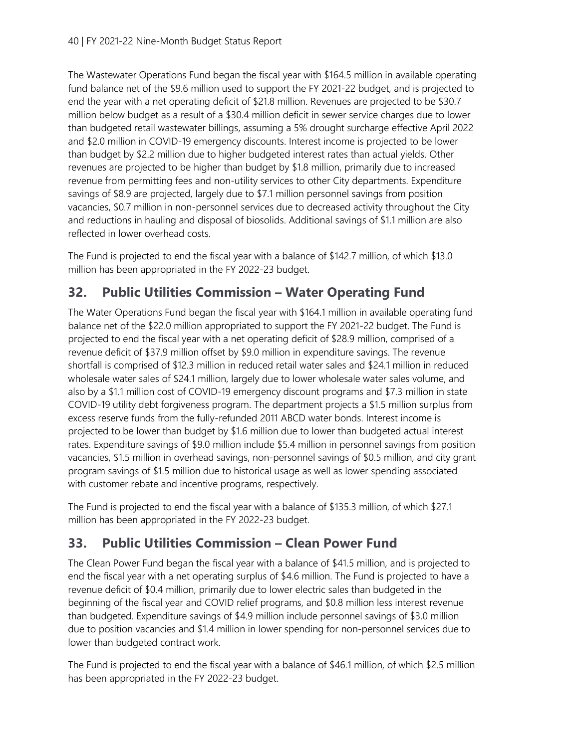The Wastewater Operations Fund began the fiscal year with $164.5 million in available operating fund balance net of the $9.6 million used to support the FY 2021-22 budget, and is projected to end the year with a net operating deficit of $21.8 million. Revenues are projected to be $30.7 million below budget as a result of a $30.4 million deficit in sewer service charges due to lower than budgeted retail wastewater billings, assuming a 5% drought surcharge effective April 2022 and $2.0 million in COVID-19 emergency discounts. Interest income is projected to be lower than budget by $2.2 million due to higher budgeted interest rates than actual yields. Other revenues are projected to be higher than budget by $1.8 million, primarily due to increased revenue from permitting fees and non-utility services to other City departments. Expenditure savings of $8.9 are projected, largely due to $7.1 million personnel savings from position vacancies, $0.7 million in non-personnel services due to decreased activity throughout the City and reductions in hauling and disposal of biosolids. Additional savings of $1.1 million are also reflected in lower overhead costs.

The Fund is projected to end the fiscal year with a balance of $142.7 million, of which $13.0 million has been appropriated in the FY 2022-23 budget.

## 32. Public Utilities Commission – Water Operating Fund

The Water Operations Fund began the fiscal year with $164.1 million in available operating fund balance net of the $22.0 million appropriated to support the FY 2021-22 budget. The Fund is projected to end the fiscal year with a net operating deficit of $28.9 million, comprised of a revenue deficit of $37.9 million offset by $9.0 million in expenditure savings. The revenue shortfall is comprised of $12.3 million in reduced retail water sales and $24.1 million in reduced wholesale water sales of $24.1 million, largely due to lower wholesale water sales volume, and also by a $1.1 million cost of COVID-19 emergency discount programs and $7.3 million in state COVID-19 utility debt forgiveness program. The department projects a $1.5 million surplus from excess reserve funds from the fully-refunded 2011 ABCD water bonds. Interest income is projected to be lower than budget by $1.6 million due to lower than budgeted actual interest rates. Expenditure savings of $9.0 million include $5.4 million in personnel savings from position vacancies, $1.5 million in overhead savings, non-personnel savings of $0.5 million, and city grant program savings of $1.5 million due to historical usage as well as lower spending associated with customer rebate and incentive programs, respectively.

The Fund is projected to end the fiscal year with a balance of $135.3 million, of which $27.1 million has been appropriated in the FY 2022-23 budget.

## 33. Public Utilities Commission – Clean Power Fund

The Clean Power Fund began the fiscal year with a balance of $41.5 million, and is projected to end the fiscal year with a net operating surplus of $4.6 million. The Fund is projected to have a revenue deficit of $0.4 million, primarily due to lower electric sales than budgeted in the beginning of the fiscal year and COVID relief programs, and $0.8 million less interest revenue than budgeted. Expenditure savings of $4.9 million include personnel savings of $3.0 million due to position vacancies and $1.4 million in lower spending for non-personnel services due to lower than budgeted contract work.

The Fund is projected to end the fiscal year with a balance of $46.1 million, of which $2.5 million has been appropriated in the FY 2022-23 budget.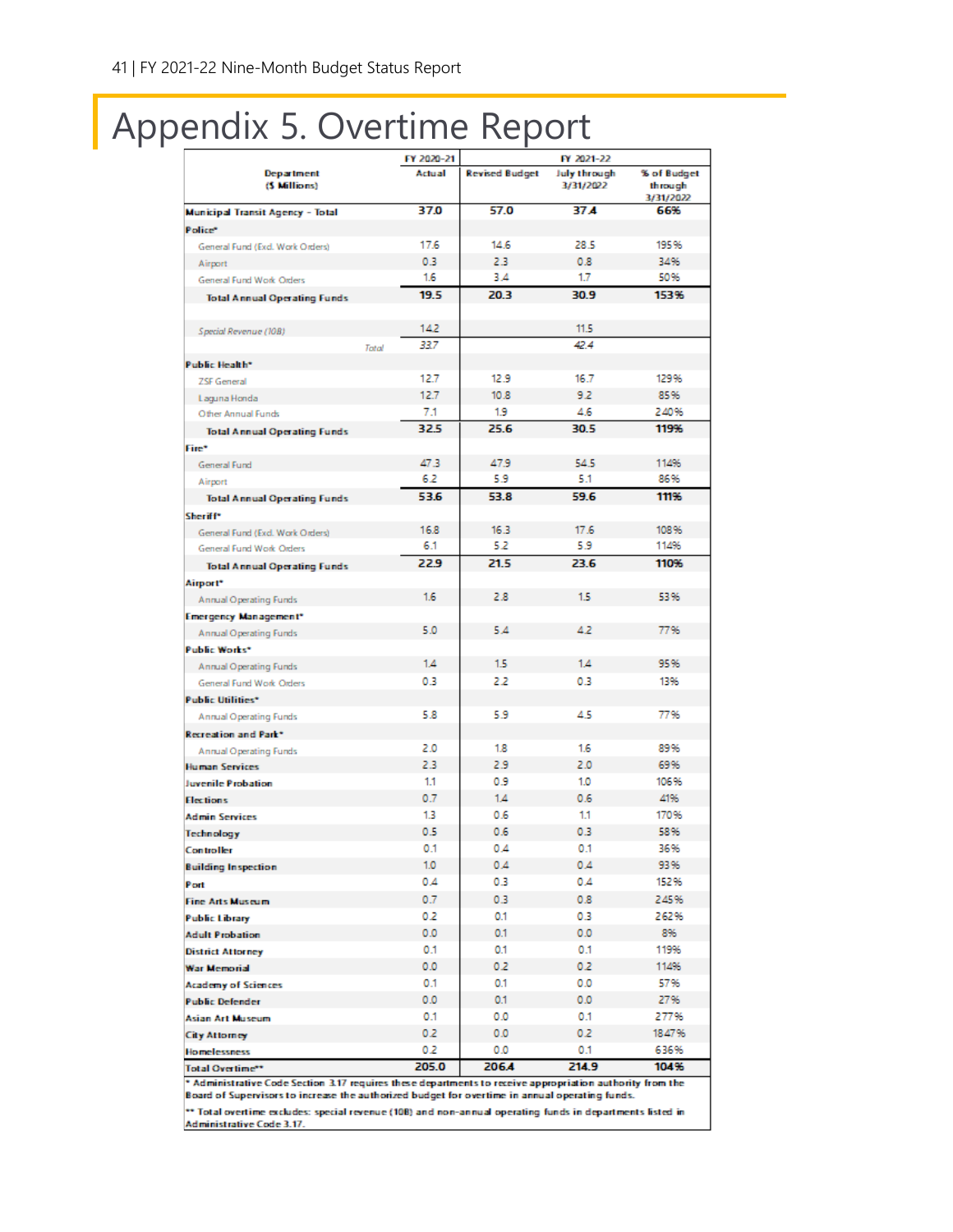# Appendix 5. Overtime Report

| Department ($ Millions) | FY 2020-21 Actual | FY 2021-22 Revised Budget | FY 2021-22 July through 3/31/2022 | FY 2021-22 % of Budget through 3/31/2022 |
|---|---|---|---|---|
| **Municipal Transit Agency - Total** | **37.0** | **57.0** | **37.4** | **66%** |
| **Police*** | | | | |
| General Fund (Excl. Work Orders) | 17.6 | 14.6 | 28.5 | 195% |
| Airport | 0.3 | 2.3 | 0.8 | 34% |
| General Fund Work Orders | 1.6 | 3.4 | 1.7 | 50% |
| **Total Annual Operating Funds** | **19.5** | **20.3** | **30.9** | **153%** |
| *Special Revenue (10B)* | 14.2 | | 11.5 | |
| *Total* | *33.7* | | *42.4* | |
| **Public Health*** | | | | |
| ZSF General | 12.7 | 12.9 | 16.7 | 129% |
| Laguna Honda | 12.7 | 10.8 | 9.2 | 85% |
| Other Annual Funds | 7.1 | 1.9 | 4.6 | 240% |
| **Total Annual Operating Funds** | **32.5** | **25.6** | **30.5** | **119%** |
| **Fire*** | | | | |
| General Fund | 47.3 | 47.9 | 54.5 | 114% |
| Airport | 6.2 | 5.9 | 5.1 | 86% |
| **Total Annual Operating Funds** | **53.6** | **53.8** | **59.6** | **111%** |
| **Sheriff*** | | | | |
| General Fund (Excl. Work Orders) | 16.8 | 16.3 | 17.6 | 108% |
| General Fund Work Orders | 6.1 | 5.2 | 5.9 | 114% |
| **Total Annual Operating Funds** | **22.9** | **21.5** | **23.6** | **110%** |
| **Airport*** | | | | |
| Annual Operating Funds | 1.6 | 2.8 | 1.5 | 53% |
| **Emergency Management*** | | | | |
| Annual Operating Funds | 5.0 | 5.4 | 4.2 | 77% |
| **Public Works*** | | | | |
| Annual Operating Funds | 1.4 | 1.5 | 1.4 | 95% |
| General Fund Work Orders | 0.3 | 2.2 | 0.3 | 13% |
| **Public Utilities*** | | | | |
| Annual Operating Funds | 5.8 | 5.9 | 4.5 | 77% |
| **Recreation and Park*** | | | | |
| Annual Operating Funds | 2.0 | 1.8 | 1.6 | 89% |
| **Human Services** | 2.3 | 2.9 | 2.0 | 69% |
| **Juvenile Probation** | 1.1 | 0.9 | 1.0 | 106% |
| **Elections** | 0.7 | 1.4 | 0.6 | 41% |
| **Admin Services** | 1.3 | 0.6 | 1.1 | 170% |
| **Technology** | 0.5 | 0.6 | 0.3 | 58% |
| **Controller** | 0.1 | 0.4 | 0.1 | 36% |
| **Building Inspection** | 1.0 | 0.4 | 0.4 | 93% |
| **Port** | 0.4 | 0.3 | 0.4 | 152% |
| **Fine Arts Museum** | 0.7 | 0.3 | 0.8 | 245% |
| **Public Library** | 0.2 | 0.1 | 0.3 | 262% |
| **Adult Probation** | 0.0 | 0.1 | 0.0 | 8% |
| **District Attorney** | 0.1 | 0.1 | 0.1 | 119% |
| **War Memorial** | 0.0 | 0.2 | 0.2 | 114% |
| **Academy of Sciences** | 0.1 | 0.1 | 0.0 | 57% |
| **Public Defender** | 0.0 | 0.1 | 0.0 | 27% |
| **Asian Art Museum** | 0.1 | 0.0 | 0.1 | 277% |
| **City Attorney** | 0.2 | 0.0 | 0.2 | 1847% |
| **Homelessness** | 0.2 | 0.0 | 0.1 | 636% |
| **Total Overtime**** | **205.0** | **206.4** | **214.9** | **104%** |

\* Administrative Code Section 3.17 requires these departments to receive appropriation authority from the Board of Supervisors to increase the authorized budget for overtime in annual operating funds.

\*\* Total overtime excludes: special revenue (10B) and non-annual operating funds in departments listed in Administrative Code 3.17.